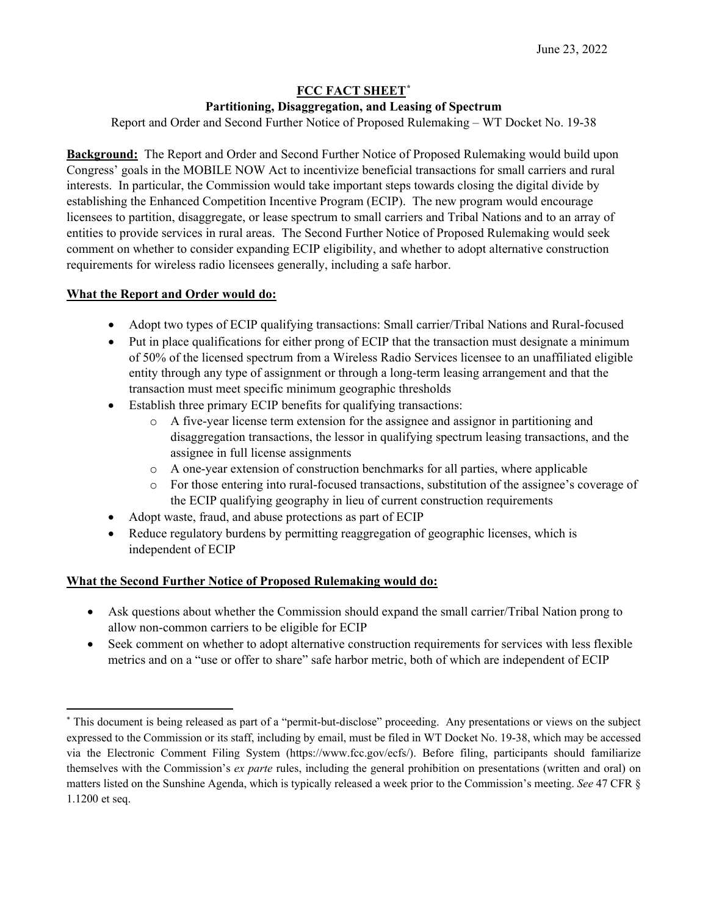June 23, 2022

**FCC FACT SHEET**[*]

**Partitioning, Disaggregation, and Leasing of Spectrum**

Report and Order and Second Further Notice of Proposed Rulemaking – WT Docket No. 19-38

**Background:** The Report and Order and Second Further Notice of Proposed Rulemaking would build upon Congress' goals in the MOBILE NOW Act to incentivize beneficial transactions for small carriers and rural interests. In particular, the Commission would take important steps towards closing the digital divide by establishing the Enhanced Competition Incentive Program (ECIP). The new program would encourage licensees to partition, disaggregate, or lease spectrum to small carriers and Tribal Nations and to an array of entities to provide services in rural areas. The Second Further Notice of Proposed Rulemaking would seek comment on whether to consider expanding ECIP eligibility, and whether to adopt alternative construction requirements for wireless radio licensees generally, including a safe harbor.

**What the Report and Order would do:**

- Adopt two types of ECIP qualifying transactions: Small carrier/Tribal Nations and Rural-focused
- Put in place qualifications for either prong of ECIP that the transaction must designate a minimum of 50% of the licensed spectrum from a Wireless Radio Services licensee to an unaffiliated eligible entity through any type of assignment or through a long-term leasing arrangement and that the transaction must meet specific minimum geographic thresholds
- Establish three primary ECIP benefits for qualifying transactions:
  - A five-year license term extension for the assignee and assignor in partitioning and disaggregation transactions, the lessor in qualifying spectrum leasing transactions, and the assignee in full license assignments
  - A one-year extension of construction benchmarks for all parties, where applicable
  - For those entering into rural-focused transactions, substitution of the assignee's coverage of the ECIP qualifying geography in lieu of current construction requirements
- Adopt waste, fraud, and abuse protections as part of ECIP
- Reduce regulatory burdens by permitting reaggregation of geographic licenses, which is independent of ECIP

**What the Second Further Notice of Proposed Rulemaking would do:**

- Ask questions about whether the Commission should expand the small carrier/Tribal Nation prong to allow non-common carriers to be eligible for ECIP
- Seek comment on whether to adopt alternative construction requirements for services with less flexible metrics and on a "use or offer to share" safe harbor metric, both of which are independent of ECIP

---

[*] This document is being released as part of a "permit-but-disclose" proceeding. Any presentations or views on the subject expressed to the Commission or its staff, including by email, must be filed in WT Docket No. 19-38, which may be accessed via the Electronic Comment Filing System (https://www.fcc.gov/ecfs/). Before filing, participants should familiarize themselves with the Commission's *ex parte* rules, including the general prohibition on presentations (written and oral) on matters listed on the Sunshine Agenda, which is typically released a week prior to the Commission's meeting. *See* 47 CFR § 1.1200 et seq.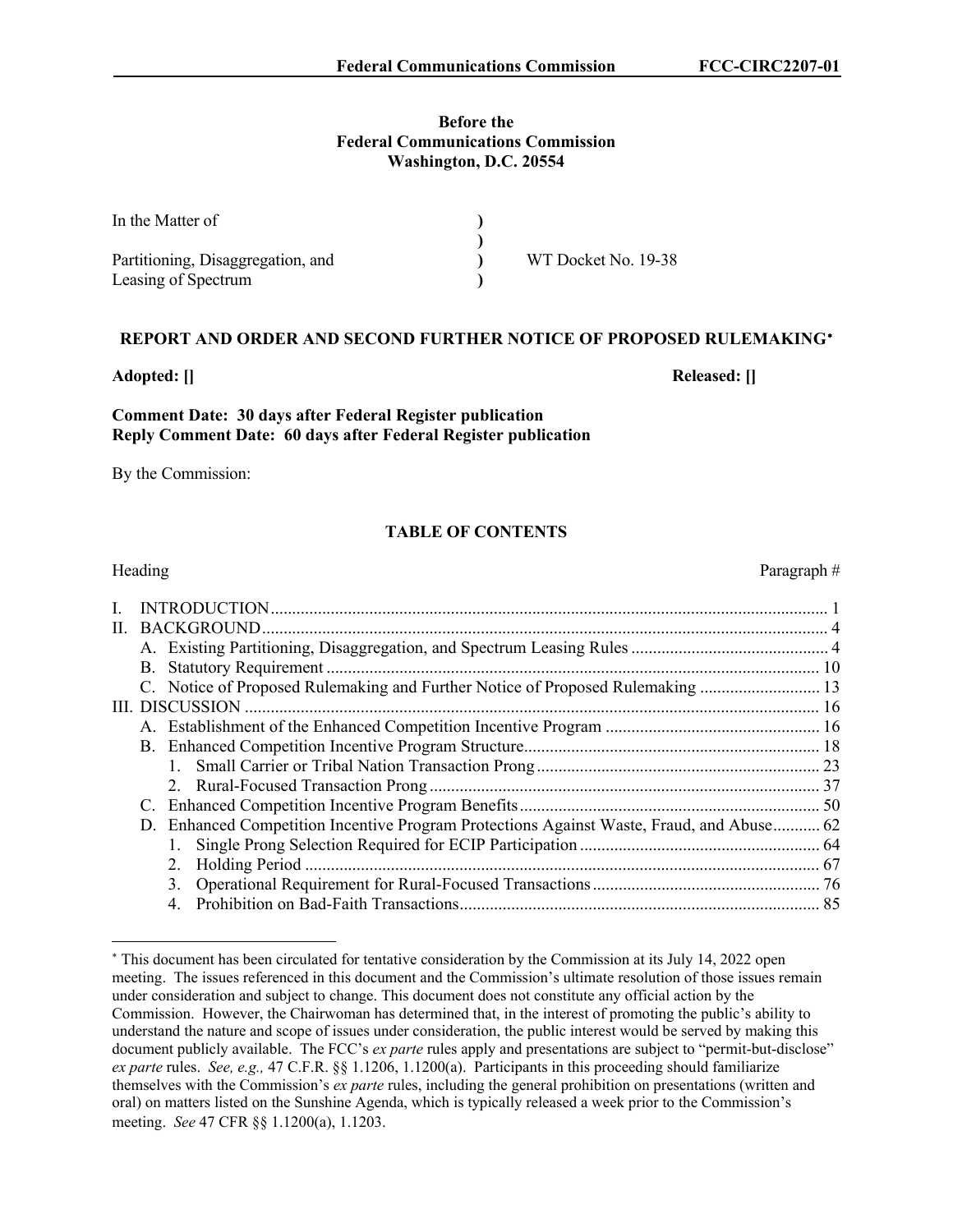**Before the**
**Federal Communications Commission**
**Washington, D.C. 20554**

| | | |
|---|---|---|
| In the Matter of | ) | |
| | ) | |
| Partitioning, Disaggregation, and Leasing of Spectrum | ) | WT Docket No. 19-38 |
| | ) | |

## REPORT AND ORDER AND SECOND FURTHER NOTICE OF PROPOSED RULEMAKING[*]

**Adopted: []** **Released: []**

**Comment Date: 30 days after Federal Register publication**
**Reply Comment Date: 60 days after Federal Register publication**

By the Commission:

### TABLE OF CONTENTS

| Heading | Paragraph # |
|---|---|
| I. INTRODUCTION | 1 |
| II. BACKGROUND | 4 |
| A. Existing Partitioning, Disaggregation, and Spectrum Leasing Rules | 4 |
| B. Statutory Requirement | 10 |
| C. Notice of Proposed Rulemaking and Further Notice of Proposed Rulemaking | 13 |
| III. DISCUSSION | 16 |
| A. Establishment of the Enhanced Competition Incentive Program | 16 |
| B. Enhanced Competition Incentive Program Structure | 18 |
| 1. Small Carrier or Tribal Nation Transaction Prong | 23 |
| 2. Rural-Focused Transaction Prong | 37 |
| C. Enhanced Competition Incentive Program Benefits | 50 |
| D. Enhanced Competition Incentive Program Protections Against Waste, Fraud, and Abuse | 62 |
| 1. Single Prong Selection Required for ECIP Participation | 64 |
| 2. Holding Period | 67 |
| 3. Operational Requirement for Rural-Focused Transactions | 76 |
| 4. Prohibition on Bad-Faith Transactions | 85 |

[*] This document has been circulated for tentative consideration by the Commission at its July 14, 2022 open meeting. The issues referenced in this document and the Commission's ultimate resolution of those issues remain under consideration and subject to change. This document does not constitute any official action by the Commission. However, the Chairwoman has determined that, in the interest of promoting the public's ability to understand the nature and scope of issues under consideration, the public interest would be served by making this document publicly available. The FCC's *ex parte* rules apply and presentations are subject to "permit-but-disclose" *ex parte* rules. *See, e.g.,* 47 C.F.R. §§ 1.1206, 1.1200(a). Participants in this proceeding should familiarize themselves with the Commission's *ex parte* rules, including the general prohibition on presentations (written and oral) on matters listed on the Sunshine Agenda, which is typically released a week prior to the Commission's meeting. *See* 47 CFR §§ 1.1200(a), 1.1203.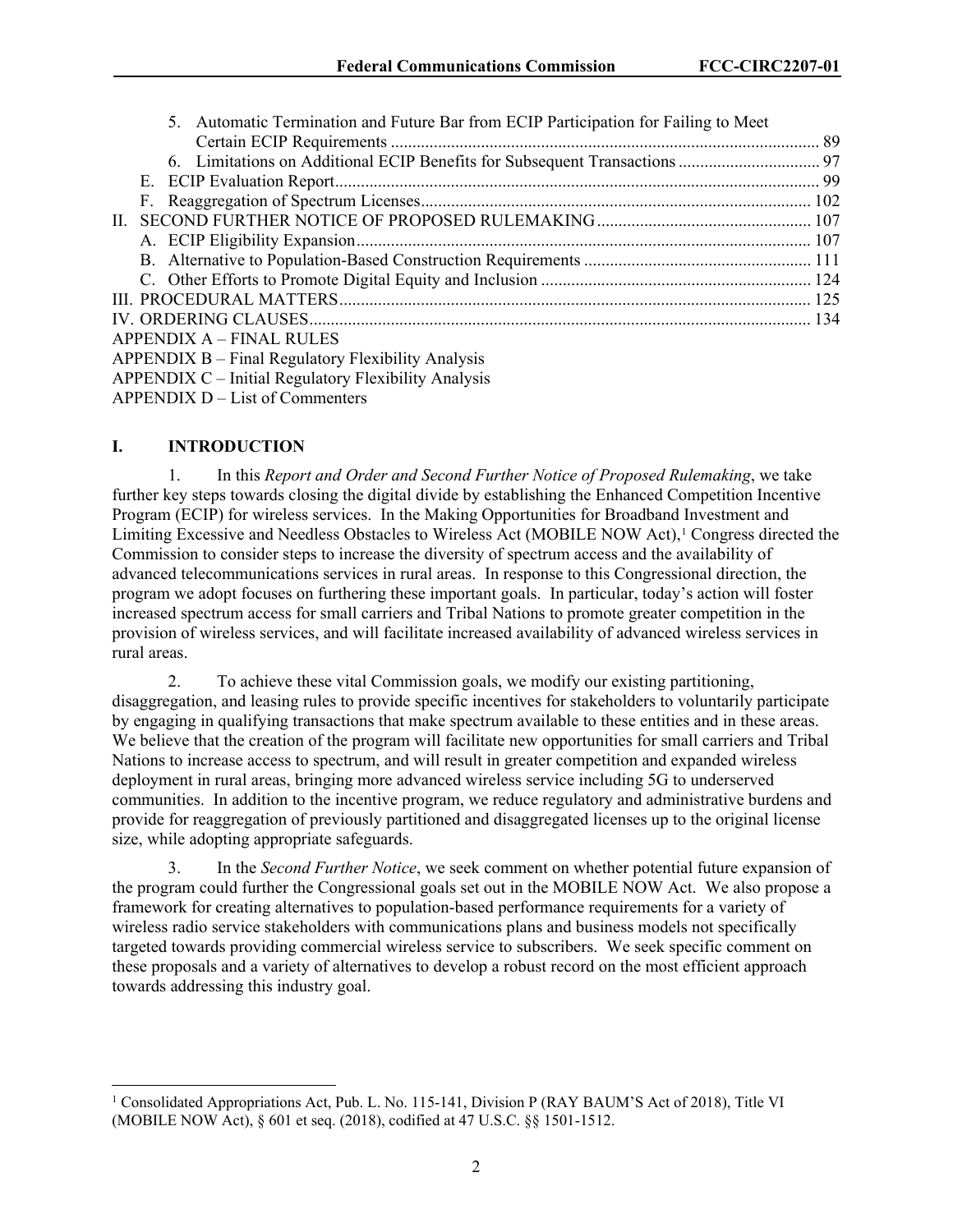5. Automatic Termination and Future Bar from ECIP Participation for Failing to Meet Certain ECIP Requirements .................................................................................................. 89
6. Limitations on Additional ECIP Benefits for Subsequent Transactions ................................ 97

E. ECIP Evaluation Report................................................................................................................ 99
F. Reaggregation of Spectrum Licenses.......................................................................................... 102

II. SECOND FURTHER NOTICE OF PROPOSED RULEMAKING ................................................ 107

A. ECIP Eligibility Expansion......................................................................................................... 107
B. Alternative to Population-Based Construction Requirements .................................................... 111
C. Other Efforts to Promote Digital Equity and Inclusion .............................................................. 124

III. PROCEDURAL MATTERS............................................................................................................ 125

IV. ORDERING CLAUSES................................................................................................................... 134

APPENDIX A – FINAL RULES

APPENDIX B – Final Regulatory Flexibility Analysis

APPENDIX C – Initial Regulatory Flexibility Analysis

APPENDIX D – List of Commenters

## I. INTRODUCTION

1. In this *Report and Order and Second Further Notice of Proposed Rulemaking*, we take further key steps towards closing the digital divide by establishing the Enhanced Competition Incentive Program (ECIP) for wireless services. In the Making Opportunities for Broadband Investment and Limiting Excessive and Needless Obstacles to Wireless Act (MOBILE NOW Act),[1] Congress directed the Commission to consider steps to increase the diversity of spectrum access and the availability of advanced telecommunications services in rural areas. In response to this Congressional direction, the program we adopt focuses on furthering these important goals. In particular, today's action will foster increased spectrum access for small carriers and Tribal Nations to promote greater competition in the provision of wireless services, and will facilitate increased availability of advanced wireless services in rural areas.

2. To achieve these vital Commission goals, we modify our existing partitioning, disaggregation, and leasing rules to provide specific incentives for stakeholders to voluntarily participate by engaging in qualifying transactions that make spectrum available to these entities and in these areas. We believe that the creation of the program will facilitate new opportunities for small carriers and Tribal Nations to increase access to spectrum, and will result in greater competition and expanded wireless deployment in rural areas, bringing more advanced wireless service including 5G to underserved communities. In addition to the incentive program, we reduce regulatory and administrative burdens and provide for reaggregation of previously partitioned and disaggregated licenses up to the original license size, while adopting appropriate safeguards.

3. In the *Second Further Notice*, we seek comment on whether potential future expansion of the program could further the Congressional goals set out in the MOBILE NOW Act. We also propose a framework for creating alternatives to population-based performance requirements for a variety of wireless radio service stakeholders with communications plans and business models not specifically targeted towards providing commercial wireless service to subscribers. We seek specific comment on these proposals and a variety of alternatives to develop a robust record on the most efficient approach towards addressing this industry goal.

[1] Consolidated Appropriations Act, Pub. L. No. 115-141, Division P (RAY BAUM'S Act of 2018), Title VI (MOBILE NOW Act), § 601 et seq. (2018), codified at 47 U.S.C. §§ 1501-1512.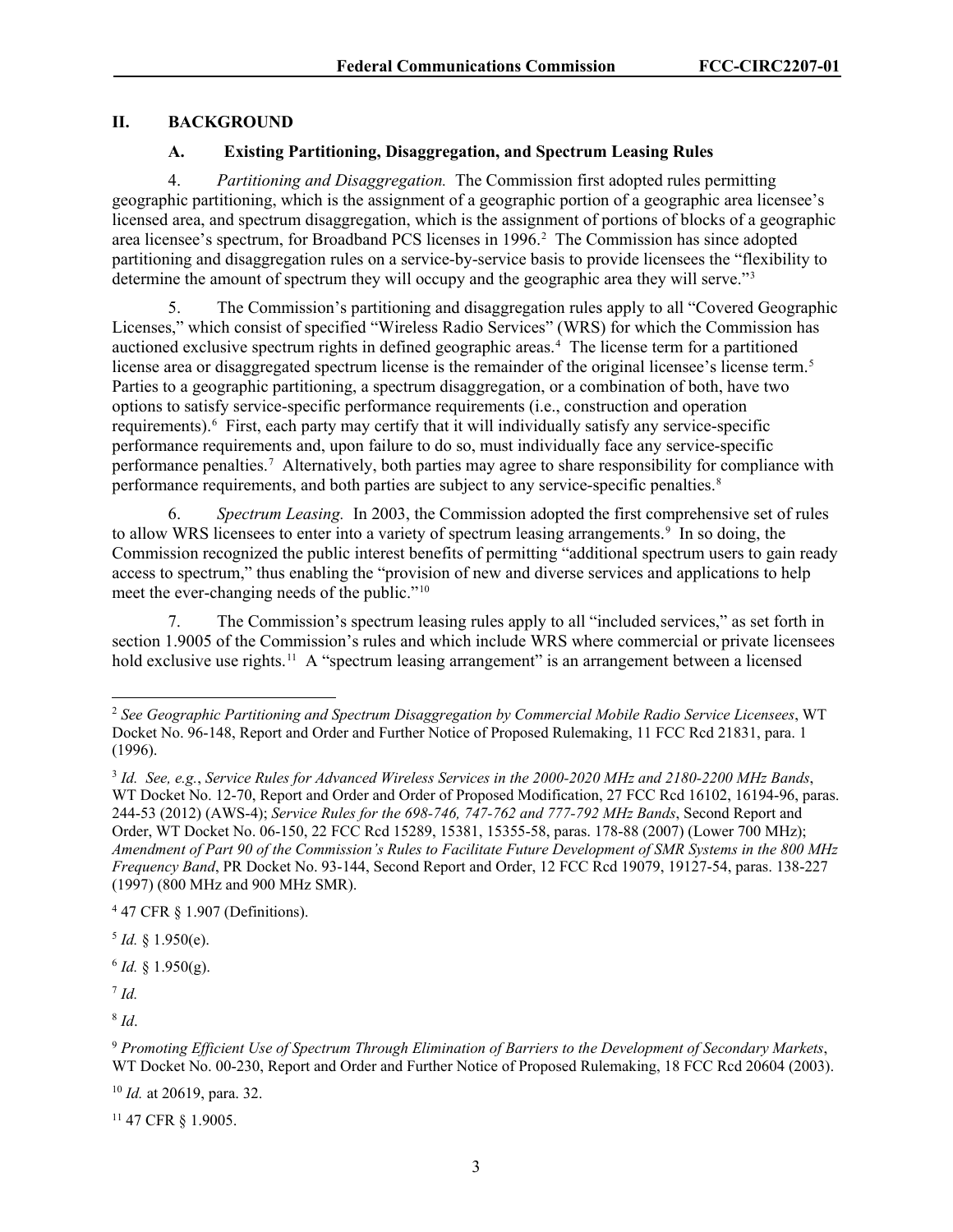## II. BACKGROUND

### A. Existing Partitioning, Disaggregation, and Spectrum Leasing Rules

4. *Partitioning and Disaggregation.* The Commission first adopted rules permitting geographic partitioning, which is the assignment of a geographic portion of a geographic area licensee's licensed area, and spectrum disaggregation, which is the assignment of portions of blocks of a geographic area licensee's spectrum, for Broadband PCS licenses in 1996.[2] The Commission has since adopted partitioning and disaggregation rules on a service-by-service basis to provide licensees the "flexibility to determine the amount of spectrum they will occupy and the geographic area they will serve."[3]

5. The Commission's partitioning and disaggregation rules apply to all "Covered Geographic Licenses," which consist of specified "Wireless Radio Services" (WRS) for which the Commission has auctioned exclusive spectrum rights in defined geographic areas.[4] The license term for a partitioned license area or disaggregated spectrum license is the remainder of the original licensee's license term.[5] Parties to a geographic partitioning, a spectrum disaggregation, or a combination of both, have two options to satisfy service-specific performance requirements (i.e., construction and operation requirements).[6] First, each party may certify that it will individually satisfy any service-specific performance requirements and, upon failure to do so, must individually face any service-specific performance penalties.[7] Alternatively, both parties may agree to share responsibility for compliance with performance requirements, and both parties are subject to any service-specific penalties.[8]

6. *Spectrum Leasing.* In 2003, the Commission adopted the first comprehensive set of rules to allow WRS licensees to enter into a variety of spectrum leasing arrangements.[9] In so doing, the Commission recognized the public interest benefits of permitting "additional spectrum users to gain ready access to spectrum," thus enabling the "provision of new and diverse services and applications to help meet the ever-changing needs of the public."[10]

7. The Commission's spectrum leasing rules apply to all "included services," as set forth in section 1.9005 of the Commission's rules and which include WRS where commercial or private licensees hold exclusive use rights.[11] A "spectrum leasing arrangement" is an arrangement between a licensed

---

[2] *See Geographic Partitioning and Spectrum Disaggregation by Commercial Mobile Radio Service Licensees*, WT Docket No. 96-148, Report and Order and Further Notice of Proposed Rulemaking, 11 FCC Rcd 21831, para. 1 (1996).

[3] *Id. See, e.g.*, *Service Rules for Advanced Wireless Services in the 2000-2020 MHz and 2180-2200 MHz Bands*, WT Docket No. 12-70, Report and Order and Order of Proposed Modification, 27 FCC Rcd 16102, 16194-96, paras. 244-53 (2012) (AWS-4); *Service Rules for the 698-746, 747-762 and 777-792 MHz Bands*, Second Report and Order, WT Docket No. 06-150, 22 FCC Rcd 15289, 15381, 15355-58, paras. 178-88 (2007) (Lower 700 MHz); *Amendment of Part 90 of the Commission's Rules to Facilitate Future Development of SMR Systems in the 800 MHz Frequency Band*, PR Docket No. 93-144, Second Report and Order, 12 FCC Rcd 19079, 19127-54, paras. 138-227 (1997) (800 MHz and 900 MHz SMR).

[4] 47 CFR § 1.907 (Definitions).

[5] *Id.* § 1.950(e).

[6] *Id.* § 1.950(g).

[7] *Id.*

[8] *Id*.

[9] *Promoting Efficient Use of Spectrum Through Elimination of Barriers to the Development of Secondary Markets*, WT Docket No. 00-230, Report and Order and Further Notice of Proposed Rulemaking, 18 FCC Rcd 20604 (2003).

[10] *Id.* at 20619, para. 32.

[11] 47 CFR § 1.9005.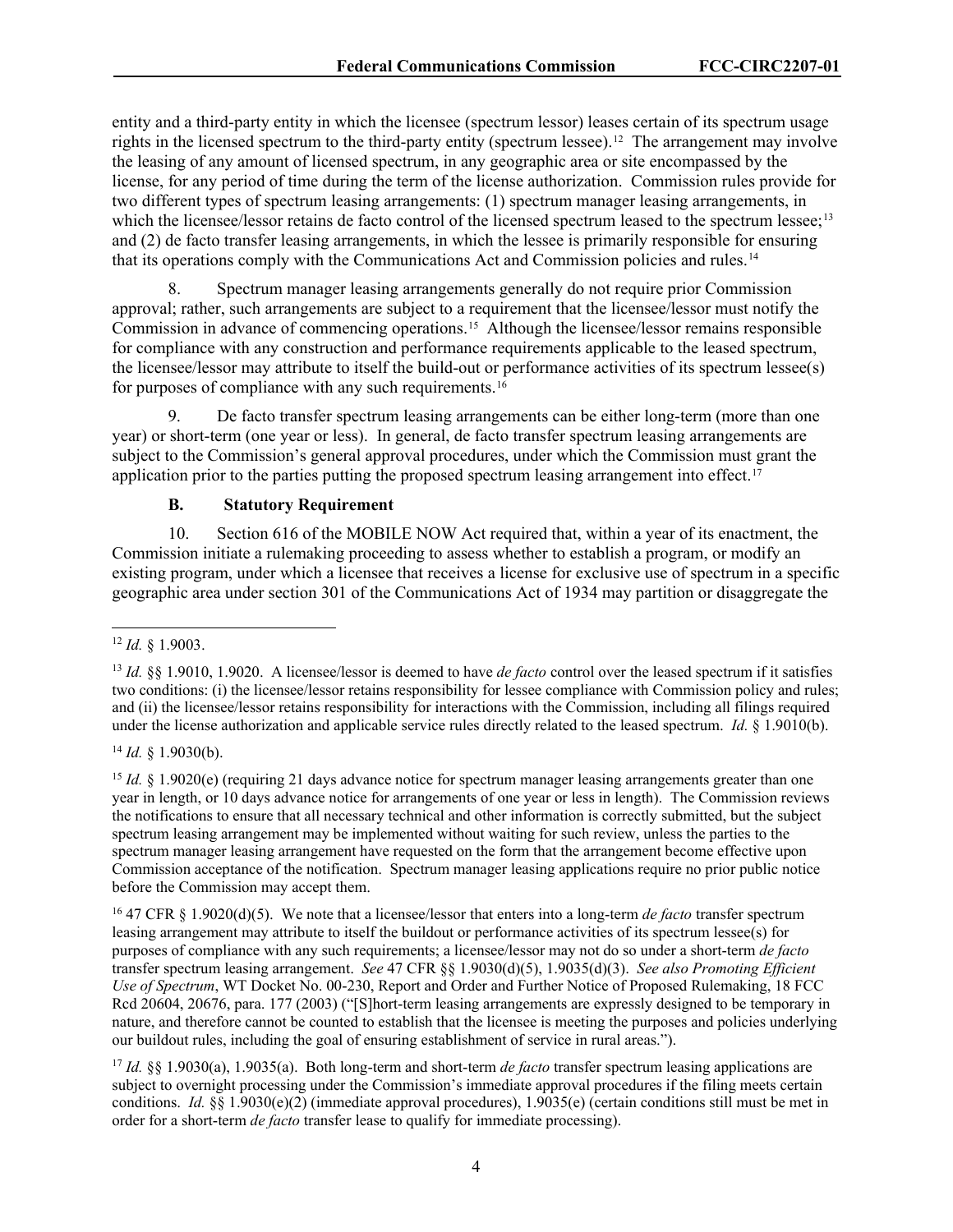entity and a third-party entity in which the licensee (spectrum lessor) leases certain of its spectrum usage rights in the licensed spectrum to the third-party entity (spectrum lessee).[12] The arrangement may involve the leasing of any amount of licensed spectrum, in any geographic area or site encompassed by the license, for any period of time during the term of the license authorization. Commission rules provide for two different types of spectrum leasing arrangements: (1) spectrum manager leasing arrangements, in which the licensee/lessor retains de facto control of the licensed spectrum leased to the spectrum lessee;[13] and (2) de facto transfer leasing arrangements, in which the lessee is primarily responsible for ensuring that its operations comply with the Communications Act and Commission policies and rules.[14]

8. Spectrum manager leasing arrangements generally do not require prior Commission approval; rather, such arrangements are subject to a requirement that the licensee/lessor must notify the Commission in advance of commencing operations.[15] Although the licensee/lessor remains responsible for compliance with any construction and performance requirements applicable to the leased spectrum, the licensee/lessor may attribute to itself the build-out or performance activities of its spectrum lessee(s) for purposes of compliance with any such requirements.[16]

9. De facto transfer spectrum leasing arrangements can be either long-term (more than one year) or short-term (one year or less). In general, de facto transfer spectrum leasing arrangements are subject to the Commission's general approval procedures, under which the Commission must grant the application prior to the parties putting the proposed spectrum leasing arrangement into effect.[17]

### B. Statutory Requirement

10. Section 616 of the MOBILE NOW Act required that, within a year of its enactment, the Commission initiate a rulemaking proceeding to assess whether to establish a program, or modify an existing program, under which a licensee that receives a license for exclusive use of spectrum in a specific geographic area under section 301 of the Communications Act of 1934 may partition or disaggregate the

---

[12] *Id.* § 1.9003.

[13] *Id.* §§ 1.9010, 1.9020. A licensee/lessor is deemed to have *de facto* control over the leased spectrum if it satisfies two conditions: (i) the licensee/lessor retains responsibility for lessee compliance with Commission policy and rules; and (ii) the licensee/lessor retains responsibility for interactions with the Commission, including all filings required under the license authorization and applicable service rules directly related to the leased spectrum. *Id.* § 1.9010(b).

[14] *Id.* § 1.9030(b).

[15] *Id.* § 1.9020(e) (requiring 21 days advance notice for spectrum manager leasing arrangements greater than one year in length, or 10 days advance notice for arrangements of one year or less in length). The Commission reviews the notifications to ensure that all necessary technical and other information is correctly submitted, but the subject spectrum leasing arrangement may be implemented without waiting for such review, unless the parties to the spectrum manager leasing arrangement have requested on the form that the arrangement become effective upon Commission acceptance of the notification. Spectrum manager leasing applications require no prior public notice before the Commission may accept them.

[16] 47 CFR § 1.9020(d)(5). We note that a licensee/lessor that enters into a long-term *de facto* transfer spectrum leasing arrangement may attribute to itself the buildout or performance activities of its spectrum lessee(s) for purposes of compliance with any such requirements; a licensee/lessor may not do so under a short-term *de facto* transfer spectrum leasing arrangement. *See* 47 CFR §§ 1.9030(d)(5), 1.9035(d)(3). *See also Promoting Efficient Use of Spectrum*, WT Docket No. 00-230, Report and Order and Further Notice of Proposed Rulemaking, 18 FCC Rcd 20604, 20676, para. 177 (2003) ("[S]hort-term leasing arrangements are expressly designed to be temporary in nature, and therefore cannot be counted to establish that the licensee is meeting the purposes and policies underlying our buildout rules, including the goal of ensuring establishment of service in rural areas.").

[17] *Id.* §§ 1.9030(a), 1.9035(a). Both long-term and short-term *de facto* transfer spectrum leasing applications are subject to overnight processing under the Commission's immediate approval procedures if the filing meets certain conditions. *Id.* §§ 1.9030(e)(2) (immediate approval procedures), 1.9035(e) (certain conditions still must be met in order for a short-term *de facto* transfer lease to qualify for immediate processing).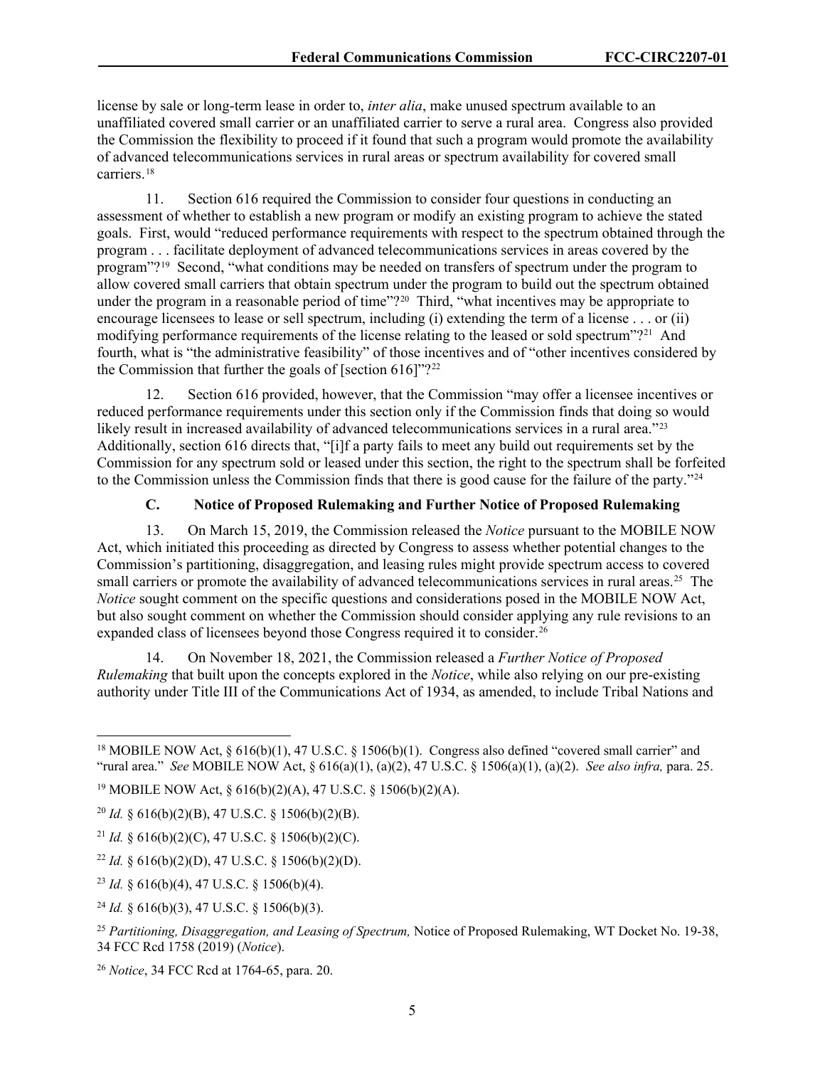license by sale or long-term lease in order to, *inter alia*, make unused spectrum available to an unaffiliated covered small carrier or an unaffiliated carrier to serve a rural area. Congress also provided the Commission the flexibility to proceed if it found that such a program would promote the availability of advanced telecommunications services in rural areas or spectrum availability for covered small carriers.[18]

11. Section 616 required the Commission to consider four questions in conducting an assessment of whether to establish a new program or modify an existing program to achieve the stated goals. First, would "reduced performance requirements with respect to the spectrum obtained through the program . . . facilitate deployment of advanced telecommunications services in areas covered by the program"?[19] Second, "what conditions may be needed on transfers of spectrum under the program to allow covered small carriers that obtain spectrum under the program to build out the spectrum obtained under the program in a reasonable period of time"?[20] Third, "what incentives may be appropriate to encourage licensees to lease or sell spectrum, including (i) extending the term of a license . . . or (ii) modifying performance requirements of the license relating to the leased or sold spectrum"?[21] And fourth, what is "the administrative feasibility" of those incentives and of "other incentives considered by the Commission that further the goals of [section 616]"?[22]

12. Section 616 provided, however, that the Commission "may offer a licensee incentives or reduced performance requirements under this section only if the Commission finds that doing so would likely result in increased availability of advanced telecommunications services in a rural area."[23] Additionally, section 616 directs that, "[i]f a party fails to meet any build out requirements set by the Commission for any spectrum sold or leased under this section, the right to the spectrum shall be forfeited to the Commission unless the Commission finds that there is good cause for the failure of the party."[24]

### C. Notice of Proposed Rulemaking and Further Notice of Proposed Rulemaking

13. On March 15, 2019, the Commission released the *Notice* pursuant to the MOBILE NOW Act, which initiated this proceeding as directed by Congress to assess whether potential changes to the Commission's partitioning, disaggregation, and leasing rules might provide spectrum access to covered small carriers or promote the availability of advanced telecommunications services in rural areas.[25] The *Notice* sought comment on the specific questions and considerations posed in the MOBILE NOW Act, but also sought comment on whether the Commission should consider applying any rule revisions to an expanded class of licensees beyond those Congress required it to consider.[26]

14. On November 18, 2021, the Commission released a *Further Notice of Proposed Rulemaking* that built upon the concepts explored in the *Notice*, while also relying on our pre-existing authority under Title III of the Communications Act of 1934, as amended, to include Tribal Nations and

---

[18] MOBILE NOW Act, § 616(b)(1), 47 U.S.C. § 1506(b)(1). Congress also defined "covered small carrier" and "rural area." *See* MOBILE NOW Act, § 616(a)(1), (a)(2), 47 U.S.C. § 1506(a)(1), (a)(2). *See also infra,* para. 25.

[19] MOBILE NOW Act, § 616(b)(2)(A), 47 U.S.C. § 1506(b)(2)(A).

[20] *Id.* § 616(b)(2)(B), 47 U.S.C. § 1506(b)(2)(B).

[21] *Id.* § 616(b)(2)(C), 47 U.S.C. § 1506(b)(2)(C).

[22] *Id.* § 616(b)(2)(D), 47 U.S.C. § 1506(b)(2)(D).

[23] *Id.* § 616(b)(4), 47 U.S.C. § 1506(b)(4).

[24] *Id.* § 616(b)(3), 47 U.S.C. § 1506(b)(3).

[25] *Partitioning, Disaggregation, and Leasing of Spectrum,* Notice of Proposed Rulemaking, WT Docket No. 19-38, 34 FCC Rcd 1758 (2019) (*Notice*).

[26] *Notice*, 34 FCC Rcd at 1764-65, para. 20.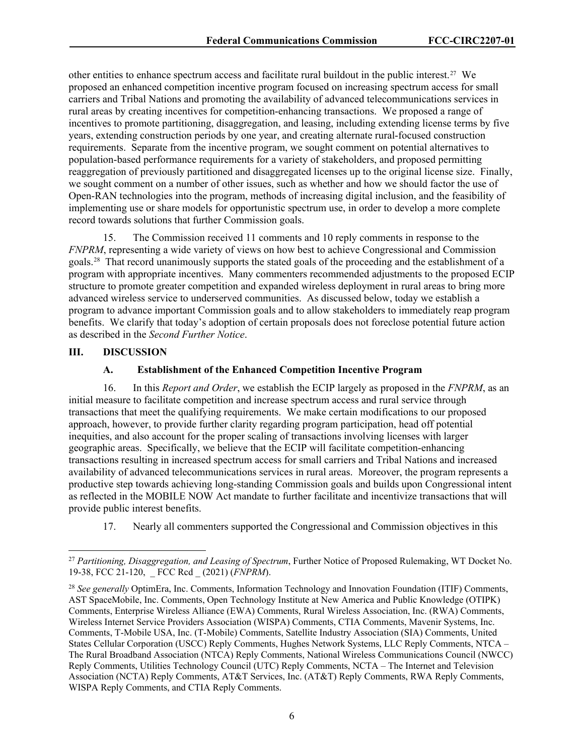other entities to enhance spectrum access and facilitate rural buildout in the public interest.[27] We proposed an enhanced competition incentive program focused on increasing spectrum access for small carriers and Tribal Nations and promoting the availability of advanced telecommunications services in rural areas by creating incentives for competition-enhancing transactions. We proposed a range of incentives to promote partitioning, disaggregation, and leasing, including extending license terms by five years, extending construction periods by one year, and creating alternate rural-focused construction requirements. Separate from the incentive program, we sought comment on potential alternatives to population-based performance requirements for a variety of stakeholders, and proposed permitting reaggregation of previously partitioned and disaggregated licenses up to the original license size. Finally, we sought comment on a number of other issues, such as whether and how we should factor the use of Open-RAN technologies into the program, methods of increasing digital inclusion, and the feasibility of implementing use or share models for opportunistic spectrum use, in order to develop a more complete record towards solutions that further Commission goals.

15. The Commission received 11 comments and 10 reply comments in response to the *FNPRM*, representing a wide variety of views on how best to achieve Congressional and Commission goals.[28] That record unanimously supports the stated goals of the proceeding and the establishment of a program with appropriate incentives. Many commenters recommended adjustments to the proposed ECIP structure to promote greater competition and expanded wireless deployment in rural areas to bring more advanced wireless service to underserved communities. As discussed below, today we establish a program to advance important Commission goals and to allow stakeholders to immediately reap program benefits. We clarify that today's adoption of certain proposals does not foreclose potential future action as described in the *Second Further Notice*.

## III. DISCUSSION

### A. Establishment of the Enhanced Competition Incentive Program

16. In this *Report and Order*, we establish the ECIP largely as proposed in the *FNPRM*, as an initial measure to facilitate competition and increase spectrum access and rural service through transactions that meet the qualifying requirements. We make certain modifications to our proposed approach, however, to provide further clarity regarding program participation, head off potential inequities, and also account for the proper scaling of transactions involving licenses with larger geographic areas. Specifically, we believe that the ECIP will facilitate competition-enhancing transactions resulting in increased spectrum access for small carriers and Tribal Nations and increased availability of advanced telecommunications services in rural areas. Moreover, the program represents a productive step towards achieving long-standing Commission goals and builds upon Congressional intent as reflected in the MOBILE NOW Act mandate to further facilitate and incentivize transactions that will provide public interest benefits.

17. Nearly all commenters supported the Congressional and Commission objectives in this

---

[27] *Partitioning, Disaggregation, and Leasing of Spectrum*, Further Notice of Proposed Rulemaking, WT Docket No. 19-38, FCC 21-120, _ FCC Rcd _ (2021) (*FNPRM*).

[28] *See generally* OptimEra, Inc. Comments, Information Technology and Innovation Foundation (ITIF) Comments, AST SpaceMobile, Inc. Comments, Open Technology Institute at New America and Public Knowledge (OTIPK) Comments, Enterprise Wireless Alliance (EWA) Comments, Rural Wireless Association, Inc. (RWA) Comments, Wireless Internet Service Providers Association (WISPA) Comments, CTIA Comments, Mavenir Systems, Inc. Comments, T-Mobile USA, Inc. (T-Mobile) Comments, Satellite Industry Association (SIA) Comments, United States Cellular Corporation (USCC) Reply Comments, Hughes Network Systems, LLC Reply Comments, NTCA – The Rural Broadband Association (NTCA) Reply Comments, National Wireless Communications Council (NWCC) Reply Comments, Utilities Technology Council (UTC) Reply Comments, NCTA – The Internet and Television Association (NCTA) Reply Comments, AT&T Services, Inc. (AT&T) Reply Comments, RWA Reply Comments, WISPA Reply Comments, and CTIA Reply Comments.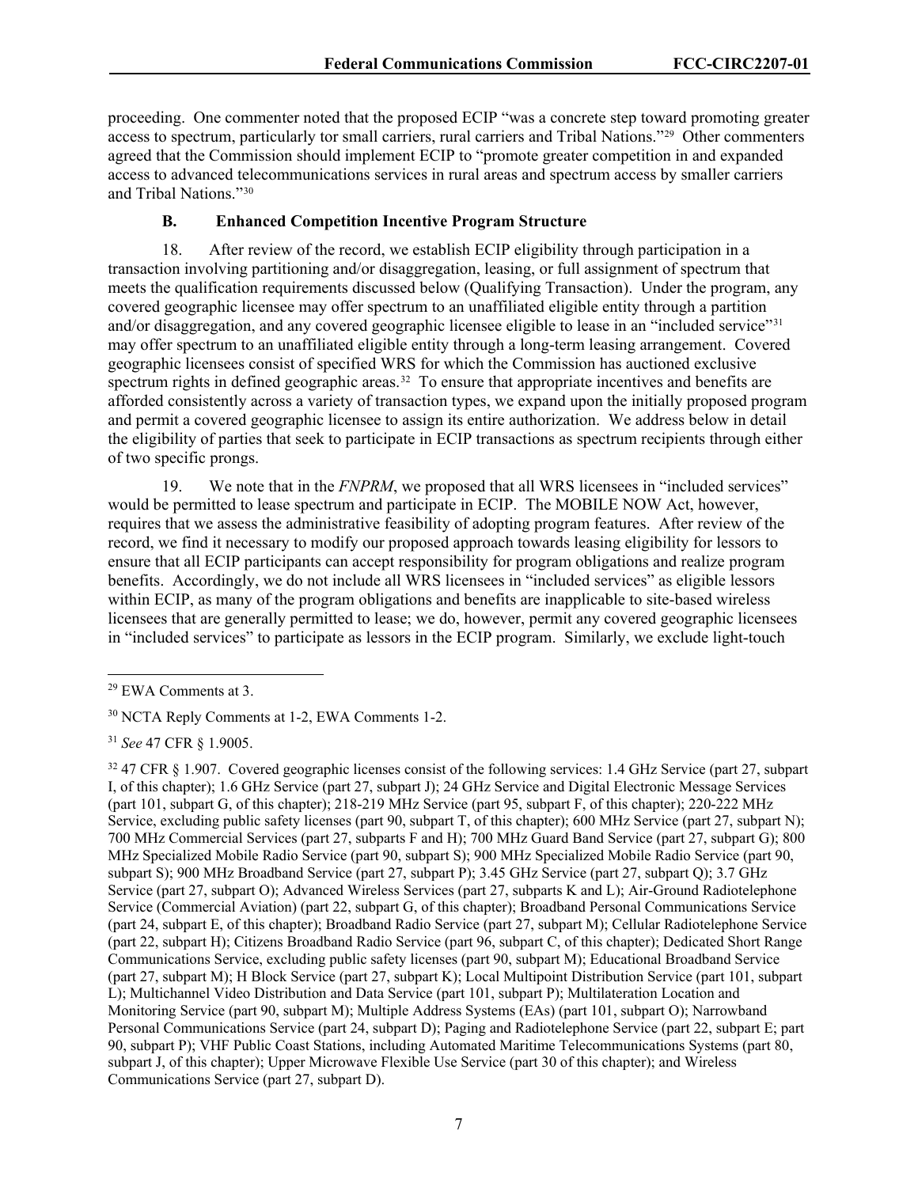proceeding. One commenter noted that the proposed ECIP "was a concrete step toward promoting greater access to spectrum, particularly tor small carriers, rural carriers and Tribal Nations."[29] Other commenters agreed that the Commission should implement ECIP to "promote greater competition in and expanded access to advanced telecommunications services in rural areas and spectrum access by smaller carriers and Tribal Nations."[30]

### B. Enhanced Competition Incentive Program Structure

18. After review of the record, we establish ECIP eligibility through participation in a transaction involving partitioning and/or disaggregation, leasing, or full assignment of spectrum that meets the qualification requirements discussed below (Qualifying Transaction). Under the program, any covered geographic licensee may offer spectrum to an unaffiliated eligible entity through a partition and/or disaggregation, and any covered geographic licensee eligible to lease in an "included service"[31] may offer spectrum to an unaffiliated eligible entity through a long-term leasing arrangement. Covered geographic licensees consist of specified WRS for which the Commission has auctioned exclusive spectrum rights in defined geographic areas.[32] To ensure that appropriate incentives and benefits are afforded consistently across a variety of transaction types, we expand upon the initially proposed program and permit a covered geographic licensee to assign its entire authorization. We address below in detail the eligibility of parties that seek to participate in ECIP transactions as spectrum recipients through either of two specific prongs.

19. We note that in the *FNPRM*, we proposed that all WRS licensees in "included services" would be permitted to lease spectrum and participate in ECIP. The MOBILE NOW Act, however, requires that we assess the administrative feasibility of adopting program features. After review of the record, we find it necessary to modify our proposed approach towards leasing eligibility for lessors to ensure that all ECIP participants can accept responsibility for program obligations and realize program benefits. Accordingly, we do not include all WRS licensees in "included services" as eligible lessors within ECIP, as many of the program obligations and benefits are inapplicable to site-based wireless licensees that are generally permitted to lease; we do, however, permit any covered geographic licensees in "included services" to participate as lessors in the ECIP program. Similarly, we exclude light-touch

---

[29] EWA Comments at 3.

[30] NCTA Reply Comments at 1-2, EWA Comments 1-2.

[31] *See* 47 CFR § 1.9005.

[32] 47 CFR § 1.907. Covered geographic licenses consist of the following services: 1.4 GHz Service (part 27, subpart I, of this chapter); 1.6 GHz Service (part 27, subpart J); 24 GHz Service and Digital Electronic Message Services (part 101, subpart G, of this chapter); 218-219 MHz Service (part 95, subpart F, of this chapter); 220-222 MHz Service, excluding public safety licenses (part 90, subpart T, of this chapter); 600 MHz Service (part 27, subpart N); 700 MHz Commercial Services (part 27, subparts F and H); 700 MHz Guard Band Service (part 27, subpart G); 800 MHz Specialized Mobile Radio Service (part 90, subpart S); 900 MHz Specialized Mobile Radio Service (part 90, subpart S); 900 MHz Broadband Service (part 27, subpart P); 3.45 GHz Service (part 27, subpart Q); 3.7 GHz Service (part 27, subpart O); Advanced Wireless Services (part 27, subparts K and L); Air-Ground Radiotelephone Service (Commercial Aviation) (part 22, subpart G, of this chapter); Broadband Personal Communications Service (part 24, subpart E, of this chapter); Broadband Radio Service (part 27, subpart M); Cellular Radiotelephone Service (part 22, subpart H); Citizens Broadband Radio Service (part 96, subpart C, of this chapter); Dedicated Short Range Communications Service, excluding public safety licenses (part 90, subpart M); Educational Broadband Service (part 27, subpart M); H Block Service (part 27, subpart K); Local Multipoint Distribution Service (part 101, subpart L); Multichannel Video Distribution and Data Service (part 101, subpart P); Multilateration Location and Monitoring Service (part 90, subpart M); Multiple Address Systems (EAs) (part 101, subpart O); Narrowband Personal Communications Service (part 24, subpart D); Paging and Radiotelephone Service (part 22, subpart E; part 90, subpart P); VHF Public Coast Stations, including Automated Maritime Telecommunications Systems (part 80, subpart J, of this chapter); Upper Microwave Flexible Use Service (part 30 of this chapter); and Wireless Communications Service (part 27, subpart D).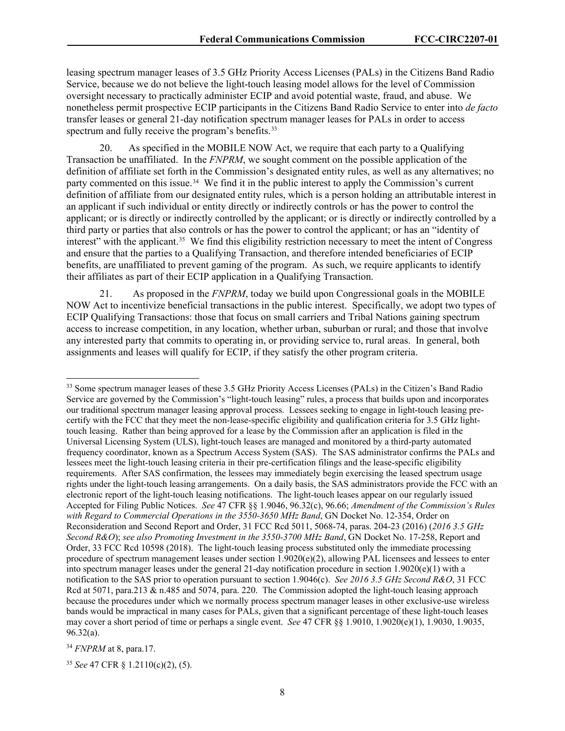leasing spectrum manager leases of 3.5 GHz Priority Access Licenses (PALs) in the Citizens Band Radio Service, because we do not believe the light-touch leasing model allows for the level of Commission oversight necessary to practically administer ECIP and avoid potential waste, fraud, and abuse. We nonetheless permit prospective ECIP participants in the Citizens Band Radio Service to enter into *de facto* transfer leases or general 21-day notification spectrum manager leases for PALs in order to access spectrum and fully receive the program's benefits.[33]

20. As specified in the MOBILE NOW Act, we require that each party to a Qualifying Transaction be unaffiliated. In the *FNPRM*, we sought comment on the possible application of the definition of affiliate set forth in the Commission's designated entity rules, as well as any alternatives; no party commented on this issue.[34] We find it in the public interest to apply the Commission's current definition of affiliate from our designated entity rules, which is a person holding an attributable interest in an applicant if such individual or entity directly or indirectly controls or has the power to control the applicant; or is directly or indirectly controlled by the applicant; or is directly or indirectly controlled by a third party or parties that also controls or has the power to control the applicant; or has an "identity of interest" with the applicant.[35] We find this eligibility restriction necessary to meet the intent of Congress and ensure that the parties to a Qualifying Transaction, and therefore intended beneficiaries of ECIP benefits, are unaffiliated to prevent gaming of the program. As such, we require applicants to identify their affiliates as part of their ECIP application in a Qualifying Transaction.

21. As proposed in the *FNPRM*, today we build upon Congressional goals in the MOBILE NOW Act to incentivize beneficial transactions in the public interest. Specifically, we adopt two types of ECIP Qualifying Transactions: those that focus on small carriers and Tribal Nations gaining spectrum access to increase competition, in any location, whether urban, suburban or rural; and those that involve any interested party that commits to operating in, or providing service to, rural areas. In general, both assignments and leases will qualify for ECIP, if they satisfy the other program criteria.

---

[33] Some spectrum manager leases of these 3.5 GHz Priority Access Licenses (PALs) in the Citizen's Band Radio Service are governed by the Commission's "light-touch leasing" rules, a process that builds upon and incorporates our traditional spectrum manager leasing approval process. Lessees seeking to engage in light-touch leasing pre-certify with the FCC that they meet the non-lease-specific eligibility and qualification criteria for 3.5 GHz light-touch leasing. Rather than being approved for a lease by the Commission after an application is filed in the Universal Licensing System (ULS), light-touch leases are managed and monitored by a third-party automated frequency coordinator, known as a Spectrum Access System (SAS). The SAS administrator confirms the PALs and lessees meet the light-touch leasing criteria in their pre-certification filings and the lease-specific eligibility requirements. After SAS confirmation, the lessees may immediately begin exercising the leased spectrum usage rights under the light-touch leasing arrangements. On a daily basis, the SAS administrators provide the FCC with an electronic report of the light-touch leasing notifications. The light-touch leases appear on our regularly issued Accepted for Filing Public Notices. *See* 47 CFR §§ 1.9046, 96.32(c), 96.66; *Amendment of the Commission's Rules with Regard to Commercial Operations in the 3550-3650 MHz Band*, GN Docket No. 12-354, Order on Reconsideration and Second Report and Order, 31 FCC Rcd 5011, 5068-74, paras. 204-23 (2016) (*2016 3.5 GHz Second R&O*); *see also Promoting Investment in the 3550-3700 MHz Band*, GN Docket No. 17-258, Report and Order, 33 FCC Rcd 10598 (2018). The light-touch leasing process substituted only the immediate processing procedure of spectrum management leases under section 1.9020(e)(2), allowing PAL licensees and lessees to enter into spectrum manager leases under the general 21-day notification procedure in section 1.9020(e)(1) with a notification to the SAS prior to operation pursuant to section 1.9046(c). *See 2016 3.5 GHz Second R&O*, 31 FCC Rcd at 5071, para.213 & n.485 and 5074, para. 220. The Commission adopted the light-touch leasing approach because the procedures under which we normally process spectrum manager leases in other exclusive-use wireless bands would be impractical in many cases for PALs, given that a significant percentage of these light-touch leases may cover a short period of time or perhaps a single event. *See* 47 CFR §§ 1.9010, 1.9020(e)(1), 1.9030, 1.9035, 96.32(a).

[34] *FNPRM* at 8, para.17.

[35] *See* 47 CFR § 1.2110(c)(2), (5).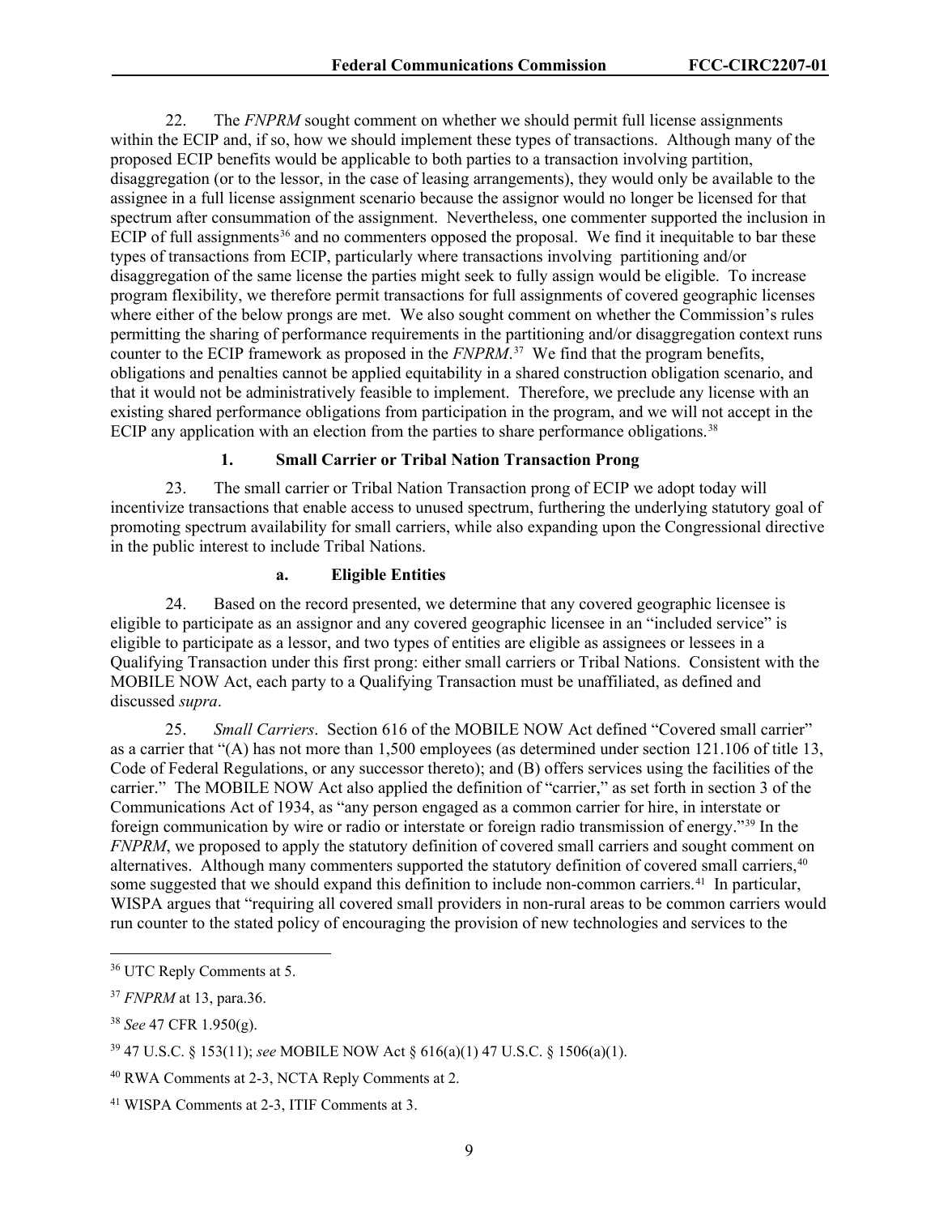22. The *FNPRM* sought comment on whether we should permit full license assignments within the ECIP and, if so, how we should implement these types of transactions. Although many of the proposed ECIP benefits would be applicable to both parties to a transaction involving partition, disaggregation (or to the lessor, in the case of leasing arrangements), they would only be available to the assignee in a full license assignment scenario because the assignor would no longer be licensed for that spectrum after consummation of the assignment. Nevertheless, one commenter supported the inclusion in ECIP of full assignments[36] and no commenters opposed the proposal. We find it inequitable to bar these types of transactions from ECIP, particularly where transactions involving partitioning and/or disaggregation of the same license the parties might seek to fully assign would be eligible. To increase program flexibility, we therefore permit transactions for full assignments of covered geographic licenses where either of the below prongs are met. We also sought comment on whether the Commission's rules permitting the sharing of performance requirements in the partitioning and/or disaggregation context runs counter to the ECIP framework as proposed in the *FNPRM*.[37] We find that the program benefits, obligations and penalties cannot be applied equitability in a shared construction obligation scenario, and that it would not be administratively feasible to implement. Therefore, we preclude any license with an existing shared performance obligations from participation in the program, and we will not accept in the ECIP any application with an election from the parties to share performance obligations.[38]

### 1. Small Carrier or Tribal Nation Transaction Prong

23. The small carrier or Tribal Nation Transaction prong of ECIP we adopt today will incentivize transactions that enable access to unused spectrum, furthering the underlying statutory goal of promoting spectrum availability for small carriers, while also expanding upon the Congressional directive in the public interest to include Tribal Nations.

#### a. Eligible Entities

24. Based on the record presented, we determine that any covered geographic licensee is eligible to participate as an assignor and any covered geographic licensee in an "included service" is eligible to participate as a lessor, and two types of entities are eligible as assignees or lessees in a Qualifying Transaction under this first prong: either small carriers or Tribal Nations. Consistent with the MOBILE NOW Act, each party to a Qualifying Transaction must be unaffiliated, as defined and discussed *supra*.

25. *Small Carriers*. Section 616 of the MOBILE NOW Act defined "Covered small carrier" as a carrier that "(A) has not more than 1,500 employees (as determined under section 121.106 of title 13, Code of Federal Regulations, or any successor thereto); and (B) offers services using the facilities of the carrier." The MOBILE NOW Act also applied the definition of "carrier," as set forth in section 3 of the Communications Act of 1934, as "any person engaged as a common carrier for hire, in interstate or foreign communication by wire or radio or interstate or foreign radio transmission of energy."[39] In the *FNPRM*, we proposed to apply the statutory definition of covered small carriers and sought comment on alternatives. Although many commenters supported the statutory definition of covered small carriers,[40] some suggested that we should expand this definition to include non-common carriers.[41] In particular, WISPA argues that "requiring all covered small providers in non-rural areas to be common carriers would run counter to the stated policy of encouraging the provision of new technologies and services to the

---

[36] UTC Reply Comments at 5.

[37] *FNPRM* at 13, para.36.

[38] *See* 47 CFR 1.950(g).

[39] 47 U.S.C. § 153(11); *see* MOBILE NOW Act § 616(a)(1) 47 U.S.C. § 1506(a)(1).

[40] RWA Comments at 2-3, NCTA Reply Comments at 2.

[41] WISPA Comments at 2-3, ITIF Comments at 3.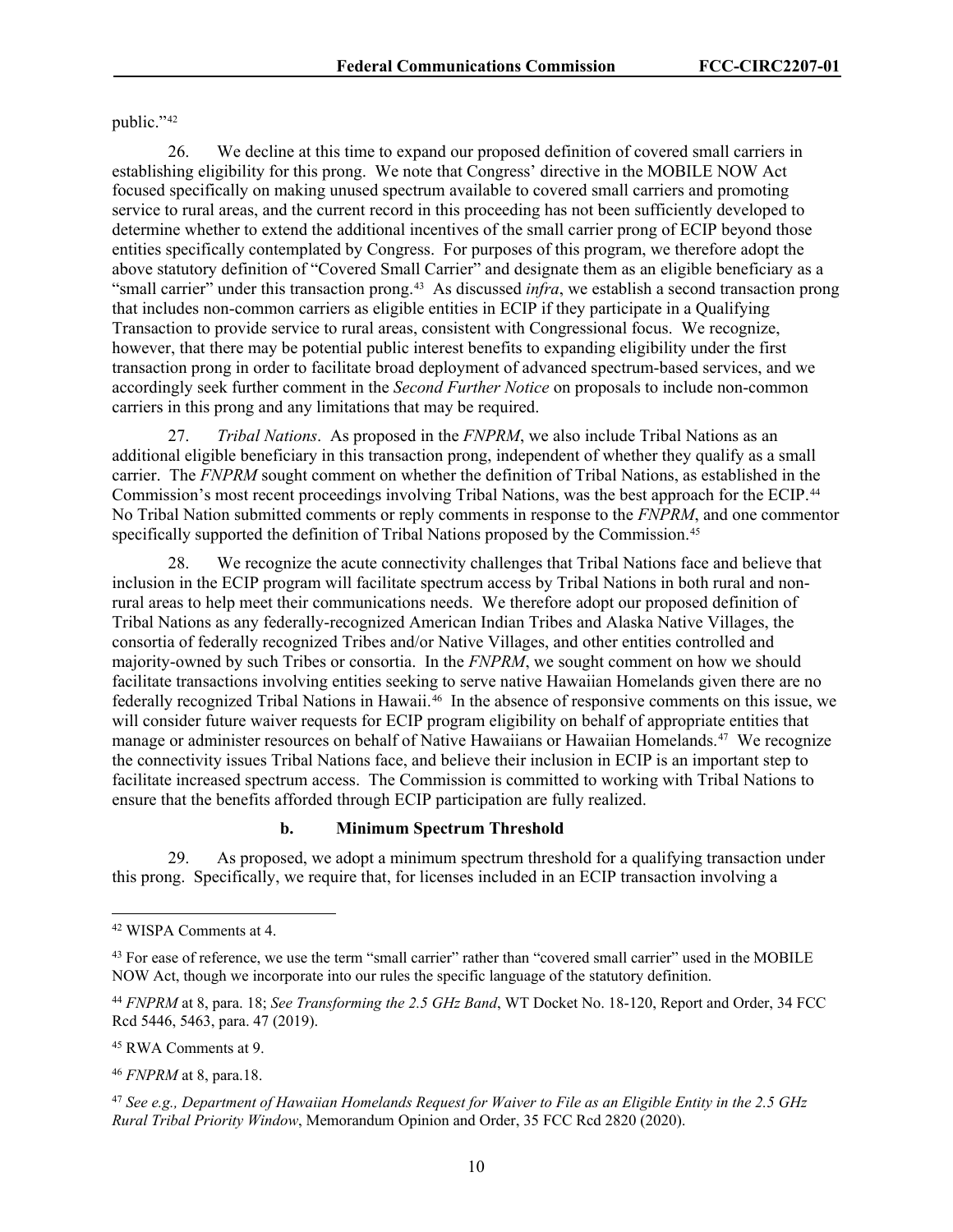public."[42]

26. We decline at this time to expand our proposed definition of covered small carriers in establishing eligibility for this prong. We note that Congress' directive in the MOBILE NOW Act focused specifically on making unused spectrum available to covered small carriers and promoting service to rural areas, and the current record in this proceeding has not been sufficiently developed to determine whether to extend the additional incentives of the small carrier prong of ECIP beyond those entities specifically contemplated by Congress. For purposes of this program, we therefore adopt the above statutory definition of "Covered Small Carrier" and designate them as an eligible beneficiary as a "small carrier" under this transaction prong.[43] As discussed *infra*, we establish a second transaction prong that includes non-common carriers as eligible entities in ECIP if they participate in a Qualifying Transaction to provide service to rural areas, consistent with Congressional focus. We recognize, however, that there may be potential public interest benefits to expanding eligibility under the first transaction prong in order to facilitate broad deployment of advanced spectrum-based services, and we accordingly seek further comment in the *Second Further Notice* on proposals to include non-common carriers in this prong and any limitations that may be required.

27. *Tribal Nations*. As proposed in the *FNPRM*, we also include Tribal Nations as an additional eligible beneficiary in this transaction prong, independent of whether they qualify as a small carrier. The *FNPRM* sought comment on whether the definition of Tribal Nations, as established in the Commission's most recent proceedings involving Tribal Nations, was the best approach for the ECIP.[44] No Tribal Nation submitted comments or reply comments in response to the *FNPRM*, and one commentor specifically supported the definition of Tribal Nations proposed by the Commission.[45]

28. We recognize the acute connectivity challenges that Tribal Nations face and believe that inclusion in the ECIP program will facilitate spectrum access by Tribal Nations in both rural and non-rural areas to help meet their communications needs. We therefore adopt our proposed definition of Tribal Nations as any federally-recognized American Indian Tribes and Alaska Native Villages, the consortia of federally recognized Tribes and/or Native Villages, and other entities controlled and majority-owned by such Tribes or consortia. In the *FNPRM*, we sought comment on how we should facilitate transactions involving entities seeking to serve native Hawaiian Homelands given there are no federally recognized Tribal Nations in Hawaii.[46] In the absence of responsive comments on this issue, we will consider future waiver requests for ECIP program eligibility on behalf of appropriate entities that manage or administer resources on behalf of Native Hawaiians or Hawaiian Homelands.[47] We recognize the connectivity issues Tribal Nations face, and believe their inclusion in ECIP is an important step to facilitate increased spectrum access. The Commission is committed to working with Tribal Nations to ensure that the benefits afforded through ECIP participation are fully realized.

#### b. Minimum Spectrum Threshold

29. As proposed, we adopt a minimum spectrum threshold for a qualifying transaction under this prong. Specifically, we require that, for licenses included in an ECIP transaction involving a

---

[42] WISPA Comments at 4.

[43] For ease of reference, we use the term "small carrier" rather than "covered small carrier" used in the MOBILE NOW Act, though we incorporate into our rules the specific language of the statutory definition.

[44] *FNPRM* at 8, para. 18; *See Transforming the 2.5 GHz Band*, WT Docket No. 18-120, Report and Order, 34 FCC Rcd 5446, 5463, para. 47 (2019).

[45] RWA Comments at 9.

[46] *FNPRM* at 8, para.18.

[47] *See e.g., Department of Hawaiian Homelands Request for Waiver to File as an Eligible Entity in the 2.5 GHz Rural Tribal Priority Window*, Memorandum Opinion and Order, 35 FCC Rcd 2820 (2020).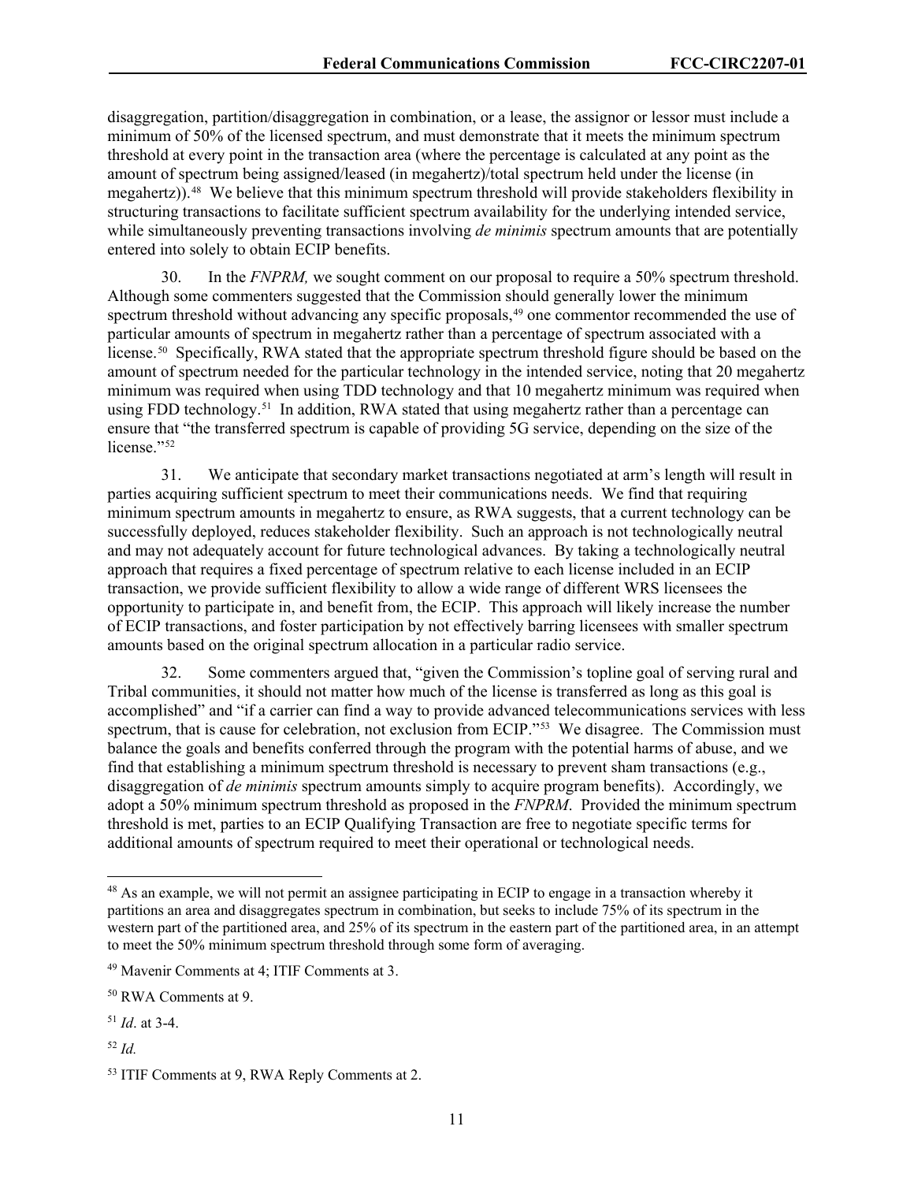disaggregation, partition/disaggregation in combination, or a lease, the assignor or lessor must include a minimum of 50% of the licensed spectrum, and must demonstrate that it meets the minimum spectrum threshold at every point in the transaction area (where the percentage is calculated at any point as the amount of spectrum being assigned/leased (in megahertz)/total spectrum held under the license (in megahertz)).[48] We believe that this minimum spectrum threshold will provide stakeholders flexibility in structuring transactions to facilitate sufficient spectrum availability for the underlying intended service, while simultaneously preventing transactions involving *de minimis* spectrum amounts that are potentially entered into solely to obtain ECIP benefits.

30. In the *FNPRM,* we sought comment on our proposal to require a 50% spectrum threshold. Although some commenters suggested that the Commission should generally lower the minimum spectrum threshold without advancing any specific proposals,[49] one commentor recommended the use of particular amounts of spectrum in megahertz rather than a percentage of spectrum associated with a license.[50] Specifically, RWA stated that the appropriate spectrum threshold figure should be based on the amount of spectrum needed for the particular technology in the intended service, noting that 20 megahertz minimum was required when using TDD technology and that 10 megahertz minimum was required when using FDD technology.[51] In addition, RWA stated that using megahertz rather than a percentage can ensure that "the transferred spectrum is capable of providing 5G service, depending on the size of the license."[52]

31. We anticipate that secondary market transactions negotiated at arm's length will result in parties acquiring sufficient spectrum to meet their communications needs. We find that requiring minimum spectrum amounts in megahertz to ensure, as RWA suggests, that a current technology can be successfully deployed, reduces stakeholder flexibility. Such an approach is not technologically neutral and may not adequately account for future technological advances. By taking a technologically neutral approach that requires a fixed percentage of spectrum relative to each license included in an ECIP transaction, we provide sufficient flexibility to allow a wide range of different WRS licensees the opportunity to participate in, and benefit from, the ECIP. This approach will likely increase the number of ECIP transactions, and foster participation by not effectively barring licensees with smaller spectrum amounts based on the original spectrum allocation in a particular radio service.

32. Some commenters argued that, "given the Commission's topline goal of serving rural and Tribal communities, it should not matter how much of the license is transferred as long as this goal is accomplished" and "if a carrier can find a way to provide advanced telecommunications services with less spectrum, that is cause for celebration, not exclusion from ECIP."[53] We disagree. The Commission must balance the goals and benefits conferred through the program with the potential harms of abuse, and we find that establishing a minimum spectrum threshold is necessary to prevent sham transactions (e.g., disaggregation of *de minimis* spectrum amounts simply to acquire program benefits). Accordingly, we adopt a 50% minimum spectrum threshold as proposed in the *FNPRM*. Provided the minimum spectrum threshold is met, parties to an ECIP Qualifying Transaction are free to negotiate specific terms for additional amounts of spectrum required to meet their operational or technological needs.

---

[48] As an example, we will not permit an assignee participating in ECIP to engage in a transaction whereby it partitions an area and disaggregates spectrum in combination, but seeks to include 75% of its spectrum in the western part of the partitioned area, and 25% of its spectrum in the eastern part of the partitioned area, in an attempt to meet the 50% minimum spectrum threshold through some form of averaging.

[49] Mavenir Comments at 4; ITIF Comments at 3.

[50] RWA Comments at 9.

[51] *Id*. at 3-4.

[52] *Id.*

[53] ITIF Comments at 9, RWA Reply Comments at 2.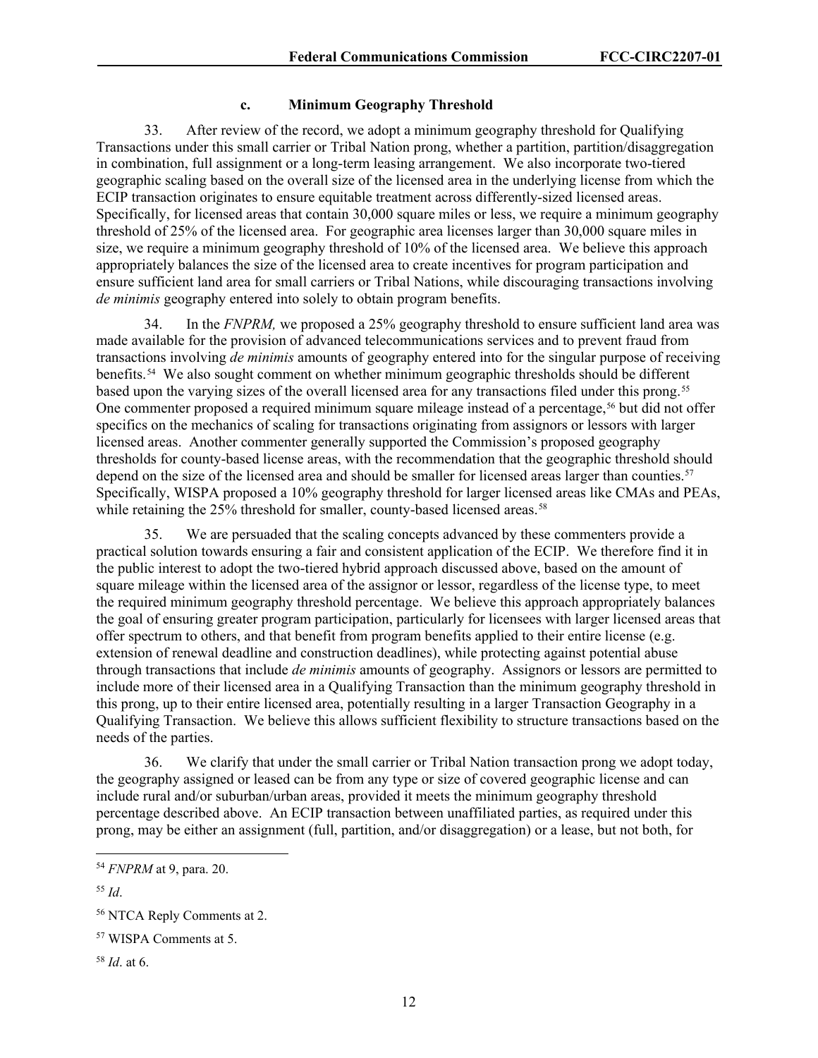### c. Minimum Geography Threshold

33. After review of the record, we adopt a minimum geography threshold for Qualifying Transactions under this small carrier or Tribal Nation prong, whether a partition, partition/disaggregation in combination, full assignment or a long-term leasing arrangement. We also incorporate two-tiered geographic scaling based on the overall size of the licensed area in the underlying license from which the ECIP transaction originates to ensure equitable treatment across differently-sized licensed areas. Specifically, for licensed areas that contain 30,000 square miles or less, we require a minimum geography threshold of 25% of the licensed area. For geographic area licenses larger than 30,000 square miles in size, we require a minimum geography threshold of 10% of the licensed area. We believe this approach appropriately balances the size of the licensed area to create incentives for program participation and ensure sufficient land area for small carriers or Tribal Nations, while discouraging transactions involving *de minimis* geography entered into solely to obtain program benefits.

34. In the *FNPRM,* we proposed a 25% geography threshold to ensure sufficient land area was made available for the provision of advanced telecommunications services and to prevent fraud from transactions involving *de minimis* amounts of geography entered into for the singular purpose of receiving benefits.[54] We also sought comment on whether minimum geographic thresholds should be different based upon the varying sizes of the overall licensed area for any transactions filed under this prong.[55] One commenter proposed a required minimum square mileage instead of a percentage,[56] but did not offer specifics on the mechanics of scaling for transactions originating from assignors or lessors with larger licensed areas. Another commenter generally supported the Commission's proposed geography thresholds for county-based license areas, with the recommendation that the geographic threshold should depend on the size of the licensed area and should be smaller for licensed areas larger than counties.[57] Specifically, WISPA proposed a 10% geography threshold for larger licensed areas like CMAs and PEAs, while retaining the 25% threshold for smaller, county-based licensed areas.[58]

35. We are persuaded that the scaling concepts advanced by these commenters provide a practical solution towards ensuring a fair and consistent application of the ECIP. We therefore find it in the public interest to adopt the two-tiered hybrid approach discussed above, based on the amount of square mileage within the licensed area of the assignor or lessor, regardless of the license type, to meet the required minimum geography threshold percentage. We believe this approach appropriately balances the goal of ensuring greater program participation, particularly for licensees with larger licensed areas that offer spectrum to others, and that benefit from program benefits applied to their entire license (e.g. extension of renewal deadline and construction deadlines), while protecting against potential abuse through transactions that include *de minimis* amounts of geography. Assignors or lessors are permitted to include more of their licensed area in a Qualifying Transaction than the minimum geography threshold in this prong, up to their entire licensed area, potentially resulting in a larger Transaction Geography in a Qualifying Transaction. We believe this allows sufficient flexibility to structure transactions based on the needs of the parties.

36. We clarify that under the small carrier or Tribal Nation transaction prong we adopt today, the geography assigned or leased can be from any type or size of covered geographic license and can include rural and/or suburban/urban areas, provided it meets the minimum geography threshold percentage described above. An ECIP transaction between unaffiliated parties, as required under this prong, may be either an assignment (full, partition, and/or disaggregation) or a lease, but not both, for

[54] *FNPRM* at 9, para. 20.

[55] *Id*.

[56] NTCA Reply Comments at 2.

[57] WISPA Comments at 5.

[58] *Id*. at 6.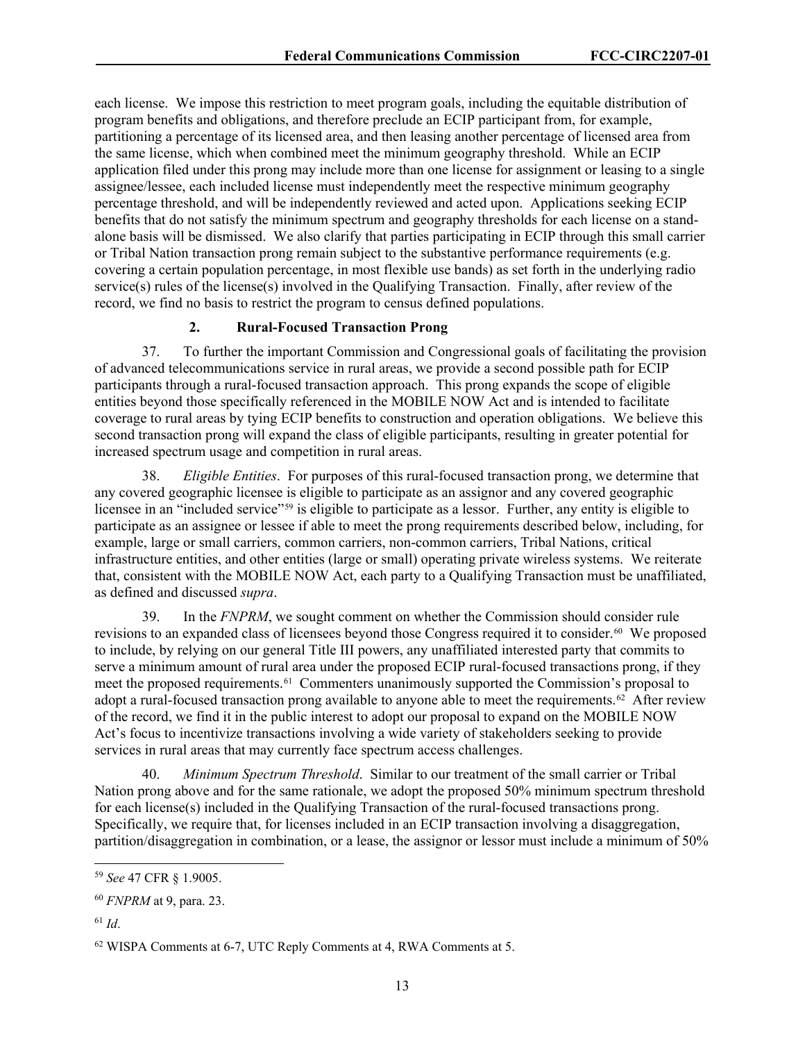each license. We impose this restriction to meet program goals, including the equitable distribution of program benefits and obligations, and therefore preclude an ECIP participant from, for example, partitioning a percentage of its licensed area, and then leasing another percentage of licensed area from the same license, which when combined meet the minimum geography threshold. While an ECIP application filed under this prong may include more than one license for assignment or leasing to a single assignee/lessee, each included license must independently meet the respective minimum geography percentage threshold, and will be independently reviewed and acted upon. Applications seeking ECIP benefits that do not satisfy the minimum spectrum and geography thresholds for each license on a stand-alone basis will be dismissed. We also clarify that parties participating in ECIP through this small carrier or Tribal Nation transaction prong remain subject to the substantive performance requirements (e.g. covering a certain population percentage, in most flexible use bands) as set forth in the underlying radio service(s) rules of the license(s) involved in the Qualifying Transaction. Finally, after review of the record, we find no basis to restrict the program to census defined populations.

### 2. Rural-Focused Transaction Prong

37. To further the important Commission and Congressional goals of facilitating the provision of advanced telecommunications service in rural areas, we provide a second possible path for ECIP participants through a rural-focused transaction approach. This prong expands the scope of eligible entities beyond those specifically referenced in the MOBILE NOW Act and is intended to facilitate coverage to rural areas by tying ECIP benefits to construction and operation obligations. We believe this second transaction prong will expand the class of eligible participants, resulting in greater potential for increased spectrum usage and competition in rural areas.

38. *Eligible Entities*. For purposes of this rural-focused transaction prong, we determine that any covered geographic licensee is eligible to participate as an assignor and any covered geographic licensee in an "included service"[59] is eligible to participate as a lessor. Further, any entity is eligible to participate as an assignee or lessee if able to meet the prong requirements described below, including, for example, large or small carriers, common carriers, non-common carriers, Tribal Nations, critical infrastructure entities, and other entities (large or small) operating private wireless systems. We reiterate that, consistent with the MOBILE NOW Act, each party to a Qualifying Transaction must be unaffiliated, as defined and discussed *supra*.

39. In the *FNPRM*, we sought comment on whether the Commission should consider rule revisions to an expanded class of licensees beyond those Congress required it to consider.[60] We proposed to include, by relying on our general Title III powers, any unaffiliated interested party that commits to serve a minimum amount of rural area under the proposed ECIP rural-focused transactions prong, if they meet the proposed requirements.[61] Commenters unanimously supported the Commission's proposal to adopt a rural-focused transaction prong available to anyone able to meet the requirements.[62] After review of the record, we find it in the public interest to adopt our proposal to expand on the MOBILE NOW Act's focus to incentivize transactions involving a wide variety of stakeholders seeking to provide services in rural areas that may currently face spectrum access challenges.

40. *Minimum Spectrum Threshold*. Similar to our treatment of the small carrier or Tribal Nation prong above and for the same rationale, we adopt the proposed 50% minimum spectrum threshold for each license(s) included in the Qualifying Transaction of the rural-focused transactions prong. Specifically, we require that, for licenses included in an ECIP transaction involving a disaggregation, partition/disaggregation in combination, or a lease, the assignor or lessor must include a minimum of 50%

---

[59] *See* 47 CFR § 1.9005.

[60] *FNPRM* at 9, para. 23.

[61] *Id*.

[62] WISPA Comments at 6-7, UTC Reply Comments at 4, RWA Comments at 5.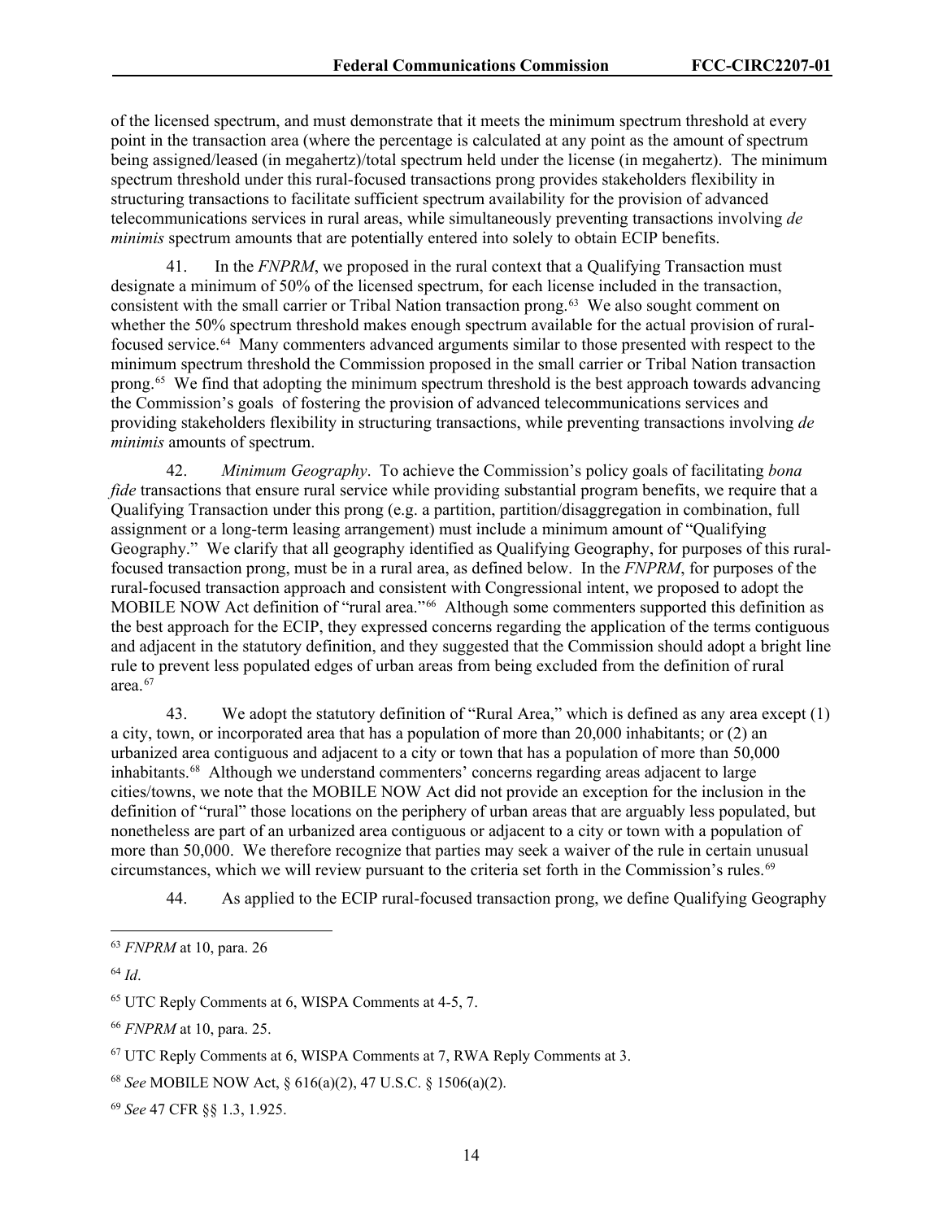of the licensed spectrum, and must demonstrate that it meets the minimum spectrum threshold at every point in the transaction area (where the percentage is calculated at any point as the amount of spectrum being assigned/leased (in megahertz)/total spectrum held under the license (in megahertz). The minimum spectrum threshold under this rural-focused transactions prong provides stakeholders flexibility in structuring transactions to facilitate sufficient spectrum availability for the provision of advanced telecommunications services in rural areas, while simultaneously preventing transactions involving *de minimis* spectrum amounts that are potentially entered into solely to obtain ECIP benefits.

41. In the *FNPRM*, we proposed in the rural context that a Qualifying Transaction must designate a minimum of 50% of the licensed spectrum, for each license included in the transaction, consistent with the small carrier or Tribal Nation transaction prong.[63] We also sought comment on whether the 50% spectrum threshold makes enough spectrum available for the actual provision of rural-focused service.[64] Many commenters advanced arguments similar to those presented with respect to the minimum spectrum threshold the Commission proposed in the small carrier or Tribal Nation transaction prong.[65] We find that adopting the minimum spectrum threshold is the best approach towards advancing the Commission's goals of fostering the provision of advanced telecommunications services and providing stakeholders flexibility in structuring transactions, while preventing transactions involving *de minimis* amounts of spectrum.

42. *Minimum Geography*. To achieve the Commission's policy goals of facilitating *bona fide* transactions that ensure rural service while providing substantial program benefits, we require that a Qualifying Transaction under this prong (e.g. a partition, partition/disaggregation in combination, full assignment or a long-term leasing arrangement) must include a minimum amount of "Qualifying Geography." We clarify that all geography identified as Qualifying Geography, for purposes of this rural-focused transaction prong, must be in a rural area, as defined below. In the *FNPRM*, for purposes of the rural-focused transaction approach and consistent with Congressional intent, we proposed to adopt the MOBILE NOW Act definition of "rural area."[66] Although some commenters supported this definition as the best approach for the ECIP, they expressed concerns regarding the application of the terms contiguous and adjacent in the statutory definition, and they suggested that the Commission should adopt a bright line rule to prevent less populated edges of urban areas from being excluded from the definition of rural area.[67]

43. We adopt the statutory definition of "Rural Area," which is defined as any area except (1) a city, town, or incorporated area that has a population of more than 20,000 inhabitants; or (2) an urbanized area contiguous and adjacent to a city or town that has a population of more than 50,000 inhabitants.[68] Although we understand commenters' concerns regarding areas adjacent to large cities/towns, we note that the MOBILE NOW Act did not provide an exception for the inclusion in the definition of "rural" those locations on the periphery of urban areas that are arguably less populated, but nonetheless are part of an urbanized area contiguous or adjacent to a city or town with a population of more than 50,000. We therefore recognize that parties may seek a waiver of the rule in certain unusual circumstances, which we will review pursuant to the criteria set forth in the Commission's rules.[69]

44. As applied to the ECIP rural-focused transaction prong, we define Qualifying Geography

---

[63] *FNPRM* at 10, para. 26

[64] *Id*.

[65] UTC Reply Comments at 6, WISPA Comments at 4-5, 7.

[66] *FNPRM* at 10, para. 25.

[67] UTC Reply Comments at 6, WISPA Comments at 7, RWA Reply Comments at 3.

[68] *See* MOBILE NOW Act, § 616(a)(2), 47 U.S.C. § 1506(a)(2).

[69] *See* 47 CFR §§ 1.3, 1.925.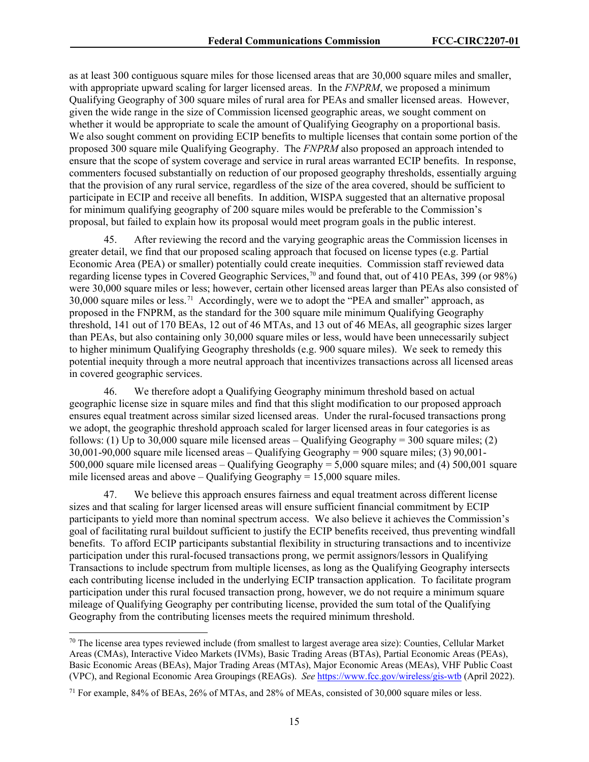as at least 300 contiguous square miles for those licensed areas that are 30,000 square miles and smaller, with appropriate upward scaling for larger licensed areas. In the *FNPRM*, we proposed a minimum Qualifying Geography of 300 square miles of rural area for PEAs and smaller licensed areas. However, given the wide range in the size of Commission licensed geographic areas, we sought comment on whether it would be appropriate to scale the amount of Qualifying Geography on a proportional basis. We also sought comment on providing ECIP benefits to multiple licenses that contain some portion of the proposed 300 square mile Qualifying Geography. The *FNPRM* also proposed an approach intended to ensure that the scope of system coverage and service in rural areas warranted ECIP benefits. In response, commenters focused substantially on reduction of our proposed geography thresholds, essentially arguing that the provision of any rural service, regardless of the size of the area covered, should be sufficient to participate in ECIP and receive all benefits. In addition, WISPA suggested that an alternative proposal for minimum qualifying geography of 200 square miles would be preferable to the Commission's proposal, but failed to explain how its proposal would meet program goals in the public interest.

45. After reviewing the record and the varying geographic areas the Commission licenses in greater detail, we find that our proposed scaling approach that focused on license types (e.g. Partial Economic Area (PEA) or smaller) potentially could create inequities. Commission staff reviewed data regarding license types in Covered Geographic Services,[70] and found that, out of 410 PEAs, 399 (or 98%) were 30,000 square miles or less; however, certain other licensed areas larger than PEAs also consisted of 30,000 square miles or less.[71] Accordingly, were we to adopt the "PEA and smaller" approach, as proposed in the FNPRM, as the standard for the 300 square mile minimum Qualifying Geography threshold, 141 out of 170 BEAs, 12 out of 46 MTAs, and 13 out of 46 MEAs, all geographic sizes larger than PEAs, but also containing only 30,000 square miles or less, would have been unnecessarily subject to higher minimum Qualifying Geography thresholds (e.g. 900 square miles). We seek to remedy this potential inequity through a more neutral approach that incentivizes transactions across all licensed areas in covered geographic services.

46. We therefore adopt a Qualifying Geography minimum threshold based on actual geographic license size in square miles and find that this slight modification to our proposed approach ensures equal treatment across similar sized licensed areas. Under the rural-focused transactions prong we adopt, the geographic threshold approach scaled for larger licensed areas in four categories is as follows: (1) Up to 30,000 square mile licensed areas – Qualifying Geography = 300 square miles; (2) 30,001-90,000 square mile licensed areas – Qualifying Geography = 900 square miles; (3) 90,001-500,000 square mile licensed areas – Qualifying Geography = 5,000 square miles; and (4) 500,001 square mile licensed areas and above – Qualifying Geography = 15,000 square miles.

47. We believe this approach ensures fairness and equal treatment across different license sizes and that scaling for larger licensed areas will ensure sufficient financial commitment by ECIP participants to yield more than nominal spectrum access. We also believe it achieves the Commission's goal of facilitating rural buildout sufficient to justify the ECIP benefits received, thus preventing windfall benefits. To afford ECIP participants substantial flexibility in structuring transactions and to incentivize participation under this rural-focused transactions prong, we permit assignors/lessors in Qualifying Transactions to include spectrum from multiple licenses, as long as the Qualifying Geography intersects each contributing license included in the underlying ECIP transaction application. To facilitate program participation under this rural focused transaction prong, however, we do not require a minimum square mileage of Qualifying Geography per contributing license, provided the sum total of the Qualifying Geography from the contributing licenses meets the required minimum threshold.

[70] The license area types reviewed include (from smallest to largest average area size): Counties, Cellular Market Areas (CMAs), Interactive Video Markets (IVMs), Basic Trading Areas (BTAs), Partial Economic Areas (PEAs), Basic Economic Areas (BEAs), Major Trading Areas (MTAs), Major Economic Areas (MEAs), VHF Public Coast (VPC), and Regional Economic Area Groupings (REAGs). *See* https://www.fcc.gov/wireless/gis-wtb (April 2022).

[71] For example, 84% of BEAs, 26% of MTAs, and 28% of MEAs, consisted of 30,000 square miles or less.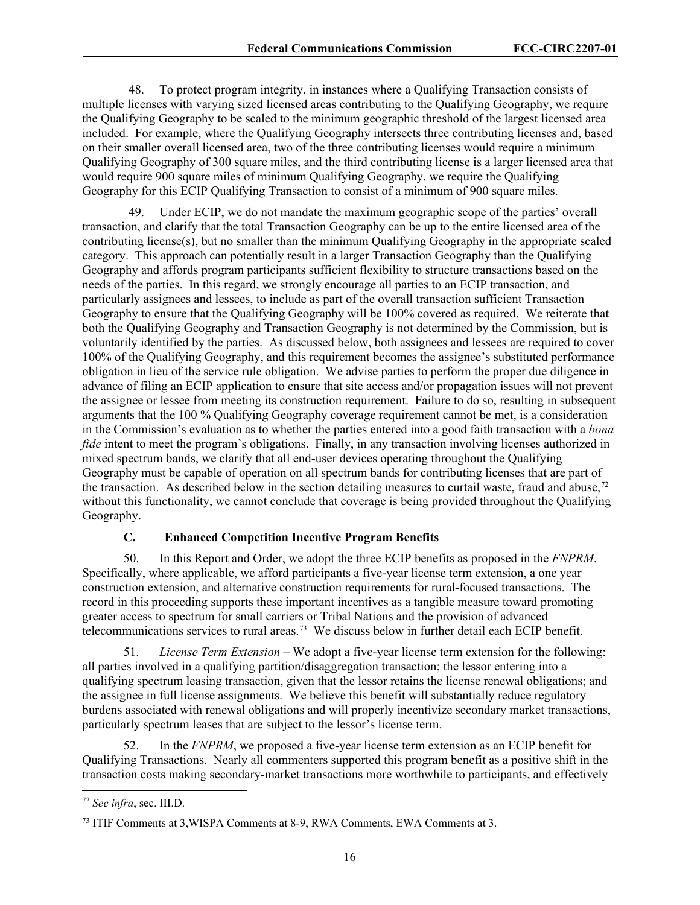48. To protect program integrity, in instances where a Qualifying Transaction consists of multiple licenses with varying sized licensed areas contributing to the Qualifying Geography, we require the Qualifying Geography to be scaled to the minimum geographic threshold of the largest licensed area included. For example, where the Qualifying Geography intersects three contributing licenses and, based on their smaller overall licensed area, two of the three contributing licenses would require a minimum Qualifying Geography of 300 square miles, and the third contributing license is a larger licensed area that would require 900 square miles of minimum Qualifying Geography, we require the Qualifying Geography for this ECIP Qualifying Transaction to consist of a minimum of 900 square miles.

49. Under ECIP, we do not mandate the maximum geographic scope of the parties' overall transaction, and clarify that the total Transaction Geography can be up to the entire licensed area of the contributing license(s), but no smaller than the minimum Qualifying Geography in the appropriate scaled category. This approach can potentially result in a larger Transaction Geography than the Qualifying Geography and affords program participants sufficient flexibility to structure transactions based on the needs of the parties. In this regard, we strongly encourage all parties to an ECIP transaction, and particularly assignees and lessees, to include as part of the overall transaction sufficient Transaction Geography to ensure that the Qualifying Geography will be 100% covered as required. We reiterate that both the Qualifying Geography and Transaction Geography is not determined by the Commission, but is voluntarily identified by the parties. As discussed below, both assignees and lessees are required to cover 100% of the Qualifying Geography, and this requirement becomes the assignee's substituted performance obligation in lieu of the service rule obligation. We advise parties to perform the proper due diligence in advance of filing an ECIP application to ensure that site access and/or propagation issues will not prevent the assignee or lessee from meeting its construction requirement. Failure to do so, resulting in subsequent arguments that the 100 % Qualifying Geography coverage requirement cannot be met, is a consideration in the Commission's evaluation as to whether the parties entered into a good faith transaction with a *bona fide* intent to meet the program's obligations. Finally, in any transaction involving licenses authorized in mixed spectrum bands, we clarify that all end-user devices operating throughout the Qualifying Geography must be capable of operation on all spectrum bands for contributing licenses that are part of the transaction. As described below in the section detailing measures to curtail waste, fraud and abuse,[72] without this functionality, we cannot conclude that coverage is being provided throughout the Qualifying Geography.

### C. Enhanced Competition Incentive Program Benefits

50. In this Report and Order, we adopt the three ECIP benefits as proposed in the *FNPRM*. Specifically, where applicable, we afford participants a five-year license term extension, a one year construction extension, and alternative construction requirements for rural-focused transactions. The record in this proceeding supports these important incentives as a tangible measure toward promoting greater access to spectrum for small carriers or Tribal Nations and the provision of advanced telecommunications services to rural areas.[73] We discuss below in further detail each ECIP benefit.

51. *License Term Extension* – We adopt a five-year license term extension for the following: all parties involved in a qualifying partition/disaggregation transaction; the lessor entering into a qualifying spectrum leasing transaction, given that the lessor retains the license renewal obligations; and the assignee in full license assignments. We believe this benefit will substantially reduce regulatory burdens associated with renewal obligations and will properly incentivize secondary market transactions, particularly spectrum leases that are subject to the lessor's license term.

52. In the *FNPRM*, we proposed a five-year license term extension as an ECIP benefit for Qualifying Transactions. Nearly all commenters supported this program benefit as a positive shift in the transaction costs making secondary-market transactions more worthwhile to participants, and effectively

---

[72] *See infra*, sec. III.D.

[73] ITIF Comments at 3,WISPA Comments at 8-9, RWA Comments, EWA Comments at 3.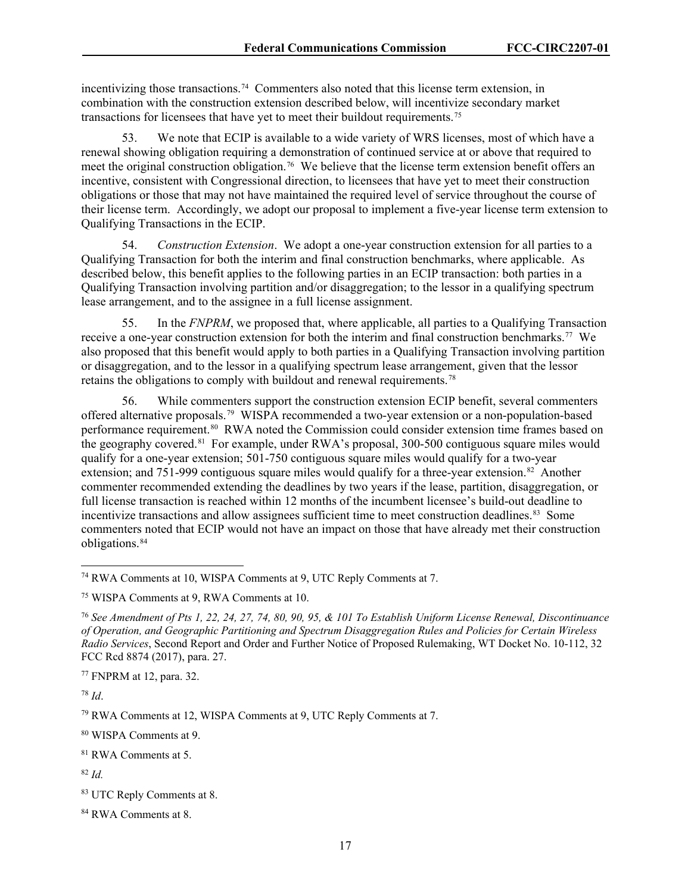incentivizing those transactions.[74] Commenters also noted that this license term extension, in combination with the construction extension described below, will incentivize secondary market transactions for licensees that have yet to meet their buildout requirements.[75]

53. We note that ECIP is available to a wide variety of WRS licenses, most of which have a renewal showing obligation requiring a demonstration of continued service at or above that required to meet the original construction obligation.[76] We believe that the license term extension benefit offers an incentive, consistent with Congressional direction, to licensees that have yet to meet their construction obligations or those that may not have maintained the required level of service throughout the course of their license term. Accordingly, we adopt our proposal to implement a five-year license term extension to Qualifying Transactions in the ECIP.

54. *Construction Extension*. We adopt a one-year construction extension for all parties to a Qualifying Transaction for both the interim and final construction benchmarks, where applicable. As described below, this benefit applies to the following parties in an ECIP transaction: both parties in a Qualifying Transaction involving partition and/or disaggregation; to the lessor in a qualifying spectrum lease arrangement, and to the assignee in a full license assignment.

55. In the *FNPRM*, we proposed that, where applicable, all parties to a Qualifying Transaction receive a one-year construction extension for both the interim and final construction benchmarks.[77] We also proposed that this benefit would apply to both parties in a Qualifying Transaction involving partition or disaggregation, and to the lessor in a qualifying spectrum lease arrangement, given that the lessor retains the obligations to comply with buildout and renewal requirements.[78]

56. While commenters support the construction extension ECIP benefit, several commenters offered alternative proposals.[79] WISPA recommended a two-year extension or a non-population-based performance requirement.[80] RWA noted the Commission could consider extension time frames based on the geography covered.[81] For example, under RWA's proposal, 300-500 contiguous square miles would qualify for a one-year extension; 501-750 contiguous square miles would qualify for a two-year extension; and 751-999 contiguous square miles would qualify for a three-year extension.[82] Another commenter recommended extending the deadlines by two years if the lease, partition, disaggregation, or full license transaction is reached within 12 months of the incumbent licensee's build-out deadline to incentivize transactions and allow assignees sufficient time to meet construction deadlines.[83] Some commenters noted that ECIP would not have an impact on those that have already met their construction obligations.[84]

---

[74] RWA Comments at 10, WISPA Comments at 9, UTC Reply Comments at 7.

[75] WISPA Comments at 9, RWA Comments at 10.

[76] *See Amendment of Pts 1, 22, 24, 27, 74, 80, 90, 95, & 101 To Establish Uniform License Renewal, Discontinuance of Operation, and Geographic Partitioning and Spectrum Disaggregation Rules and Policies for Certain Wireless Radio Services*, Second Report and Order and Further Notice of Proposed Rulemaking, WT Docket No. 10-112, 32 FCC Rcd 8874 (2017), para. 27.

[77] FNPRM at 12, para. 32.

[78] *Id*.

[79] RWA Comments at 12, WISPA Comments at 9, UTC Reply Comments at 7.

[80] WISPA Comments at 9.

[81] RWA Comments at 5.

[82] *Id.*

[83] UTC Reply Comments at 8.

[84] RWA Comments at 8.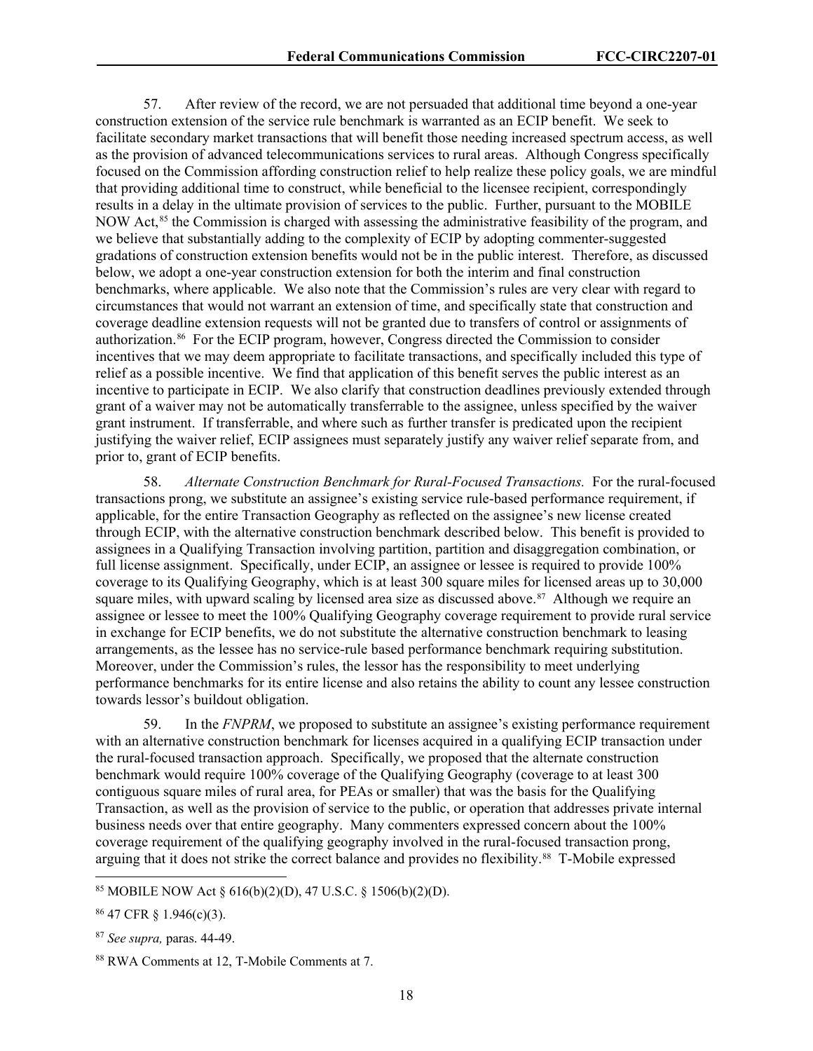57. After review of the record, we are not persuaded that additional time beyond a one-year construction extension of the service rule benchmark is warranted as an ECIP benefit. We seek to facilitate secondary market transactions that will benefit those needing increased spectrum access, as well as the provision of advanced telecommunications services to rural areas. Although Congress specifically focused on the Commission affording construction relief to help realize these policy goals, we are mindful that providing additional time to construct, while beneficial to the licensee recipient, correspondingly results in a delay in the ultimate provision of services to the public. Further, pursuant to the MOBILE NOW Act,[85] the Commission is charged with assessing the administrative feasibility of the program, and we believe that substantially adding to the complexity of ECIP by adopting commenter-suggested gradations of construction extension benefits would not be in the public interest. Therefore, as discussed below, we adopt a one-year construction extension for both the interim and final construction benchmarks, where applicable. We also note that the Commission's rules are very clear with regard to circumstances that would not warrant an extension of time, and specifically state that construction and coverage deadline extension requests will not be granted due to transfers of control or assignments of authorization.[86] For the ECIP program, however, Congress directed the Commission to consider incentives that we may deem appropriate to facilitate transactions, and specifically included this type of relief as a possible incentive. We find that application of this benefit serves the public interest as an incentive to participate in ECIP. We also clarify that construction deadlines previously extended through grant of a waiver may not be automatically transferrable to the assignee, unless specified by the waiver grant instrument. If transferrable, and where such as further transfer is predicated upon the recipient justifying the waiver relief, ECIP assignees must separately justify any waiver relief separate from, and prior to, grant of ECIP benefits.

58. *Alternate Construction Benchmark for Rural-Focused Transactions.* For the rural-focused transactions prong, we substitute an assignee's existing service rule-based performance requirement, if applicable, for the entire Transaction Geography as reflected on the assignee's new license created through ECIP, with the alternative construction benchmark described below. This benefit is provided to assignees in a Qualifying Transaction involving partition, partition and disaggregation combination, or full license assignment. Specifically, under ECIP, an assignee or lessee is required to provide 100% coverage to its Qualifying Geography, which is at least 300 square miles for licensed areas up to 30,000 square miles, with upward scaling by licensed area size as discussed above.[87] Although we require an assignee or lessee to meet the 100% Qualifying Geography coverage requirement to provide rural service in exchange for ECIP benefits, we do not substitute the alternative construction benchmark to leasing arrangements, as the lessee has no service-rule based performance benchmark requiring substitution. Moreover, under the Commission's rules, the lessor has the responsibility to meet underlying performance benchmarks for its entire license and also retains the ability to count any lessee construction towards lessor's buildout obligation.

59. In the *FNPRM*, we proposed to substitute an assignee's existing performance requirement with an alternative construction benchmark for licenses acquired in a qualifying ECIP transaction under the rural-focused transaction approach. Specifically, we proposed that the alternate construction benchmark would require 100% coverage of the Qualifying Geography (coverage to at least 300 contiguous square miles of rural area, for PEAs or smaller) that was the basis for the Qualifying Transaction, as well as the provision of service to the public, or operation that addresses private internal business needs over that entire geography. Many commenters expressed concern about the 100% coverage requirement of the qualifying geography involved in the rural-focused transaction prong, arguing that it does not strike the correct balance and provides no flexibility.[88] T-Mobile expressed

---

[85] MOBILE NOW Act § 616(b)(2)(D), 47 U.S.C. § 1506(b)(2)(D).

[86] 47 CFR § 1.946(c)(3).

[87] *See supra,* paras. 44-49.

[88] RWA Comments at 12, T-Mobile Comments at 7.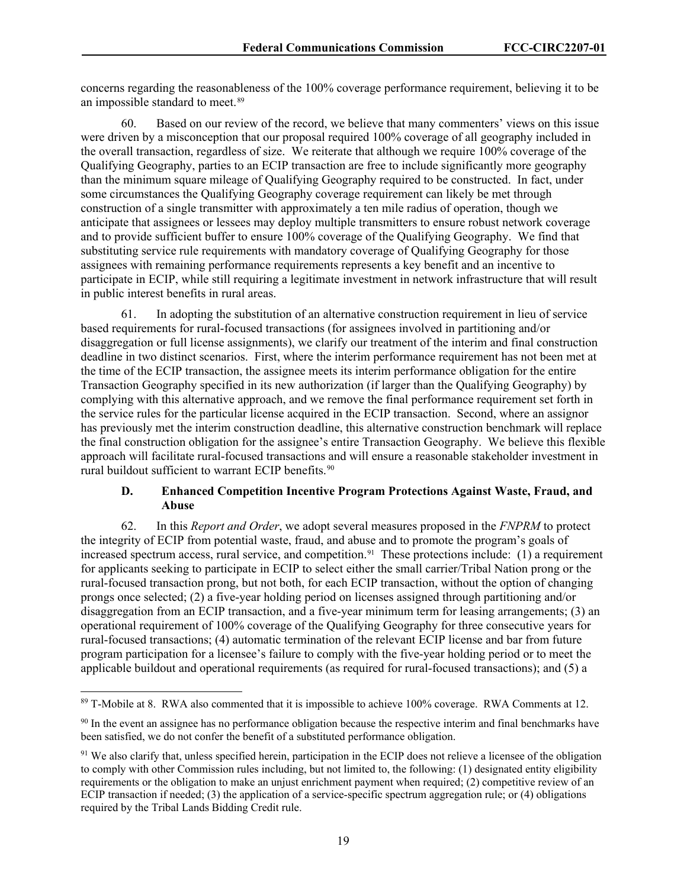concerns regarding the reasonableness of the 100% coverage performance requirement, believing it to be an impossible standard to meet.[89]

60. Based on our review of the record, we believe that many commenters' views on this issue were driven by a misconception that our proposal required 100% coverage of all geography included in the overall transaction, regardless of size. We reiterate that although we require 100% coverage of the Qualifying Geography, parties to an ECIP transaction are free to include significantly more geography than the minimum square mileage of Qualifying Geography required to be constructed. In fact, under some circumstances the Qualifying Geography coverage requirement can likely be met through construction of a single transmitter with approximately a ten mile radius of operation, though we anticipate that assignees or lessees may deploy multiple transmitters to ensure robust network coverage and to provide sufficient buffer to ensure 100% coverage of the Qualifying Geography. We find that substituting service rule requirements with mandatory coverage of Qualifying Geography for those assignees with remaining performance requirements represents a key benefit and an incentive to participate in ECIP, while still requiring a legitimate investment in network infrastructure that will result in public interest benefits in rural areas.

61. In adopting the substitution of an alternative construction requirement in lieu of service based requirements for rural-focused transactions (for assignees involved in partitioning and/or disaggregation or full license assignments), we clarify our treatment of the interim and final construction deadline in two distinct scenarios. First, where the interim performance requirement has not been met at the time of the ECIP transaction, the assignee meets its interim performance obligation for the entire Transaction Geography specified in its new authorization (if larger than the Qualifying Geography) by complying with this alternative approach, and we remove the final performance requirement set forth in the service rules for the particular license acquired in the ECIP transaction. Second, where an assignor has previously met the interim construction deadline, this alternative construction benchmark will replace the final construction obligation for the assignee's entire Transaction Geography. We believe this flexible approach will facilitate rural-focused transactions and will ensure a reasonable stakeholder investment in rural buildout sufficient to warrant ECIP benefits.[90]

### D. Enhanced Competition Incentive Program Protections Against Waste, Fraud, and Abuse

62. In this *Report and Order*, we adopt several measures proposed in the *FNPRM* to protect the integrity of ECIP from potential waste, fraud, and abuse and to promote the program's goals of increased spectrum access, rural service, and competition.[91] These protections include: (1) a requirement for applicants seeking to participate in ECIP to select either the small carrier/Tribal Nation prong or the rural-focused transaction prong, but not both, for each ECIP transaction, without the option of changing prongs once selected; (2) a five-year holding period on licenses assigned through partitioning and/or disaggregation from an ECIP transaction, and a five-year minimum term for leasing arrangements; (3) an operational requirement of 100% coverage of the Qualifying Geography for three consecutive years for rural-focused transactions; (4) automatic termination of the relevant ECIP license and bar from future program participation for a licensee's failure to comply with the five-year holding period or to meet the applicable buildout and operational requirements (as required for rural-focused transactions); and (5) a

---

[89] T-Mobile at 8. RWA also commented that it is impossible to achieve 100% coverage. RWA Comments at 12.

[90] In the event an assignee has no performance obligation because the respective interim and final benchmarks have been satisfied, we do not confer the benefit of a substituted performance obligation.

[91] We also clarify that, unless specified herein, participation in the ECIP does not relieve a licensee of the obligation to comply with other Commission rules including, but not limited to, the following: (1) designated entity eligibility requirements or the obligation to make an unjust enrichment payment when required; (2) competitive review of an ECIP transaction if needed; (3) the application of a service-specific spectrum aggregation rule; or (4) obligations required by the Tribal Lands Bidding Credit rule.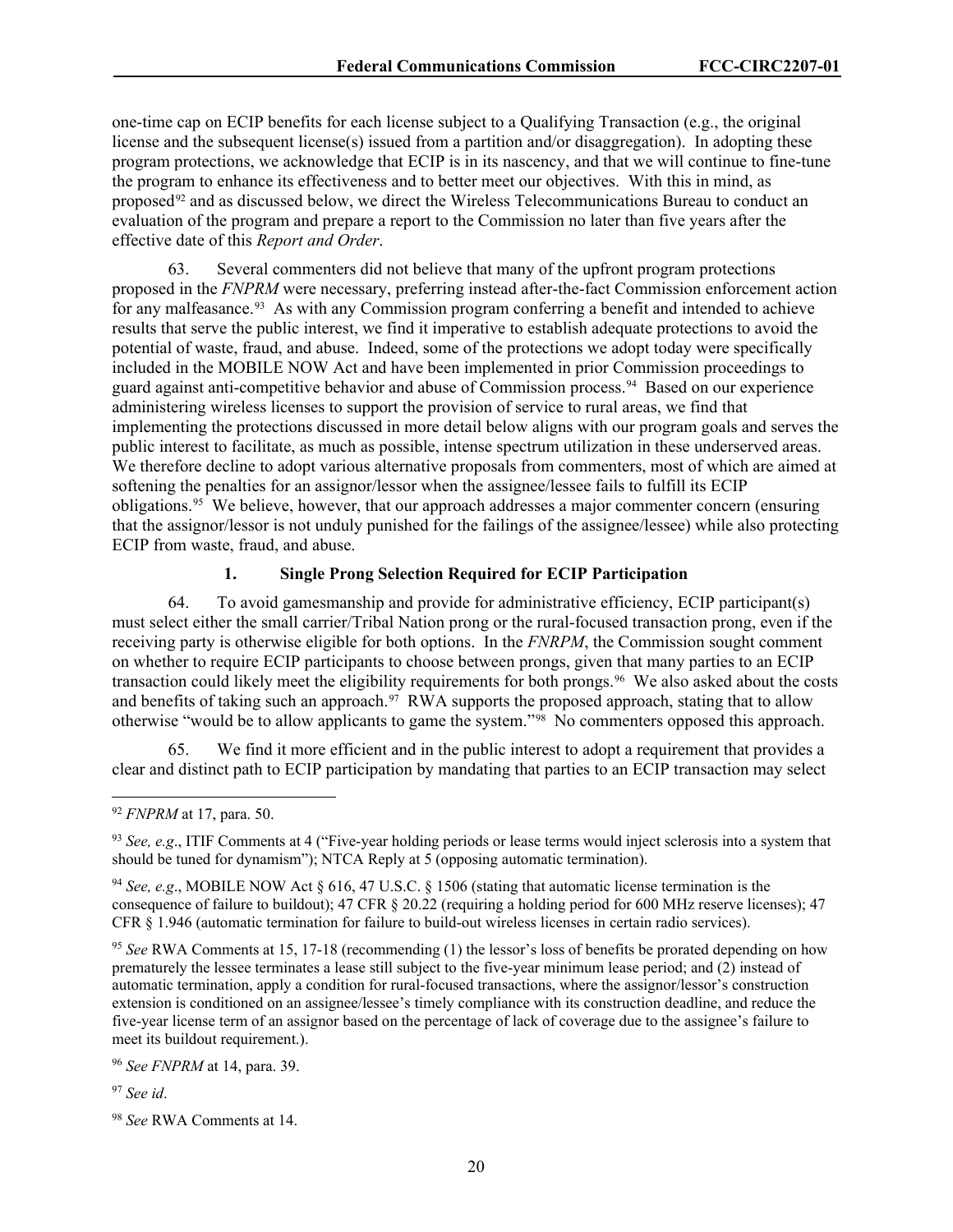one-time cap on ECIP benefits for each license subject to a Qualifying Transaction (e.g., the original license and the subsequent license(s) issued from a partition and/or disaggregation). In adopting these program protections, we acknowledge that ECIP is in its nascency, and that we will continue to fine-tune the program to enhance its effectiveness and to better meet our objectives. With this in mind, as proposed[92] and as discussed below, we direct the Wireless Telecommunications Bureau to conduct an evaluation of the program and prepare a report to the Commission no later than five years after the effective date of this *Report and Order*.

63. Several commenters did not believe that many of the upfront program protections proposed in the *FNPRM* were necessary, preferring instead after-the-fact Commission enforcement action for any malfeasance.[93] As with any Commission program conferring a benefit and intended to achieve results that serve the public interest, we find it imperative to establish adequate protections to avoid the potential of waste, fraud, and abuse. Indeed, some of the protections we adopt today were specifically included in the MOBILE NOW Act and have been implemented in prior Commission proceedings to guard against anti-competitive behavior and abuse of Commission process.[94] Based on our experience administering wireless licenses to support the provision of service to rural areas, we find that implementing the protections discussed in more detail below aligns with our program goals and serves the public interest to facilitate, as much as possible, intense spectrum utilization in these underserved areas. We therefore decline to adopt various alternative proposals from commenters, most of which are aimed at softening the penalties for an assignor/lessor when the assignee/lessee fails to fulfill its ECIP obligations.[95] We believe, however, that our approach addresses a major commenter concern (ensuring that the assignor/lessor is not unduly punished for the failings of the assignee/lessee) while also protecting ECIP from waste, fraud, and abuse.

### 1. Single Prong Selection Required for ECIP Participation

64. To avoid gamesmanship and provide for administrative efficiency, ECIP participant(s) must select either the small carrier/Tribal Nation prong or the rural-focused transaction prong, even if the receiving party is otherwise eligible for both options. In the *FNRPM*, the Commission sought comment on whether to require ECIP participants to choose between prongs, given that many parties to an ECIP transaction could likely meet the eligibility requirements for both prongs.[96] We also asked about the costs and benefits of taking such an approach.[97] RWA supports the proposed approach, stating that to allow otherwise "would be to allow applicants to game the system."[98] No commenters opposed this approach.

65. We find it more efficient and in the public interest to adopt a requirement that provides a clear and distinct path to ECIP participation by mandating that parties to an ECIP transaction may select

---

[92] *FNPRM* at 17, para. 50.

[93] *See, e.g*., ITIF Comments at 4 ("Five-year holding periods or lease terms would inject sclerosis into a system that should be tuned for dynamism"); NTCA Reply at 5 (opposing automatic termination).

[94] *See, e.g*., MOBILE NOW Act § 616, 47 U.S.C. § 1506 (stating that automatic license termination is the consequence of failure to buildout); 47 CFR § 20.22 (requiring a holding period for 600 MHz reserve licenses); 47 CFR § 1.946 (automatic termination for failure to build-out wireless licenses in certain radio services).

[95] *See* RWA Comments at 15, 17-18 (recommending (1) the lessor's loss of benefits be prorated depending on how prematurely the lessee terminates a lease still subject to the five-year minimum lease period; and (2) instead of automatic termination, apply a condition for rural-focused transactions, where the assignor/lessor's construction extension is conditioned on an assignee/lessee's timely compliance with its construction deadline, and reduce the five-year license term of an assignor based on the percentage of lack of coverage due to the assignee's failure to meet its buildout requirement.).

[96] *See FNPRM* at 14, para. 39.

[97] *See id*.

[98] *See* RWA Comments at 14.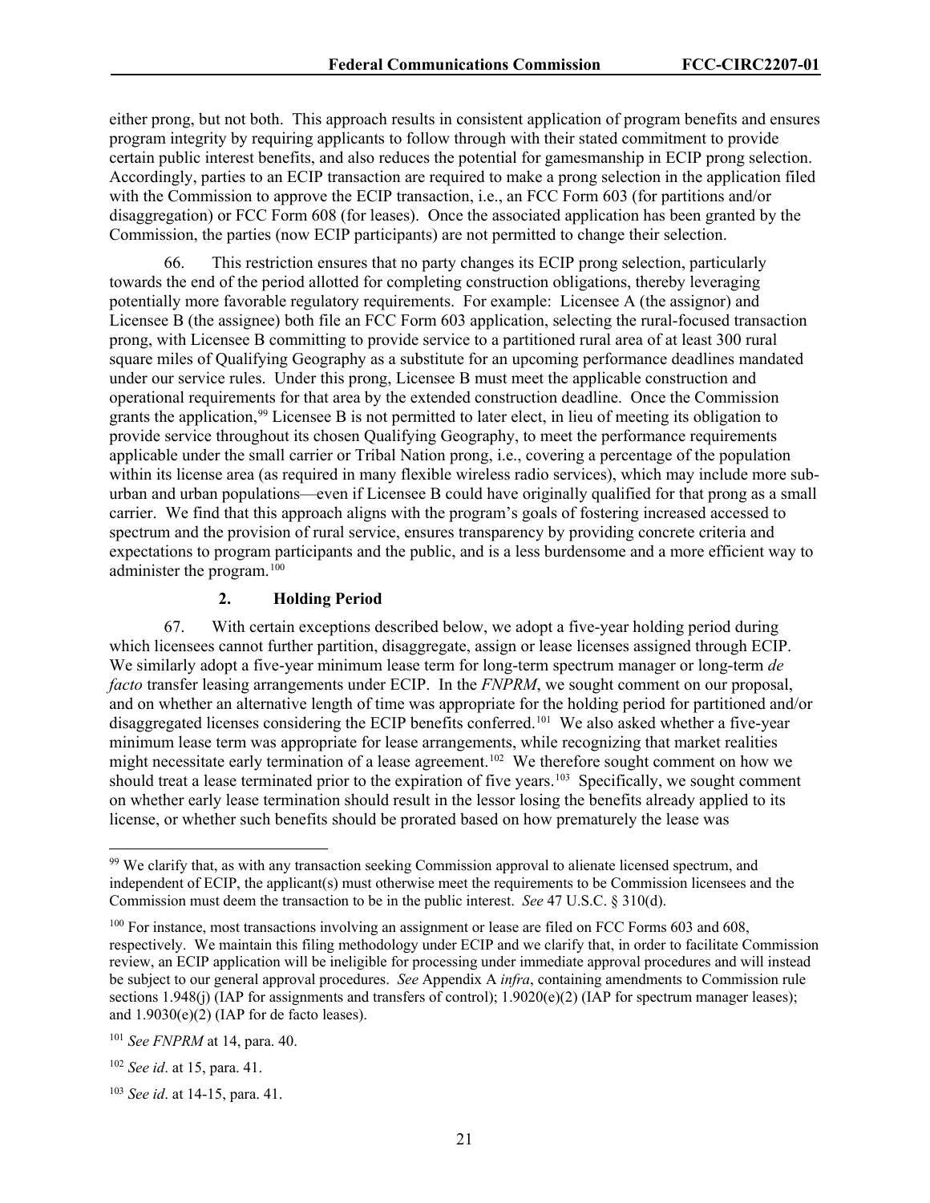either prong, but not both. This approach results in consistent application of program benefits and ensures program integrity by requiring applicants to follow through with their stated commitment to provide certain public interest benefits, and also reduces the potential for gamesmanship in ECIP prong selection. Accordingly, parties to an ECIP transaction are required to make a prong selection in the application filed with the Commission to approve the ECIP transaction, i.e., an FCC Form 603 (for partitions and/or disaggregation) or FCC Form 608 (for leases). Once the associated application has been granted by the Commission, the parties (now ECIP participants) are not permitted to change their selection.

66. This restriction ensures that no party changes its ECIP prong selection, particularly towards the end of the period allotted for completing construction obligations, thereby leveraging potentially more favorable regulatory requirements. For example: Licensee A (the assignor) and Licensee B (the assignee) both file an FCC Form 603 application, selecting the rural-focused transaction prong, with Licensee B committing to provide service to a partitioned rural area of at least 300 rural square miles of Qualifying Geography as a substitute for an upcoming performance deadlines mandated under our service rules. Under this prong, Licensee B must meet the applicable construction and operational requirements for that area by the extended construction deadline. Once the Commission grants the application,[99] Licensee B is not permitted to later elect, in lieu of meeting its obligation to provide service throughout its chosen Qualifying Geography, to meet the performance requirements applicable under the small carrier or Tribal Nation prong, i.e., covering a percentage of the population within its license area (as required in many flexible wireless radio services), which may include more sub-urban and urban populations—even if Licensee B could have originally qualified for that prong as a small carrier. We find that this approach aligns with the program's goals of fostering increased accessed to spectrum and the provision of rural service, ensures transparency by providing concrete criteria and expectations to program participants and the public, and is a less burdensome and a more efficient way to administer the program.[100]

### 2. Holding Period

67. With certain exceptions described below, we adopt a five-year holding period during which licensees cannot further partition, disaggregate, assign or lease licenses assigned through ECIP. We similarly adopt a five-year minimum lease term for long-term spectrum manager or long-term *de facto* transfer leasing arrangements under ECIP. In the *FNPRM*, we sought comment on our proposal, and on whether an alternative length of time was appropriate for the holding period for partitioned and/or disaggregated licenses considering the ECIP benefits conferred.[101] We also asked whether a five-year minimum lease term was appropriate for lease arrangements, while recognizing that market realities might necessitate early termination of a lease agreement.[102] We therefore sought comment on how we should treat a lease terminated prior to the expiration of five years.[103] Specifically, we sought comment on whether early lease termination should result in the lessor losing the benefits already applied to its license, or whether such benefits should be prorated based on how prematurely the lease was

---

[99] We clarify that, as with any transaction seeking Commission approval to alienate licensed spectrum, and independent of ECIP, the applicant(s) must otherwise meet the requirements to be Commission licensees and the Commission must deem the transaction to be in the public interest. *See* 47 U.S.C. § 310(d).

[100] For instance, most transactions involving an assignment or lease are filed on FCC Forms 603 and 608, respectively. We maintain this filing methodology under ECIP and we clarify that, in order to facilitate Commission review, an ECIP application will be ineligible for processing under immediate approval procedures and will instead be subject to our general approval procedures. *See* Appendix A *infra*, containing amendments to Commission rule sections 1.948(j) (IAP for assignments and transfers of control); 1.9020(e)(2) (IAP for spectrum manager leases); and 1.9030(e)(2) (IAP for de facto leases).

[101] *See FNPRM* at 14, para. 40.

[102] *See id*. at 15, para. 41.

[103] *See id*. at 14-15, para. 41.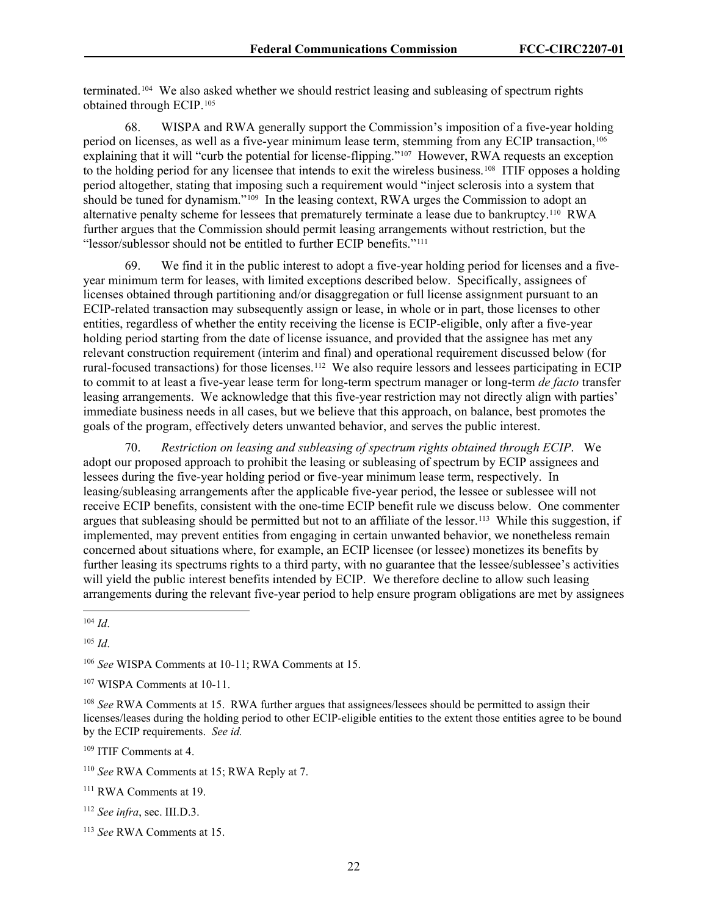terminated.[104] We also asked whether we should restrict leasing and subleasing of spectrum rights obtained through ECIP.[105]

68. WISPA and RWA generally support the Commission's imposition of a five-year holding period on licenses, as well as a five-year minimum lease term, stemming from any ECIP transaction,[106] explaining that it will "curb the potential for license-flipping."[107] However, RWA requests an exception to the holding period for any licensee that intends to exit the wireless business.[108] ITIF opposes a holding period altogether, stating that imposing such a requirement would "inject sclerosis into a system that should be tuned for dynamism."[109] In the leasing context, RWA urges the Commission to adopt an alternative penalty scheme for lessees that prematurely terminate a lease due to bankruptcy.[110] RWA further argues that the Commission should permit leasing arrangements without restriction, but the "lessor/sublessor should not be entitled to further ECIP benefits."[111]

69. We find it in the public interest to adopt a five-year holding period for licenses and a five-year minimum term for leases, with limited exceptions described below. Specifically, assignees of licenses obtained through partitioning and/or disaggregation or full license assignment pursuant to an ECIP-related transaction may subsequently assign or lease, in whole or in part, those licenses to other entities, regardless of whether the entity receiving the license is ECIP-eligible, only after a five-year holding period starting from the date of license issuance, and provided that the assignee has met any relevant construction requirement (interim and final) and operational requirement discussed below (for rural-focused transactions) for those licenses.[112] We also require lessors and lessees participating in ECIP to commit to at least a five-year lease term for long-term spectrum manager or long-term *de facto* transfer leasing arrangements. We acknowledge that this five-year restriction may not directly align with parties' immediate business needs in all cases, but we believe that this approach, on balance, best promotes the goals of the program, effectively deters unwanted behavior, and serves the public interest.

70. *Restriction on leasing and subleasing of spectrum rights obtained through ECIP*. We adopt our proposed approach to prohibit the leasing or subleasing of spectrum by ECIP assignees and lessees during the five-year holding period or five-year minimum lease term, respectively. In leasing/subleasing arrangements after the applicable five-year period, the lessee or sublessee will not receive ECIP benefits, consistent with the one-time ECIP benefit rule we discuss below. One commenter argues that subleasing should be permitted but not to an affiliate of the lessor.[113] While this suggestion, if implemented, may prevent entities from engaging in certain unwanted behavior, we nonetheless remain concerned about situations where, for example, an ECIP licensee (or lessee) monetizes its benefits by further leasing its spectrums rights to a third party, with no guarantee that the lessee/sublessee's activities will yield the public interest benefits intended by ECIP. We therefore decline to allow such leasing arrangements during the relevant five-year period to help ensure program obligations are met by assignees

[104] *Id*.

[105] *Id*.

[106] *See* WISPA Comments at 10-11; RWA Comments at 15.

[107] WISPA Comments at 10-11.

[108] *See* RWA Comments at 15. RWA further argues that assignees/lessees should be permitted to assign their licenses/leases during the holding period to other ECIP-eligible entities to the extent those entities agree to be bound by the ECIP requirements. *See id.*

[109] ITIF Comments at 4.

[110] *See* RWA Comments at 15; RWA Reply at 7.

[111] RWA Comments at 19.

[112] *See infra*, sec. III.D.3.

[113] *See* RWA Comments at 15.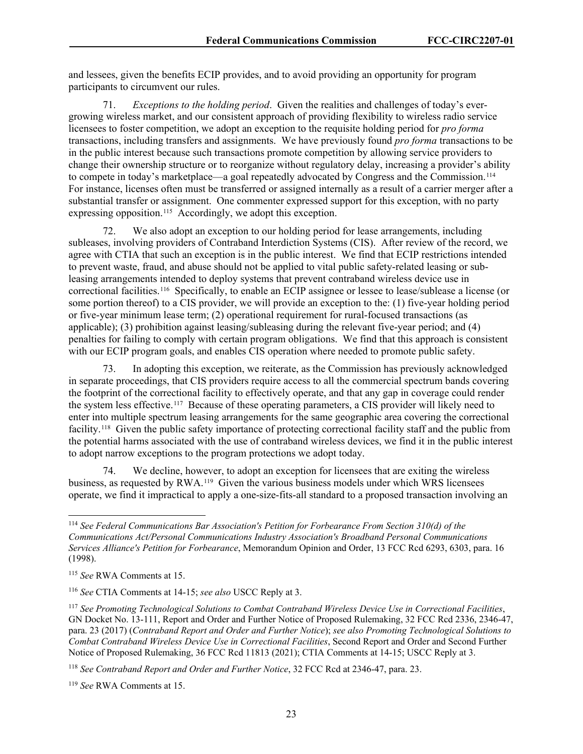and lessees, given the benefits ECIP provides, and to avoid providing an opportunity for program participants to circumvent our rules.

71. *Exceptions to the holding period*. Given the realities and challenges of today's ever-growing wireless market, and our consistent approach of providing flexibility to wireless radio service licensees to foster competition, we adopt an exception to the requisite holding period for *pro forma* transactions, including transfers and assignments. We have previously found *pro forma* transactions to be in the public interest because such transactions promote competition by allowing service providers to change their ownership structure or to reorganize without regulatory delay, increasing a provider's ability to compete in today's marketplace—a goal repeatedly advocated by Congress and the Commission.[114] For instance, licenses often must be transferred or assigned internally as a result of a carrier merger after a substantial transfer or assignment. One commenter expressed support for this exception, with no party expressing opposition.[115] Accordingly, we adopt this exception.

72. We also adopt an exception to our holding period for lease arrangements, including subleases, involving providers of Contraband Interdiction Systems (CIS). After review of the record, we agree with CTIA that such an exception is in the public interest. We find that ECIP restrictions intended to prevent waste, fraud, and abuse should not be applied to vital public safety-related leasing or sub-leasing arrangements intended to deploy systems that prevent contraband wireless device use in correctional facilities.[116] Specifically, to enable an ECIP assignee or lessee to lease/sublease a license (or some portion thereof) to a CIS provider, we will provide an exception to the: (1) five-year holding period or five-year minimum lease term; (2) operational requirement for rural-focused transactions (as applicable); (3) prohibition against leasing/subleasing during the relevant five-year period; and (4) penalties for failing to comply with certain program obligations. We find that this approach is consistent with our ECIP program goals, and enables CIS operation where needed to promote public safety.

73. In adopting this exception, we reiterate, as the Commission has previously acknowledged in separate proceedings, that CIS providers require access to all the commercial spectrum bands covering the footprint of the correctional facility to effectively operate, and that any gap in coverage could render the system less effective.[117] Because of these operating parameters, a CIS provider will likely need to enter into multiple spectrum leasing arrangements for the same geographic area covering the correctional facility.[118] Given the public safety importance of protecting correctional facility staff and the public from the potential harms associated with the use of contraband wireless devices, we find it in the public interest to adopt narrow exceptions to the program protections we adopt today.

74. We decline, however, to adopt an exception for licensees that are exiting the wireless business, as requested by RWA.[119] Given the various business models under which WRS licensees operate, we find it impractical to apply a one-size-fits-all standard to a proposed transaction involving an

---

[114] *See Federal Communications Bar Association's Petition for Forbearance From Section 310(d) of the Communications Act/Personal Communications Industry Association's Broadband Personal Communications Services Alliance's Petition for Forbearance*, Memorandum Opinion and Order, 13 FCC Rcd 6293, 6303, para. 16 (1998).

[115] *See* RWA Comments at 15.

[116] *See* CTIA Comments at 14-15; *see also* USCC Reply at 3.

[117] *See Promoting Technological Solutions to Combat Contraband Wireless Device Use in Correctional Facilities*, GN Docket No. 13-111, Report and Order and Further Notice of Proposed Rulemaking, 32 FCC Rcd 2336, 2346-47, para. 23 (2017) (*Contraband Report and Order and Further Notice*); *see also Promoting Technological Solutions to Combat Contraband Wireless Device Use in Correctional Facilities*, Second Report and Order and Second Further Notice of Proposed Rulemaking, 36 FCC Rcd 11813 (2021); CTIA Comments at 14-15; USCC Reply at 3.

[118] *See Contraband Report and Order and Further Notice*, 32 FCC Rcd at 2346-47, para. 23.

[119] *See* RWA Comments at 15.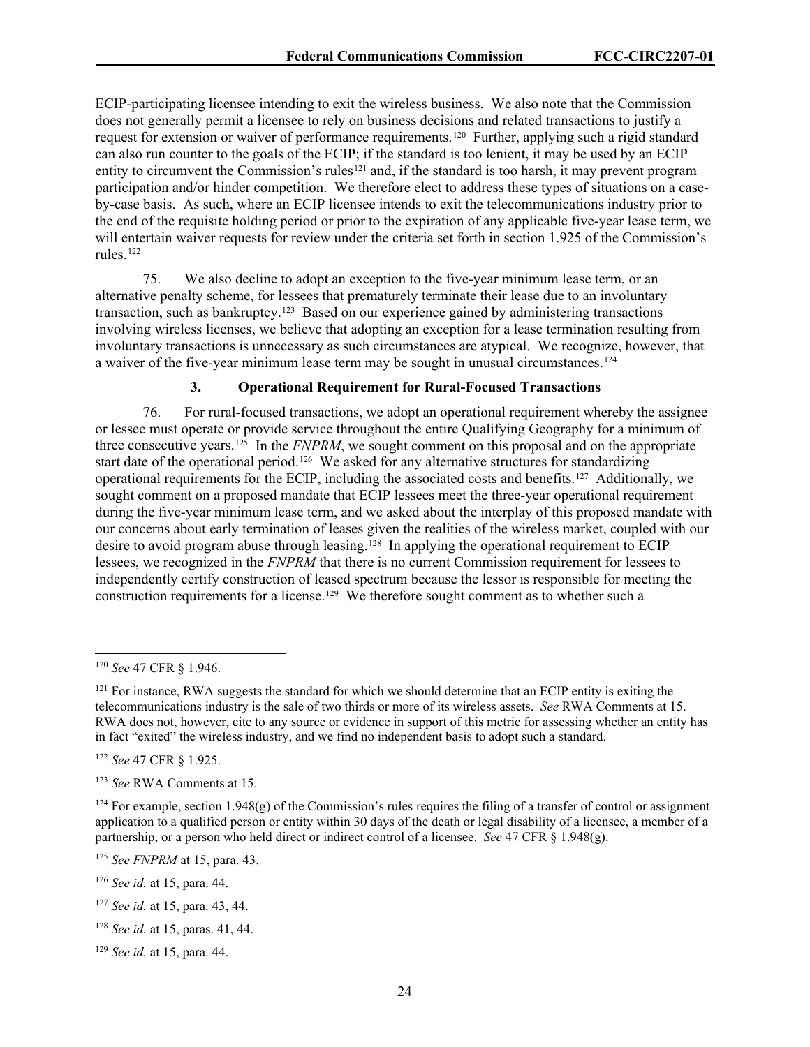ECIP-participating licensee intending to exit the wireless business. We also note that the Commission does not generally permit a licensee to rely on business decisions and related transactions to justify a request for extension or waiver of performance requirements.[120] Further, applying such a rigid standard can also run counter to the goals of the ECIP; if the standard is too lenient, it may be used by an ECIP entity to circumvent the Commission's rules[121] and, if the standard is too harsh, it may prevent program participation and/or hinder competition. We therefore elect to address these types of situations on a case-by-case basis. As such, where an ECIP licensee intends to exit the telecommunications industry prior to the end of the requisite holding period or prior to the expiration of any applicable five-year lease term, we will entertain waiver requests for review under the criteria set forth in section 1.925 of the Commission's rules.[122]

75. We also decline to adopt an exception to the five-year minimum lease term, or an alternative penalty scheme, for lessees that prematurely terminate their lease due to an involuntary transaction, such as bankruptcy.[123] Based on our experience gained by administering transactions involving wireless licenses, we believe that adopting an exception for a lease termination resulting from involuntary transactions is unnecessary as such circumstances are atypical. We recognize, however, that a waiver of the five-year minimum lease term may be sought in unusual circumstances.[124]

### 3. Operational Requirement for Rural-Focused Transactions

76. For rural-focused transactions, we adopt an operational requirement whereby the assignee or lessee must operate or provide service throughout the entire Qualifying Geography for a minimum of three consecutive years.[125] In the *FNPRM*, we sought comment on this proposal and on the appropriate start date of the operational period.[126] We asked for any alternative structures for standardizing operational requirements for the ECIP, including the associated costs and benefits.[127] Additionally, we sought comment on a proposed mandate that ECIP lessees meet the three-year operational requirement during the five-year minimum lease term, and we asked about the interplay of this proposed mandate with our concerns about early termination of leases given the realities of the wireless market, coupled with our desire to avoid program abuse through leasing.[128] In applying the operational requirement to ECIP lessees, we recognized in the *FNPRM* that there is no current Commission requirement for lessees to independently certify construction of leased spectrum because the lessor is responsible for meeting the construction requirements for a license.[129] We therefore sought comment as to whether such a

---

[120] *See* 47 CFR § 1.946.

[121] For instance, RWA suggests the standard for which we should determine that an ECIP entity is exiting the telecommunications industry is the sale of two thirds or more of its wireless assets. *See* RWA Comments at 15. RWA does not, however, cite to any source or evidence in support of this metric for assessing whether an entity has in fact "exited" the wireless industry, and we find no independent basis to adopt such a standard.

[122] *See* 47 CFR § 1.925.

[123] *See* RWA Comments at 15.

[124] For example, section 1.948(g) of the Commission's rules requires the filing of a transfer of control or assignment application to a qualified person or entity within 30 days of the death or legal disability of a licensee, a member of a partnership, or a person who held direct or indirect control of a licensee. *See* 47 CFR § 1.948(g).

[125] *See FNPRM* at 15, para. 43.

[126] *See id.* at 15, para. 44.

[127] *See id.* at 15, para. 43, 44.

[128] *See id.* at 15, paras. 41, 44.

[129] *See id.* at 15, para. 44.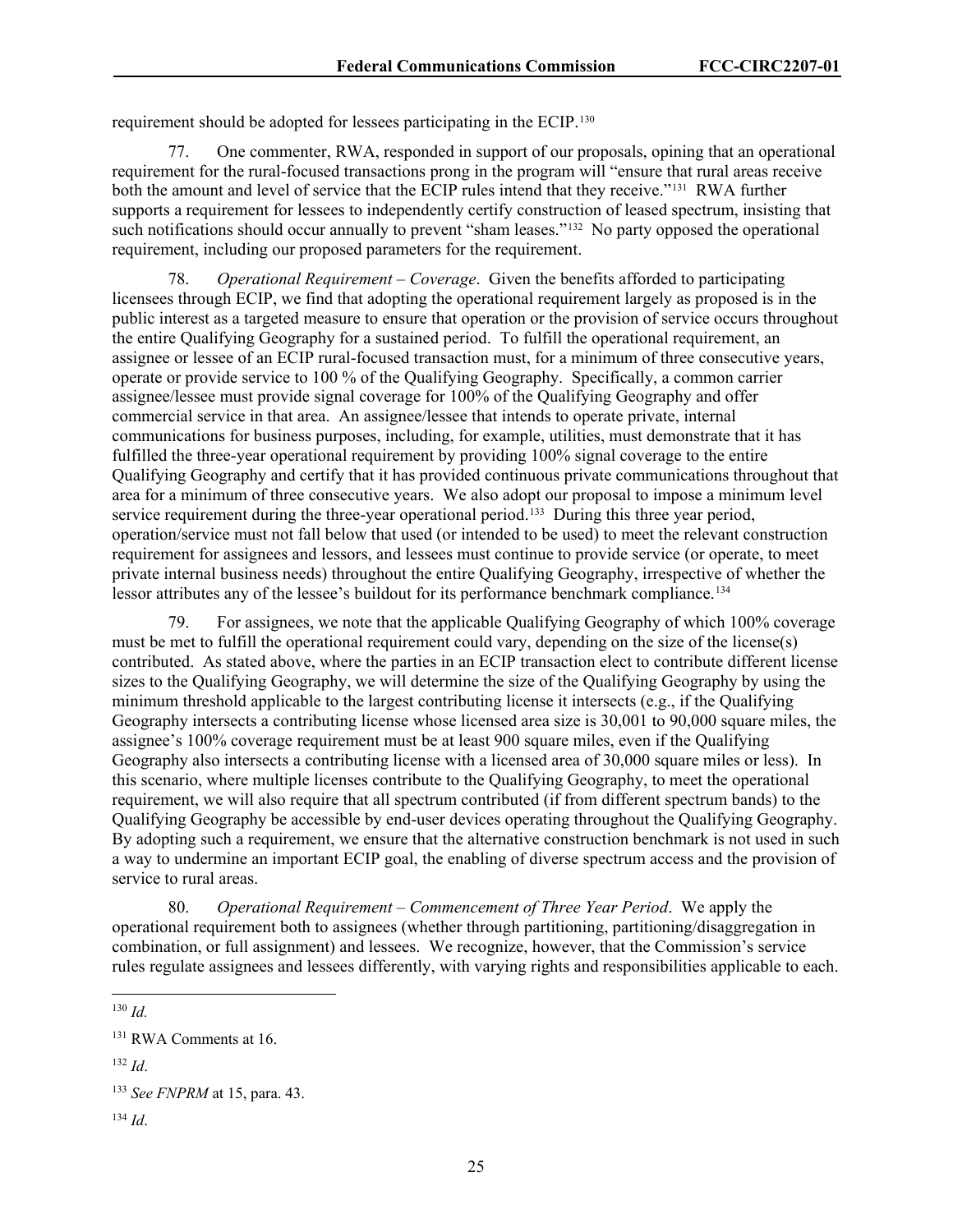requirement should be adopted for lessees participating in the ECIP.[130]

77. One commenter, RWA, responded in support of our proposals, opining that an operational requirement for the rural-focused transactions prong in the program will "ensure that rural areas receive both the amount and level of service that the ECIP rules intend that they receive."[131] RWA further supports a requirement for lessees to independently certify construction of leased spectrum, insisting that such notifications should occur annually to prevent "sham leases."[132] No party opposed the operational requirement, including our proposed parameters for the requirement.

78. *Operational Requirement – Coverage*. Given the benefits afforded to participating licensees through ECIP, we find that adopting the operational requirement largely as proposed is in the public interest as a targeted measure to ensure that operation or the provision of service occurs throughout the entire Qualifying Geography for a sustained period. To fulfill the operational requirement, an assignee or lessee of an ECIP rural-focused transaction must, for a minimum of three consecutive years, operate or provide service to 100 % of the Qualifying Geography. Specifically, a common carrier assignee/lessee must provide signal coverage for 100% of the Qualifying Geography and offer commercial service in that area. An assignee/lessee that intends to operate private, internal communications for business purposes, including, for example, utilities, must demonstrate that it has fulfilled the three-year operational requirement by providing 100% signal coverage to the entire Qualifying Geography and certify that it has provided continuous private communications throughout that area for a minimum of three consecutive years. We also adopt our proposal to impose a minimum level service requirement during the three-year operational period.[133] During this three year period, operation/service must not fall below that used (or intended to be used) to meet the relevant construction requirement for assignees and lessors, and lessees must continue to provide service (or operate, to meet private internal business needs) throughout the entire Qualifying Geography, irrespective of whether the lessor attributes any of the lessee's buildout for its performance benchmark compliance.[134]

79. For assignees, we note that the applicable Qualifying Geography of which 100% coverage must be met to fulfill the operational requirement could vary, depending on the size of the license(s) contributed. As stated above, where the parties in an ECIP transaction elect to contribute different license sizes to the Qualifying Geography, we will determine the size of the Qualifying Geography by using the minimum threshold applicable to the largest contributing license it intersects (e.g., if the Qualifying Geography intersects a contributing license whose licensed area size is 30,001 to 90,000 square miles, the assignee's 100% coverage requirement must be at least 900 square miles, even if the Qualifying Geography also intersects a contributing license with a licensed area of 30,000 square miles or less). In this scenario, where multiple licenses contribute to the Qualifying Geography, to meet the operational requirement, we will also require that all spectrum contributed (if from different spectrum bands) to the Qualifying Geography be accessible by end-user devices operating throughout the Qualifying Geography. By adopting such a requirement, we ensure that the alternative construction benchmark is not used in such a way to undermine an important ECIP goal, the enabling of diverse spectrum access and the provision of service to rural areas.

80. *Operational Requirement – Commencement of Three Year Period*. We apply the operational requirement both to assignees (whether through partitioning, partitioning/disaggregation in combination, or full assignment) and lessees. We recognize, however, that the Commission's service rules regulate assignees and lessees differently, with varying rights and responsibilities applicable to each.

---

[130] *Id.*

[131] RWA Comments at 16.

[132] *Id*.

[133] *See FNPRM* at 15, para. 43.

[134] *Id*.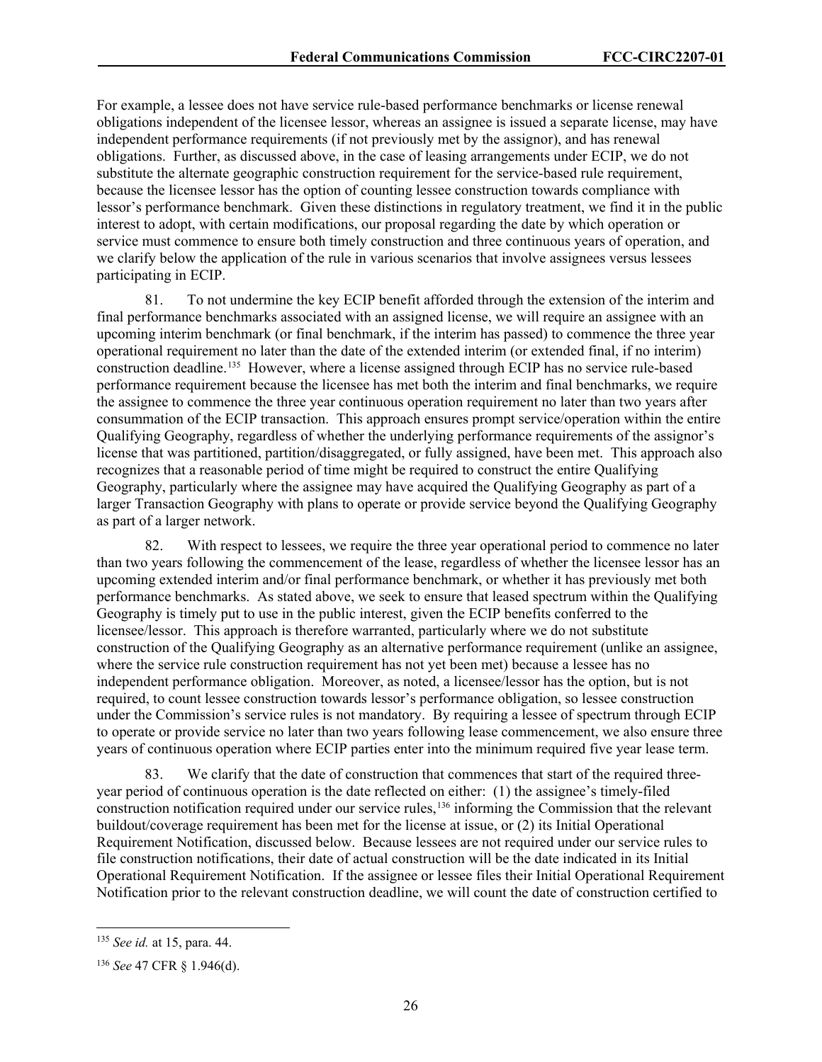For example, a lessee does not have service rule-based performance benchmarks or license renewal obligations independent of the licensee lessor, whereas an assignee is issued a separate license, may have independent performance requirements (if not previously met by the assignor), and has renewal obligations. Further, as discussed above, in the case of leasing arrangements under ECIP, we do not substitute the alternate geographic construction requirement for the service-based rule requirement, because the licensee lessor has the option of counting lessee construction towards compliance with lessor's performance benchmark. Given these distinctions in regulatory treatment, we find it in the public interest to adopt, with certain modifications, our proposal regarding the date by which operation or service must commence to ensure both timely construction and three continuous years of operation, and we clarify below the application of the rule in various scenarios that involve assignees versus lessees participating in ECIP.

81. To not undermine the key ECIP benefit afforded through the extension of the interim and final performance benchmarks associated with an assigned license, we will require an assignee with an upcoming interim benchmark (or final benchmark, if the interim has passed) to commence the three year operational requirement no later than the date of the extended interim (or extended final, if no interim) construction deadline.[135] However, where a license assigned through ECIP has no service rule-based performance requirement because the licensee has met both the interim and final benchmarks, we require the assignee to commence the three year continuous operation requirement no later than two years after consummation of the ECIP transaction. This approach ensures prompt service/operation within the entire Qualifying Geography, regardless of whether the underlying performance requirements of the assignor's license that was partitioned, partition/disaggregated, or fully assigned, have been met. This approach also recognizes that a reasonable period of time might be required to construct the entire Qualifying Geography, particularly where the assignee may have acquired the Qualifying Geography as part of a larger Transaction Geography with plans to operate or provide service beyond the Qualifying Geography as part of a larger network.

82. With respect to lessees, we require the three year operational period to commence no later than two years following the commencement of the lease, regardless of whether the licensee lessor has an upcoming extended interim and/or final performance benchmark, or whether it has previously met both performance benchmarks. As stated above, we seek to ensure that leased spectrum within the Qualifying Geography is timely put to use in the public interest, given the ECIP benefits conferred to the licensee/lessor. This approach is therefore warranted, particularly where we do not substitute construction of the Qualifying Geography as an alternative performance requirement (unlike an assignee, where the service rule construction requirement has not yet been met) because a lessee has no independent performance obligation. Moreover, as noted, a licensee/lessor has the option, but is not required, to count lessee construction towards lessor's performance obligation, so lessee construction under the Commission's service rules is not mandatory. By requiring a lessee of spectrum through ECIP to operate or provide service no later than two years following lease commencement, we also ensure three years of continuous operation where ECIP parties enter into the minimum required five year lease term.

83. We clarify that the date of construction that commences that start of the required three-year period of continuous operation is the date reflected on either: (1) the assignee's timely-filed construction notification required under our service rules,[136] informing the Commission that the relevant buildout/coverage requirement has been met for the license at issue, or (2) its Initial Operational Requirement Notification, discussed below. Because lessees are not required under our service rules to file construction notifications, their date of actual construction will be the date indicated in its Initial Operational Requirement Notification. If the assignee or lessee files their Initial Operational Requirement Notification prior to the relevant construction deadline, we will count the date of construction certified to

[135] *See id.* at 15, para. 44.

[136] *See* 47 CFR § 1.946(d).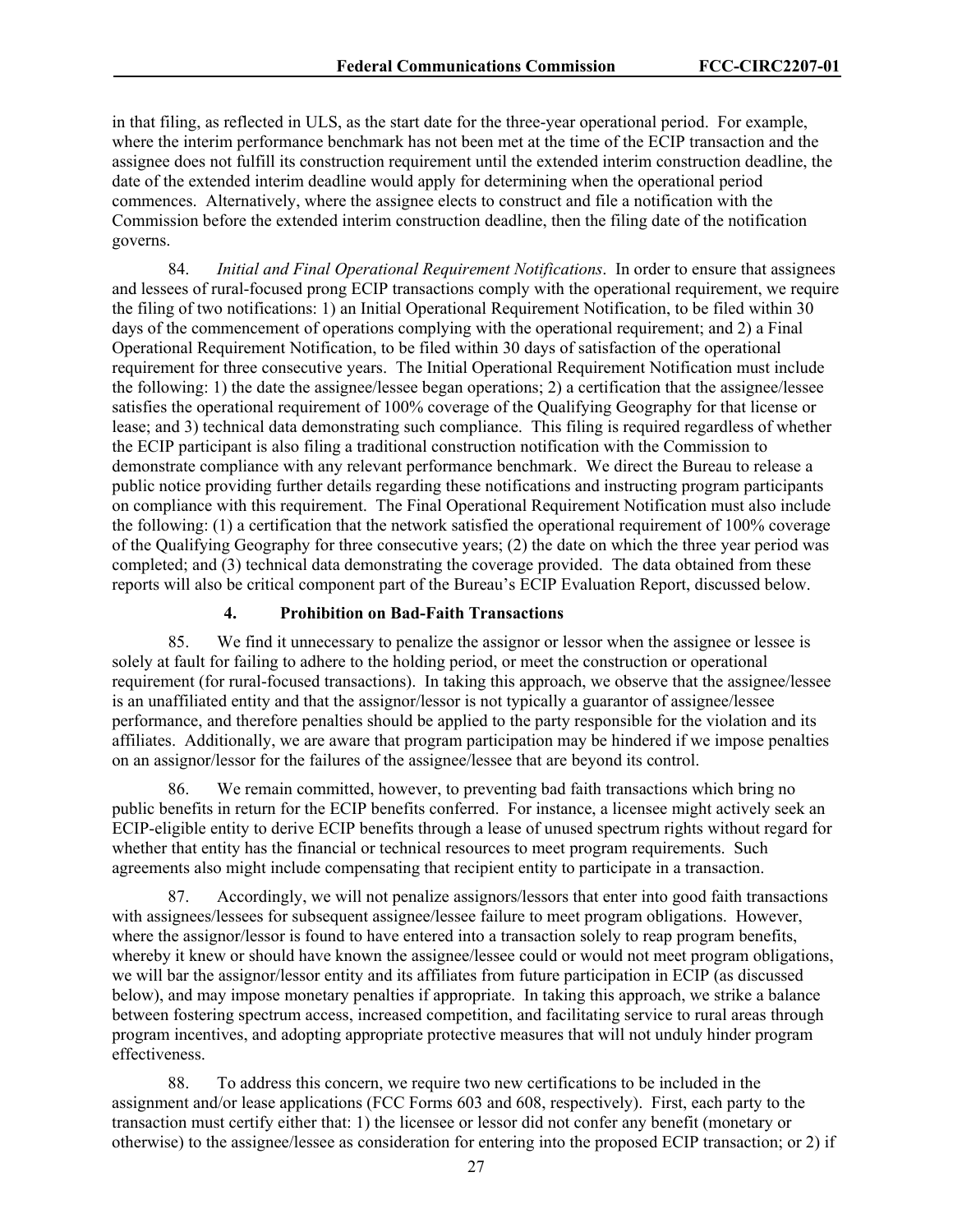in that filing, as reflected in ULS, as the start date for the three-year operational period. For example, where the interim performance benchmark has not been met at the time of the ECIP transaction and the assignee does not fulfill its construction requirement until the extended interim construction deadline, the date of the extended interim deadline would apply for determining when the operational period commences. Alternatively, where the assignee elects to construct and file a notification with the Commission before the extended interim construction deadline, then the filing date of the notification governs.

84. *Initial and Final Operational Requirement Notifications*. In order to ensure that assignees and lessees of rural-focused prong ECIP transactions comply with the operational requirement, we require the filing of two notifications: 1) an Initial Operational Requirement Notification, to be filed within 30 days of the commencement of operations complying with the operational requirement; and 2) a Final Operational Requirement Notification, to be filed within 30 days of satisfaction of the operational requirement for three consecutive years. The Initial Operational Requirement Notification must include the following: 1) the date the assignee/lessee began operations; 2) a certification that the assignee/lessee satisfies the operational requirement of 100% coverage of the Qualifying Geography for that license or lease; and 3) technical data demonstrating such compliance. This filing is required regardless of whether the ECIP participant is also filing a traditional construction notification with the Commission to demonstrate compliance with any relevant performance benchmark. We direct the Bureau to release a public notice providing further details regarding these notifications and instructing program participants on compliance with this requirement. The Final Operational Requirement Notification must also include the following: (1) a certification that the network satisfied the operational requirement of 100% coverage of the Qualifying Geography for three consecutive years; (2) the date on which the three year period was completed; and (3) technical data demonstrating the coverage provided. The data obtained from these reports will also be critical component part of the Bureau's ECIP Evaluation Report, discussed below.

#### 4. Prohibition on Bad-Faith Transactions

85. We find it unnecessary to penalize the assignor or lessor when the assignee or lessee is solely at fault for failing to adhere to the holding period, or meet the construction or operational requirement (for rural-focused transactions). In taking this approach, we observe that the assignee/lessee is an unaffiliated entity and that the assignor/lessor is not typically a guarantor of assignee/lessee performance, and therefore penalties should be applied to the party responsible for the violation and its affiliates. Additionally, we are aware that program participation may be hindered if we impose penalties on an assignor/lessor for the failures of the assignee/lessee that are beyond its control.

86. We remain committed, however, to preventing bad faith transactions which bring no public benefits in return for the ECIP benefits conferred. For instance, a licensee might actively seek an ECIP-eligible entity to derive ECIP benefits through a lease of unused spectrum rights without regard for whether that entity has the financial or technical resources to meet program requirements. Such agreements also might include compensating that recipient entity to participate in a transaction.

87. Accordingly, we will not penalize assignors/lessors that enter into good faith transactions with assignees/lessees for subsequent assignee/lessee failure to meet program obligations. However, where the assignor/lessor is found to have entered into a transaction solely to reap program benefits, whereby it knew or should have known the assignee/lessee could or would not meet program obligations, we will bar the assignor/lessor entity and its affiliates from future participation in ECIP (as discussed below), and may impose monetary penalties if appropriate. In taking this approach, we strike a balance between fostering spectrum access, increased competition, and facilitating service to rural areas through program incentives, and adopting appropriate protective measures that will not unduly hinder program effectiveness.

88. To address this concern, we require two new certifications to be included in the assignment and/or lease applications (FCC Forms 603 and 608, respectively). First, each party to the transaction must certify either that: 1) the licensee or lessor did not confer any benefit (monetary or otherwise) to the assignee/lessee as consideration for entering into the proposed ECIP transaction; or 2) if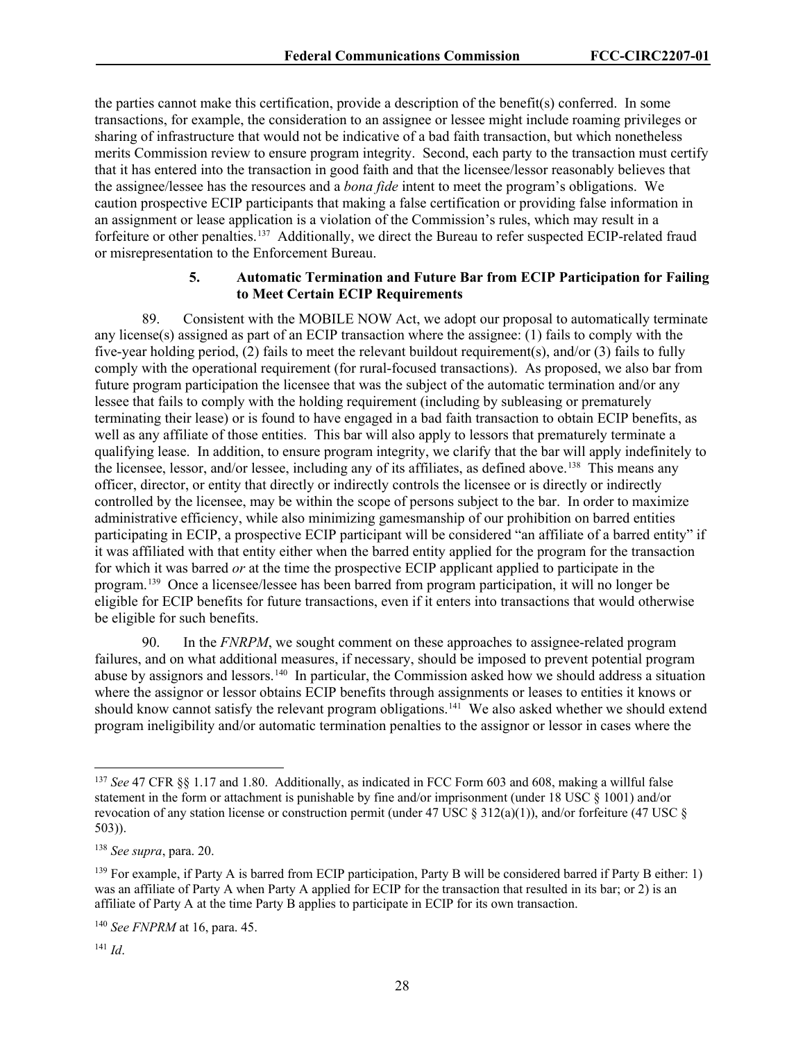the parties cannot make this certification, provide a description of the benefit(s) conferred. In some transactions, for example, the consideration to an assignee or lessee might include roaming privileges or sharing of infrastructure that would not be indicative of a bad faith transaction, but which nonetheless merits Commission review to ensure program integrity. Second, each party to the transaction must certify that it has entered into the transaction in good faith and that the licensee/lessor reasonably believes that the assignee/lessee has the resources and a *bona fide* intent to meet the program's obligations. We caution prospective ECIP participants that making a false certification or providing false information in an assignment or lease application is a violation of the Commission's rules, which may result in a forfeiture or other penalties.[137] Additionally, we direct the Bureau to refer suspected ECIP-related fraud or misrepresentation to the Enforcement Bureau.

#### 5. Automatic Termination and Future Bar from ECIP Participation for Failing to Meet Certain ECIP Requirements

89. Consistent with the MOBILE NOW Act, we adopt our proposal to automatically terminate any license(s) assigned as part of an ECIP transaction where the assignee: (1) fails to comply with the five-year holding period, (2) fails to meet the relevant buildout requirement(s), and/or (3) fails to fully comply with the operational requirement (for rural-focused transactions). As proposed, we also bar from future program participation the licensee that was the subject of the automatic termination and/or any lessee that fails to comply with the holding requirement (including by subleasing or prematurely terminating their lease) or is found to have engaged in a bad faith transaction to obtain ECIP benefits, as well as any affiliate of those entities. This bar will also apply to lessors that prematurely terminate a qualifying lease. In addition, to ensure program integrity, we clarify that the bar will apply indefinitely to the licensee, lessor, and/or lessee, including any of its affiliates, as defined above.[138] This means any officer, director, or entity that directly or indirectly controls the licensee or is directly or indirectly controlled by the licensee, may be within the scope of persons subject to the bar. In order to maximize administrative efficiency, while also minimizing gamesmanship of our prohibition on barred entities participating in ECIP, a prospective ECIP participant will be considered "an affiliate of a barred entity" if it was affiliated with that entity either when the barred entity applied for the program for the transaction for which it was barred *or* at the time the prospective ECIP applicant applied to participate in the program.[139] Once a licensee/lessee has been barred from program participation, it will no longer be eligible for ECIP benefits for future transactions, even if it enters into transactions that would otherwise be eligible for such benefits.

90. In the *FNRPM*, we sought comment on these approaches to assignee-related program failures, and on what additional measures, if necessary, should be imposed to prevent potential program abuse by assignors and lessors.[140] In particular, the Commission asked how we should address a situation where the assignor or lessor obtains ECIP benefits through assignments or leases to entities it knows or should know cannot satisfy the relevant program obligations.[141] We also asked whether we should extend program ineligibility and/or automatic termination penalties to the assignor or lessor in cases where the

---

[137] *See* 47 CFR §§ 1.17 and 1.80. Additionally, as indicated in FCC Form 603 and 608, making a willful false statement in the form or attachment is punishable by fine and/or imprisonment (under 18 USC § 1001) and/or revocation of any station license or construction permit (under 47 USC § 312(a)(1)), and/or forfeiture (47 USC § 503)).

[138] *See supra*, para. 20.

[139] For example, if Party A is barred from ECIP participation, Party B will be considered barred if Party B either: 1) was an affiliate of Party A when Party A applied for ECIP for the transaction that resulted in its bar; or 2) is an affiliate of Party A at the time Party B applies to participate in ECIP for its own transaction.

[140] *See FNPRM* at 16, para. 45.

[141] *Id*.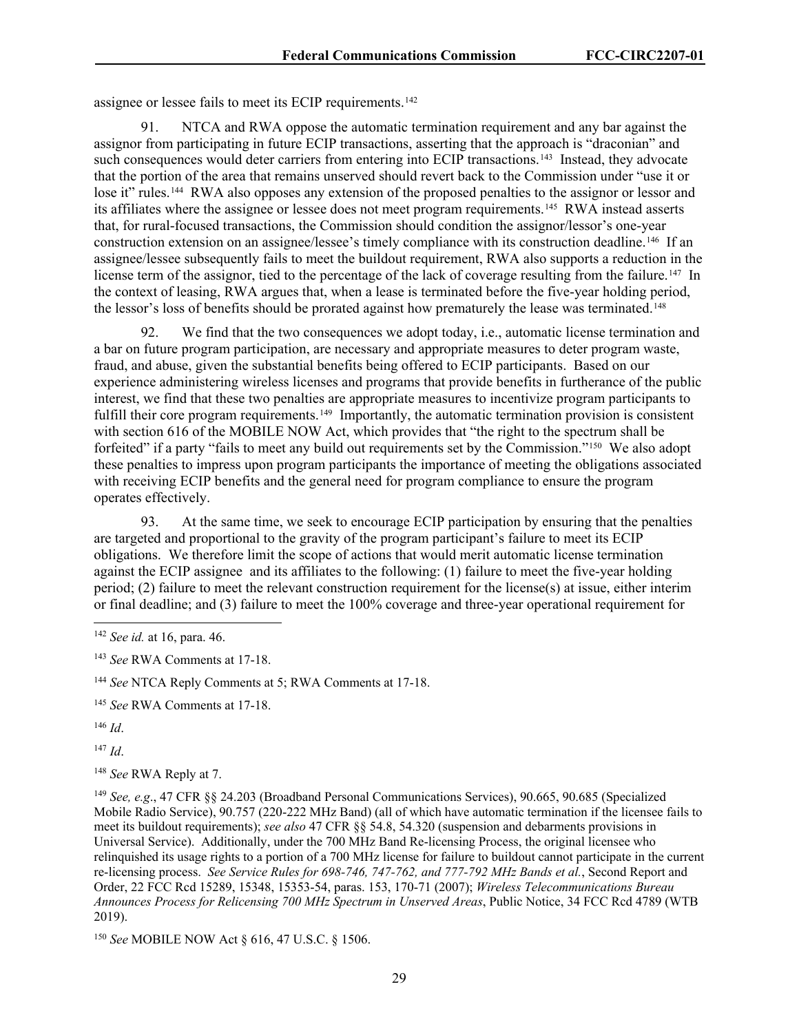assignee or lessee fails to meet its ECIP requirements.[142]

91. NTCA and RWA oppose the automatic termination requirement and any bar against the assignor from participating in future ECIP transactions, asserting that the approach is "draconian" and such consequences would deter carriers from entering into ECIP transactions.[143] Instead, they advocate that the portion of the area that remains unserved should revert back to the Commission under "use it or lose it" rules.[144] RWA also opposes any extension of the proposed penalties to the assignor or lessor and its affiliates where the assignee or lessee does not meet program requirements.[145] RWA instead asserts that, for rural-focused transactions, the Commission should condition the assignor/lessor's one-year construction extension on an assignee/lessee's timely compliance with its construction deadline.[146] If an assignee/lessee subsequently fails to meet the buildout requirement, RWA also supports a reduction in the license term of the assignor, tied to the percentage of the lack of coverage resulting from the failure.[147] In the context of leasing, RWA argues that, when a lease is terminated before the five-year holding period, the lessor's loss of benefits should be prorated against how prematurely the lease was terminated.[148]

92. We find that the two consequences we adopt today, i.e., automatic license termination and a bar on future program participation, are necessary and appropriate measures to deter program waste, fraud, and abuse, given the substantial benefits being offered to ECIP participants. Based on our experience administering wireless licenses and programs that provide benefits in furtherance of the public interest, we find that these two penalties are appropriate measures to incentivize program participants to fulfill their core program requirements.[149] Importantly, the automatic termination provision is consistent with section 616 of the MOBILE NOW Act, which provides that "the right to the spectrum shall be forfeited" if a party "fails to meet any build out requirements set by the Commission."[150] We also adopt these penalties to impress upon program participants the importance of meeting the obligations associated with receiving ECIP benefits and the general need for program compliance to ensure the program operates effectively.

93. At the same time, we seek to encourage ECIP participation by ensuring that the penalties are targeted and proportional to the gravity of the program participant's failure to meet its ECIP obligations. We therefore limit the scope of actions that would merit automatic license termination against the ECIP assignee and its affiliates to the following: (1) failure to meet the five-year holding period; (2) failure to meet the relevant construction requirement for the license(s) at issue, either interim or final deadline; and (3) failure to meet the 100% coverage and three-year operational requirement for

---

[142] *See id.* at 16, para. 46.

[143] *See* RWA Comments at 17-18.

[144] *See* NTCA Reply Comments at 5; RWA Comments at 17-18.

[145] *See* RWA Comments at 17-18.

[146] *Id*.

[147] *Id*.

[148] *See* RWA Reply at 7.

[149] *See, e.g*., 47 CFR §§ 24.203 (Broadband Personal Communications Services), 90.665, 90.685 (Specialized Mobile Radio Service), 90.757 (220-222 MHz Band) (all of which have automatic termination if the licensee fails to meet its buildout requirements); *see also* 47 CFR §§ 54.8, 54.320 (suspension and debarments provisions in Universal Service). Additionally, under the 700 MHz Band Re-licensing Process, the original licensee who relinquished its usage rights to a portion of a 700 MHz license for failure to buildout cannot participate in the current re-licensing process. *See Service Rules for 698-746, 747-762, and 777-792 MHz Bands et al.*, Second Report and Order, 22 FCC Rcd 15289, 15348, 15353-54, paras. 153, 170-71 (2007); *Wireless Telecommunications Bureau Announces Process for Relicensing 700 MHz Spectrum in Unserved Areas*, Public Notice, 34 FCC Rcd 4789 (WTB 2019).

[150] *See* MOBILE NOW Act § 616, 47 U.S.C. § 1506.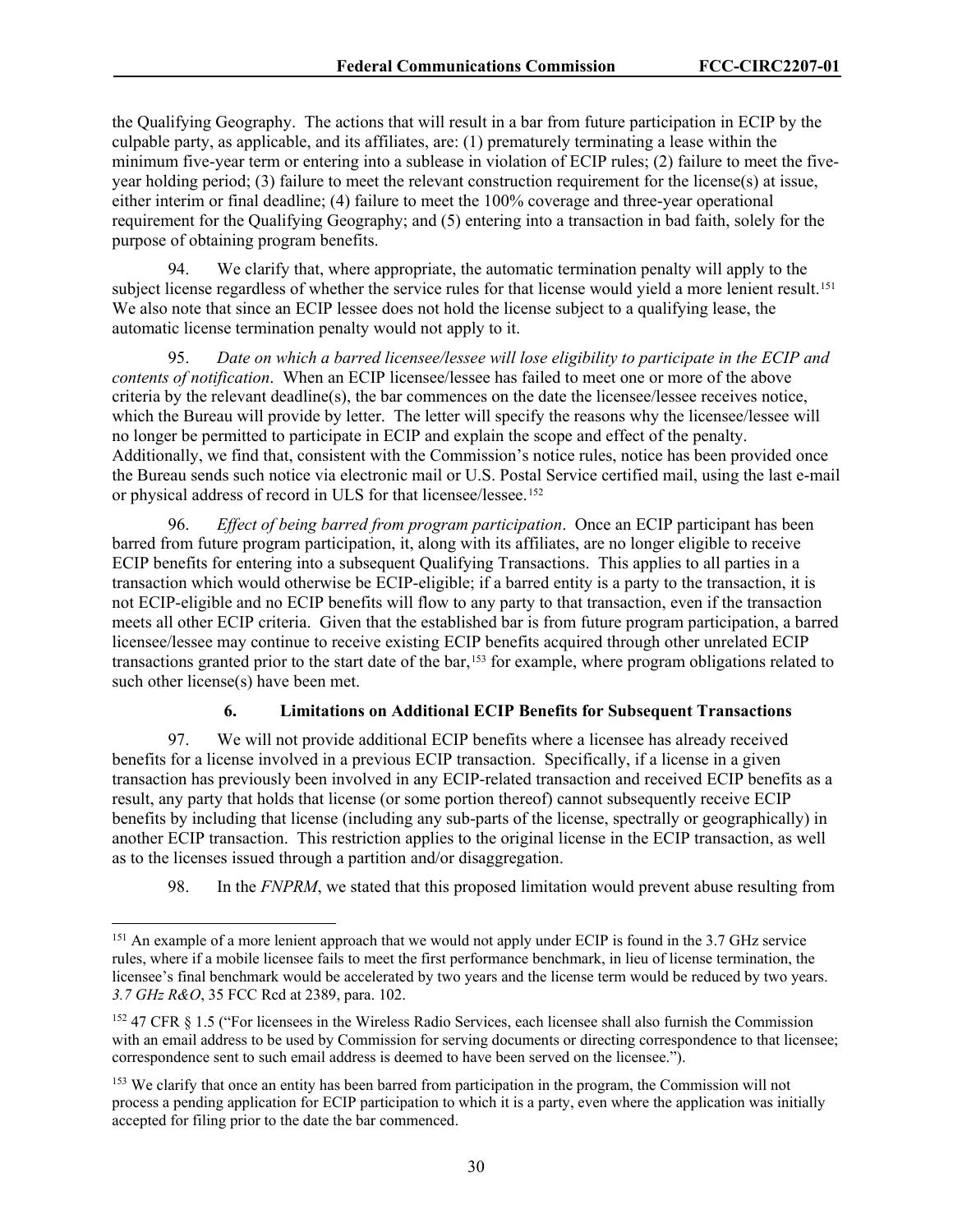the Qualifying Geography. The actions that will result in a bar from future participation in ECIP by the culpable party, as applicable, and its affiliates, are: (1) prematurely terminating a lease within the minimum five-year term or entering into a sublease in violation of ECIP rules; (2) failure to meet the five-year holding period; (3) failure to meet the relevant construction requirement for the license(s) at issue, either interim or final deadline; (4) failure to meet the 100% coverage and three-year operational requirement for the Qualifying Geography; and (5) entering into a transaction in bad faith, solely for the purpose of obtaining program benefits.

94. We clarify that, where appropriate, the automatic termination penalty will apply to the subject license regardless of whether the service rules for that license would yield a more lenient result.[151] We also note that since an ECIP lessee does not hold the license subject to a qualifying lease, the automatic license termination penalty would not apply to it.

95. *Date on which a barred licensee/lessee will lose eligibility to participate in the ECIP and contents of notification*. When an ECIP licensee/lessee has failed to meet one or more of the above criteria by the relevant deadline(s), the bar commences on the date the licensee/lessee receives notice, which the Bureau will provide by letter. The letter will specify the reasons why the licensee/lessee will no longer be permitted to participate in ECIP and explain the scope and effect of the penalty. Additionally, we find that, consistent with the Commission's notice rules, notice has been provided once the Bureau sends such notice via electronic mail or U.S. Postal Service certified mail, using the last e-mail or physical address of record in ULS for that licensee/lessee.[152]

96. *Effect of being barred from program participation*. Once an ECIP participant has been barred from future program participation, it, along with its affiliates, are no longer eligible to receive ECIP benefits for entering into a subsequent Qualifying Transactions. This applies to all parties in a transaction which would otherwise be ECIP-eligible; if a barred entity is a party to the transaction, it is not ECIP-eligible and no ECIP benefits will flow to any party to that transaction, even if the transaction meets all other ECIP criteria. Given that the established bar is from future program participation, a barred licensee/lessee may continue to receive existing ECIP benefits acquired through other unrelated ECIP transactions granted prior to the start date of the bar,[153] for example, where program obligations related to such other license(s) have been met.

### 6. Limitations on Additional ECIP Benefits for Subsequent Transactions

97. We will not provide additional ECIP benefits where a licensee has already received benefits for a license involved in a previous ECIP transaction. Specifically, if a license in a given transaction has previously been involved in any ECIP-related transaction and received ECIP benefits as a result, any party that holds that license (or some portion thereof) cannot subsequently receive ECIP benefits by including that license (including any sub-parts of the license, spectrally or geographically) in another ECIP transaction. This restriction applies to the original license in the ECIP transaction, as well as to the licenses issued through a partition and/or disaggregation.

98. In the *FNPRM*, we stated that this proposed limitation would prevent abuse resulting from

---

[151] An example of a more lenient approach that we would not apply under ECIP is found in the 3.7 GHz service rules, where if a mobile licensee fails to meet the first performance benchmark, in lieu of license termination, the licensee's final benchmark would be accelerated by two years and the license term would be reduced by two years. *3.7 GHz R&O*, 35 FCC Rcd at 2389, para. 102.

[152] 47 CFR § 1.5 ("For licensees in the Wireless Radio Services, each licensee shall also furnish the Commission with an email address to be used by Commission for serving documents or directing correspondence to that licensee; correspondence sent to such email address is deemed to have been served on the licensee.").

[153] We clarify that once an entity has been barred from participation in the program, the Commission will not process a pending application for ECIP participation to which it is a party, even where the application was initially accepted for filing prior to the date the bar commenced.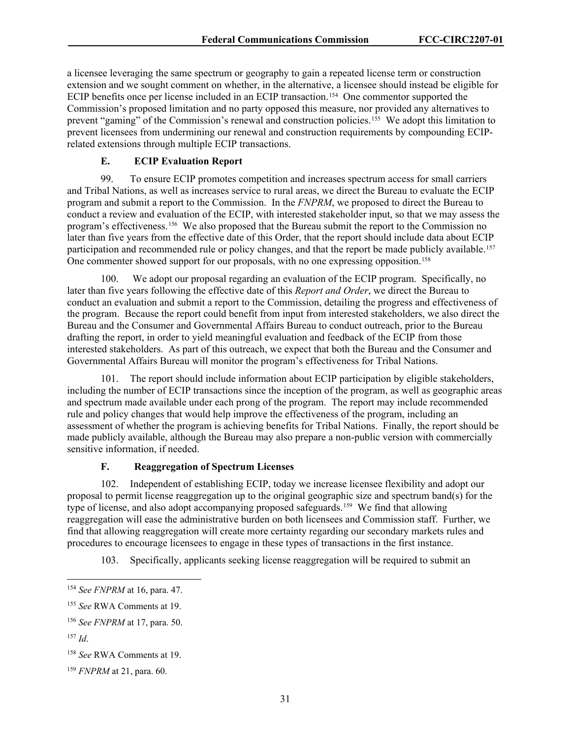a licensee leveraging the same spectrum or geography to gain a repeated license term or construction extension and we sought comment on whether, in the alternative, a licensee should instead be eligible for ECIP benefits once per license included in an ECIP transaction.[154] One commentor supported the Commission's proposed limitation and no party opposed this measure, nor provided any alternatives to prevent "gaming" of the Commission's renewal and construction policies.[155] We adopt this limitation to prevent licensees from undermining our renewal and construction requirements by compounding ECIP-related extensions through multiple ECIP transactions.

### E. ECIP Evaluation Report

99. To ensure ECIP promotes competition and increases spectrum access for small carriers and Tribal Nations, as well as increases service to rural areas, we direct the Bureau to evaluate the ECIP program and submit a report to the Commission. In the *FNPRM*, we proposed to direct the Bureau to conduct a review and evaluation of the ECIP, with interested stakeholder input, so that we may assess the program's effectiveness.[156] We also proposed that the Bureau submit the report to the Commission no later than five years from the effective date of this Order, that the report should include data about ECIP participation and recommended rule or policy changes, and that the report be made publicly available.[157] One commenter showed support for our proposals, with no one expressing opposition.[158]

100. We adopt our proposal regarding an evaluation of the ECIP program. Specifically, no later than five years following the effective date of this *Report and Order*, we direct the Bureau to conduct an evaluation and submit a report to the Commission, detailing the progress and effectiveness of the program. Because the report could benefit from input from interested stakeholders, we also direct the Bureau and the Consumer and Governmental Affairs Bureau to conduct outreach, prior to the Bureau drafting the report, in order to yield meaningful evaluation and feedback of the ECIP from those interested stakeholders. As part of this outreach, we expect that both the Bureau and the Consumer and Governmental Affairs Bureau will monitor the program's effectiveness for Tribal Nations.

101. The report should include information about ECIP participation by eligible stakeholders, including the number of ECIP transactions since the inception of the program, as well as geographic areas and spectrum made available under each prong of the program. The report may include recommended rule and policy changes that would help improve the effectiveness of the program, including an assessment of whether the program is achieving benefits for Tribal Nations. Finally, the report should be made publicly available, although the Bureau may also prepare a non-public version with commercially sensitive information, if needed.

### F. Reaggregation of Spectrum Licenses

102. Independent of establishing ECIP, today we increase licensee flexibility and adopt our proposal to permit license reaggregation up to the original geographic size and spectrum band(s) for the type of license, and also adopt accompanying proposed safeguards.[159] We find that allowing reaggregation will ease the administrative burden on both licensees and Commission staff. Further, we find that allowing reaggregation will create more certainty regarding our secondary markets rules and procedures to encourage licensees to engage in these types of transactions in the first instance.

103. Specifically, applicants seeking license reaggregation will be required to submit an

---

[154] *See FNPRM* at 16, para. 47.

[155] *See* RWA Comments at 19.

[156] *See FNPRM* at 17, para. 50.

[157] *Id*.

[158] *See* RWA Comments at 19.

[159] *FNPRM* at 21, para. 60.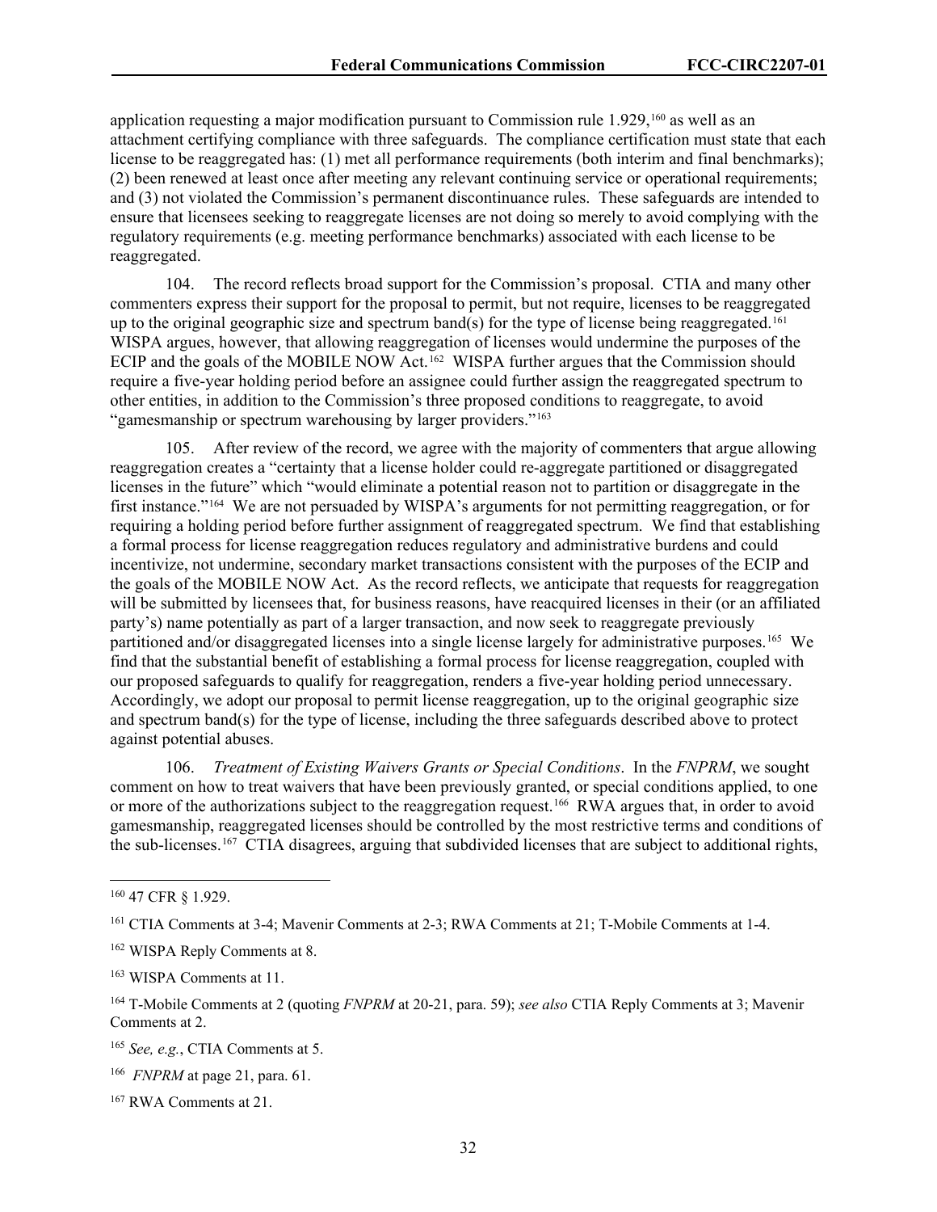application requesting a major modification pursuant to Commission rule 1.929,[160] as well as an attachment certifying compliance with three safeguards. The compliance certification must state that each license to be reaggregated has: (1) met all performance requirements (both interim and final benchmarks); (2) been renewed at least once after meeting any relevant continuing service or operational requirements; and (3) not violated the Commission's permanent discontinuance rules. These safeguards are intended to ensure that licensees seeking to reaggregate licenses are not doing so merely to avoid complying with the regulatory requirements (e.g. meeting performance benchmarks) associated with each license to be reaggregated.

104. The record reflects broad support for the Commission's proposal. CTIA and many other commenters express their support for the proposal to permit, but not require, licenses to be reaggregated up to the original geographic size and spectrum band(s) for the type of license being reaggregated.[161] WISPA argues, however, that allowing reaggregation of licenses would undermine the purposes of the ECIP and the goals of the MOBILE NOW Act.[162] WISPA further argues that the Commission should require a five-year holding period before an assignee could further assign the reaggregated spectrum to other entities, in addition to the Commission's three proposed conditions to reaggregate, to avoid "gamesmanship or spectrum warehousing by larger providers."[163]

105. After review of the record, we agree with the majority of commenters that argue allowing reaggregation creates a "certainty that a license holder could re-aggregate partitioned or disaggregated licenses in the future" which "would eliminate a potential reason not to partition or disaggregate in the first instance."[164] We are not persuaded by WISPA's arguments for not permitting reaggregation, or for requiring a holding period before further assignment of reaggregated spectrum. We find that establishing a formal process for license reaggregation reduces regulatory and administrative burdens and could incentivize, not undermine, secondary market transactions consistent with the purposes of the ECIP and the goals of the MOBILE NOW Act. As the record reflects, we anticipate that requests for reaggregation will be submitted by licensees that, for business reasons, have reacquired licenses in their (or an affiliated party's) name potentially as part of a larger transaction, and now seek to reaggregate previously partitioned and/or disaggregated licenses into a single license largely for administrative purposes.[165] We find that the substantial benefit of establishing a formal process for license reaggregation, coupled with our proposed safeguards to qualify for reaggregation, renders a five-year holding period unnecessary. Accordingly, we adopt our proposal to permit license reaggregation, up to the original geographic size and spectrum band(s) for the type of license, including the three safeguards described above to protect against potential abuses.

106. *Treatment of Existing Waivers Grants or Special Conditions*. In the *FNPRM*, we sought comment on how to treat waivers that have been previously granted, or special conditions applied, to one or more of the authorizations subject to the reaggregation request.[166] RWA argues that, in order to avoid gamesmanship, reaggregated licenses should be controlled by the most restrictive terms and conditions of the sub-licenses.[167] CTIA disagrees, arguing that subdivided licenses that are subject to additional rights,

---

[160] 47 CFR § 1.929.

[161] CTIA Comments at 3-4; Mavenir Comments at 2-3; RWA Comments at 21; T-Mobile Comments at 1-4.

[162] WISPA Reply Comments at 8.

[163] WISPA Comments at 11.

[164] T-Mobile Comments at 2 (quoting *FNPRM* at 20-21, para. 59); *see also* CTIA Reply Comments at 3; Mavenir Comments at 2.

[165] *See, e.g.*, CTIA Comments at 5.

[166] *FNPRM* at page 21, para. 61.

[167] RWA Comments at 21.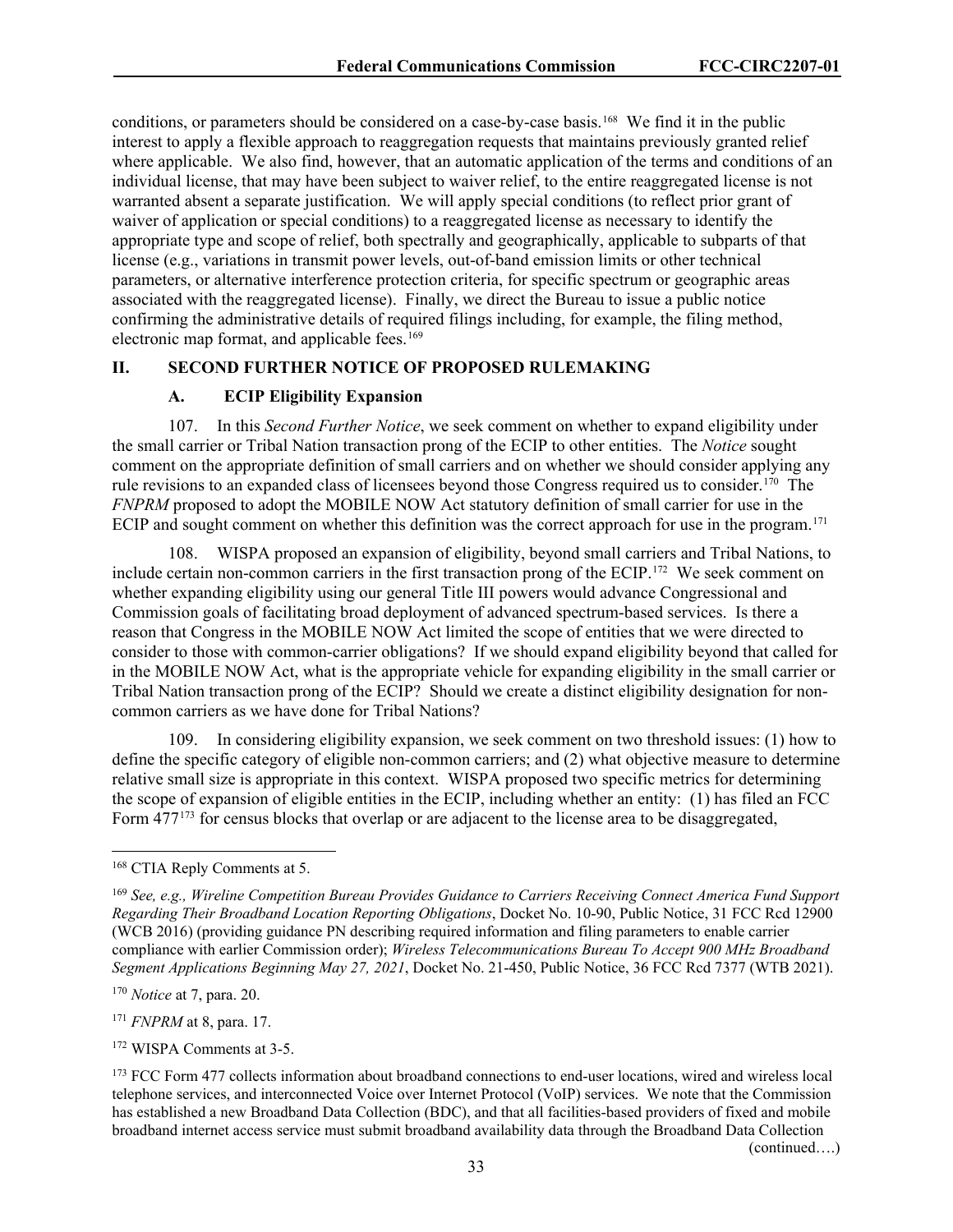conditions, or parameters should be considered on a case-by-case basis.[168] We find it in the public interest to apply a flexible approach to reaggregation requests that maintains previously granted relief where applicable. We also find, however, that an automatic application of the terms and conditions of an individual license, that may have been subject to waiver relief, to the entire reaggregated license is not warranted absent a separate justification. We will apply special conditions (to reflect prior grant of waiver of application or special conditions) to a reaggregated license as necessary to identify the appropriate type and scope of relief, both spectrally and geographically, applicable to subparts of that license (e.g., variations in transmit power levels, out-of-band emission limits or other technical parameters, or alternative interference protection criteria, for specific spectrum or geographic areas associated with the reaggregated license). Finally, we direct the Bureau to issue a public notice confirming the administrative details of required filings including, for example, the filing method, electronic map format, and applicable fees.[169]

## II. SECOND FURTHER NOTICE OF PROPOSED RULEMAKING

### A. ECIP Eligibility Expansion

107. In this *Second Further Notice*, we seek comment on whether to expand eligibility under the small carrier or Tribal Nation transaction prong of the ECIP to other entities. The *Notice* sought comment on the appropriate definition of small carriers and on whether we should consider applying any rule revisions to an expanded class of licensees beyond those Congress required us to consider.[170] The *FNPRM* proposed to adopt the MOBILE NOW Act statutory definition of small carrier for use in the ECIP and sought comment on whether this definition was the correct approach for use in the program.[171]

108. WISPA proposed an expansion of eligibility, beyond small carriers and Tribal Nations, to include certain non-common carriers in the first transaction prong of the ECIP.[172] We seek comment on whether expanding eligibility using our general Title III powers would advance Congressional and Commission goals of facilitating broad deployment of advanced spectrum-based services. Is there a reason that Congress in the MOBILE NOW Act limited the scope of entities that we were directed to consider to those with common-carrier obligations? If we should expand eligibility beyond that called for in the MOBILE NOW Act, what is the appropriate vehicle for expanding eligibility in the small carrier or Tribal Nation transaction prong of the ECIP? Should we create a distinct eligibility designation for non-common carriers as we have done for Tribal Nations?

109. In considering eligibility expansion, we seek comment on two threshold issues: (1) how to define the specific category of eligible non-common carriers; and (2) what objective measure to determine relative small size is appropriate in this context. WISPA proposed two specific metrics for determining the scope of expansion of eligible entities in the ECIP, including whether an entity: (1) has filed an FCC Form 477[173] for census blocks that overlap or are adjacent to the license area to be disaggregated,

---

[168] CTIA Reply Comments at 5.

[169] *See, e.g., Wireline Competition Bureau Provides Guidance to Carriers Receiving Connect America Fund Support Regarding Their Broadband Location Reporting Obligations*, Docket No. 10-90, Public Notice, 31 FCC Rcd 12900 (WCB 2016) (providing guidance PN describing required information and filing parameters to enable carrier compliance with earlier Commission order); *Wireless Telecommunications Bureau To Accept 900 MHz Broadband Segment Applications Beginning May 27, 2021*, Docket No. 21-450, Public Notice, 36 FCC Rcd 7377 (WTB 2021).

[170] *Notice* at 7, para. 20.

[171] *FNPRM* at 8, para. 17.

[172] WISPA Comments at 3-5.

[173] FCC Form 477 collects information about broadband connections to end-user locations, wired and wireless local telephone services, and interconnected Voice over Internet Protocol (VoIP) services. We note that the Commission has established a new Broadband Data Collection (BDC), and that all facilities-based providers of fixed and mobile broadband internet access service must submit broadband availability data through the Broadband Data Collection

(continued….)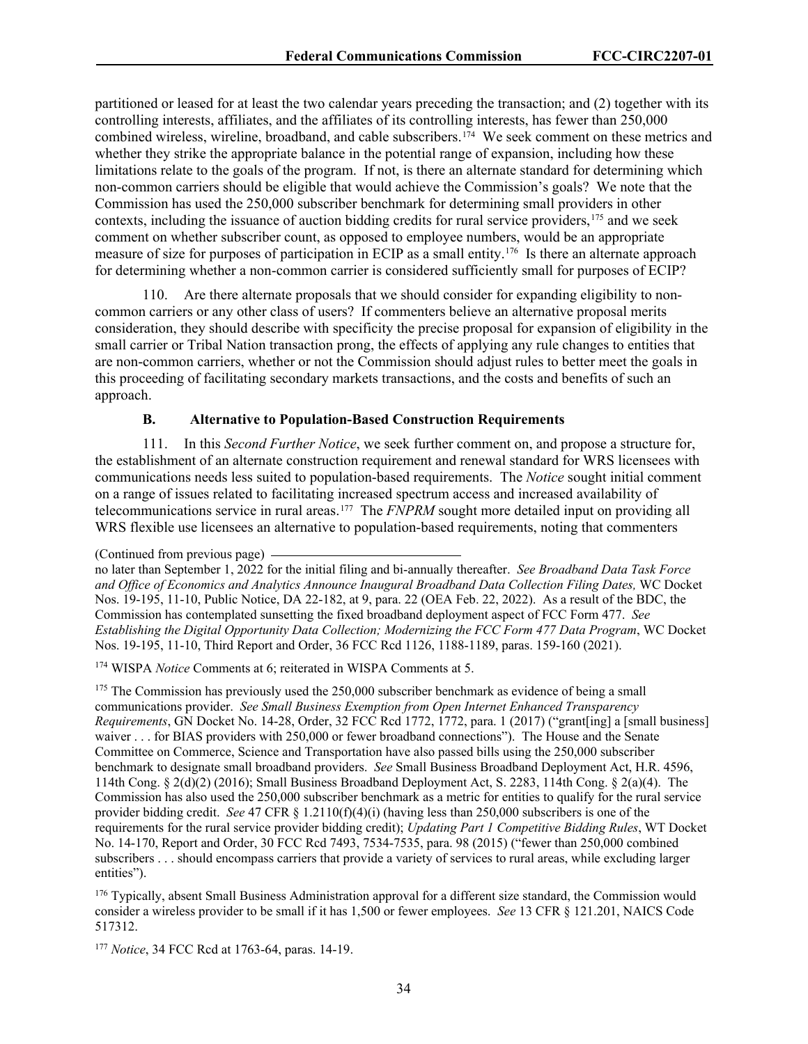partitioned or leased for at least the two calendar years preceding the transaction; and (2) together with its controlling interests, affiliates, and the affiliates of its controlling interests, has fewer than 250,000 combined wireless, wireline, broadband, and cable subscribers.[174] We seek comment on these metrics and whether they strike the appropriate balance in the potential range of expansion, including how these limitations relate to the goals of the program. If not, is there an alternate standard for determining which non-common carriers should be eligible that would achieve the Commission's goals? We note that the Commission has used the 250,000 subscriber benchmark for determining small providers in other contexts, including the issuance of auction bidding credits for rural service providers,[175] and we seek comment on whether subscriber count, as opposed to employee numbers, would be an appropriate measure of size for purposes of participation in ECIP as a small entity.[176] Is there an alternate approach for determining whether a non-common carrier is considered sufficiently small for purposes of ECIP?

110. Are there alternate proposals that we should consider for expanding eligibility to non-common carriers or any other class of users? If commenters believe an alternative proposal merits consideration, they should describe with specificity the precise proposal for expansion of eligibility in the small carrier or Tribal Nation transaction prong, the effects of applying any rule changes to entities that are non-common carriers, whether or not the Commission should adjust rules to better meet the goals in this proceeding of facilitating secondary markets transactions, and the costs and benefits of such an approach.

### B. Alternative to Population-Based Construction Requirements

111. In this *Second Further Notice*, we seek further comment on, and propose a structure for, the establishment of an alternate construction requirement and renewal standard for WRS licensees with communications needs less suited to population-based requirements. The *Notice* sought initial comment on a range of issues related to facilitating increased spectrum access and increased availability of telecommunications service in rural areas.[177] The *FNPRM* sought more detailed input on providing all WRS flexible use licensees an alternative to population-based requirements, noting that commenters

(Continued from previous page)

no later than September 1, 2022 for the initial filing and bi-annually thereafter. *See Broadband Data Task Force and Office of Economics and Analytics Announce Inaugural Broadband Data Collection Filing Dates,* WC Docket Nos. 19-195, 11-10, Public Notice, DA 22-182, at 9, para. 22 (OEA Feb. 22, 2022). As a result of the BDC, the Commission has contemplated sunsetting the fixed broadband deployment aspect of FCC Form 477. *See Establishing the Digital Opportunity Data Collection; Modernizing the FCC Form 477 Data Program*, WC Docket Nos. 19-195, 11-10, Third Report and Order, 36 FCC Rcd 1126, 1188-1189, paras. 159-160 (2021).

[174] WISPA *Notice* Comments at 6; reiterated in WISPA Comments at 5.

[175] The Commission has previously used the 250,000 subscriber benchmark as evidence of being a small communications provider. *See Small Business Exemption from Open Internet Enhanced Transparency Requirements*, GN Docket No. 14-28, Order, 32 FCC Rcd 1772, 1772, para. 1 (2017) ("grant[ing] a [small business] waiver . . . for BIAS providers with 250,000 or fewer broadband connections"). The House and the Senate Committee on Commerce, Science and Transportation have also passed bills using the 250,000 subscriber benchmark to designate small broadband providers. *See* Small Business Broadband Deployment Act, H.R. 4596, 114th Cong. § 2(d)(2) (2016); Small Business Broadband Deployment Act, S. 2283, 114th Cong. § 2(a)(4). The Commission has also used the 250,000 subscriber benchmark as a metric for entities to qualify for the rural service provider bidding credit. *See* 47 CFR § 1.2110(f)(4)(i) (having less than 250,000 subscribers is one of the requirements for the rural service provider bidding credit); *Updating Part 1 Competitive Bidding Rules*, WT Docket No. 14-170, Report and Order, 30 FCC Rcd 7493, 7534-7535, para. 98 (2015) ("fewer than 250,000 combined subscribers . . . should encompass carriers that provide a variety of services to rural areas, while excluding larger entities").

[176] Typically, absent Small Business Administration approval for a different size standard, the Commission would consider a wireless provider to be small if it has 1,500 or fewer employees. *See* 13 CFR § 121.201, NAICS Code 517312.

[177] *Notice*, 34 FCC Rcd at 1763-64, paras. 14-19.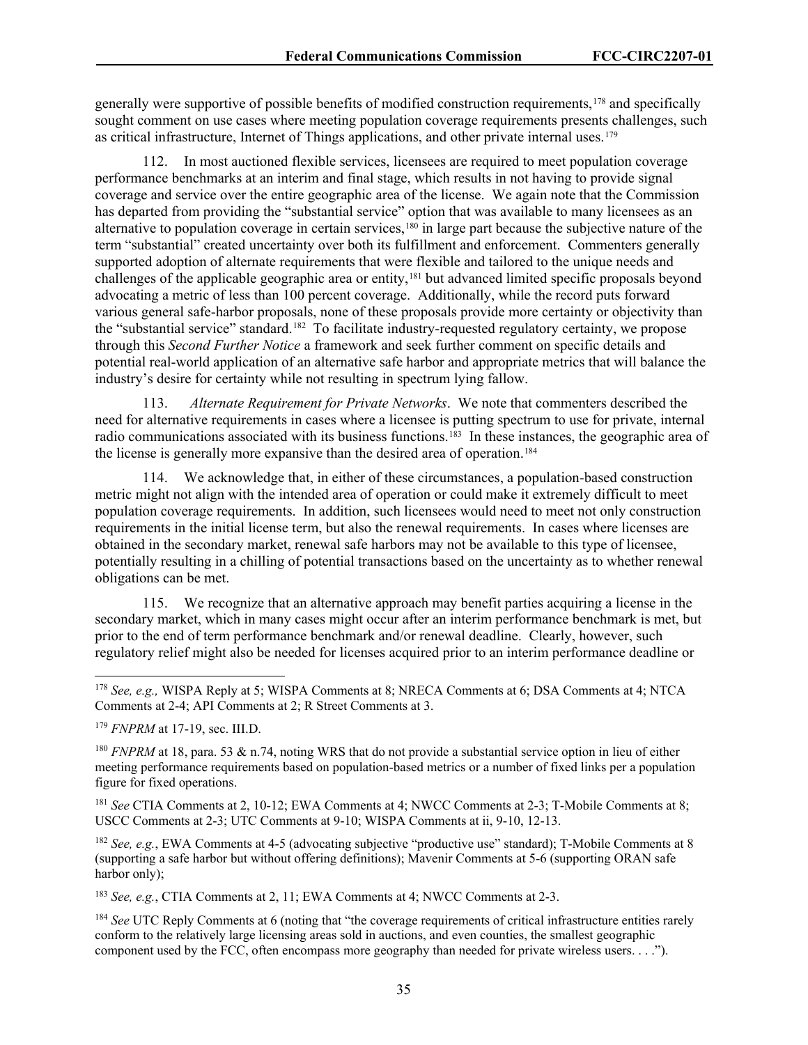generally were supportive of possible benefits of modified construction requirements,[178] and specifically sought comment on use cases where meeting population coverage requirements presents challenges, such as critical infrastructure, Internet of Things applications, and other private internal uses.[179]

112. In most auctioned flexible services, licensees are required to meet population coverage performance benchmarks at an interim and final stage, which results in not having to provide signal coverage and service over the entire geographic area of the license. We again note that the Commission has departed from providing the "substantial service" option that was available to many licensees as an alternative to population coverage in certain services,[180] in large part because the subjective nature of the term "substantial" created uncertainty over both its fulfillment and enforcement. Commenters generally supported adoption of alternate requirements that were flexible and tailored to the unique needs and challenges of the applicable geographic area or entity,[181] but advanced limited specific proposals beyond advocating a metric of less than 100 percent coverage. Additionally, while the record puts forward various general safe-harbor proposals, none of these proposals provide more certainty or objectivity than the "substantial service" standard.[182] To facilitate industry-requested regulatory certainty, we propose through this *Second Further Notice* a framework and seek further comment on specific details and potential real-world application of an alternative safe harbor and appropriate metrics that will balance the industry's desire for certainty while not resulting in spectrum lying fallow.

113. *Alternate Requirement for Private Networks*. We note that commenters described the need for alternative requirements in cases where a licensee is putting spectrum to use for private, internal radio communications associated with its business functions.[183] In these instances, the geographic area of the license is generally more expansive than the desired area of operation.[184]

114. We acknowledge that, in either of these circumstances, a population-based construction metric might not align with the intended area of operation or could make it extremely difficult to meet population coverage requirements. In addition, such licensees would need to meet not only construction requirements in the initial license term, but also the renewal requirements. In cases where licenses are obtained in the secondary market, renewal safe harbors may not be available to this type of licensee, potentially resulting in a chilling of potential transactions based on the uncertainty as to whether renewal obligations can be met.

115. We recognize that an alternative approach may benefit parties acquiring a license in the secondary market, which in many cases might occur after an interim performance benchmark is met, but prior to the end of term performance benchmark and/or renewal deadline. Clearly, however, such regulatory relief might also be needed for licenses acquired prior to an interim performance deadline or

---

[178] *See, e.g.,* WISPA Reply at 5; WISPA Comments at 8; NRECA Comments at 6; DSA Comments at 4; NTCA Comments at 2-4; API Comments at 2; R Street Comments at 3.

[179] *FNPRM* at 17-19, sec. III.D.

[180] *FNPRM* at 18, para. 53 & n.74, noting WRS that do not provide a substantial service option in lieu of either meeting performance requirements based on population-based metrics or a number of fixed links per a population figure for fixed operations.

[181] *See* CTIA Comments at 2, 10-12; EWA Comments at 4; NWCC Comments at 2-3; T-Mobile Comments at 8; USCC Comments at 2-3; UTC Comments at 9-10; WISPA Comments at ii, 9-10, 12-13.

[182] *See, e.g.*, EWA Comments at 4-5 (advocating subjective "productive use" standard); T-Mobile Comments at 8 (supporting a safe harbor but without offering definitions); Mavenir Comments at 5-6 (supporting ORAN safe harbor only);

[183] *See, e.g.*, CTIA Comments at 2, 11; EWA Comments at 4; NWCC Comments at 2-3.

[184] *See* UTC Reply Comments at 6 (noting that "the coverage requirements of critical infrastructure entities rarely conform to the relatively large licensing areas sold in auctions, and even counties, the smallest geographic component used by the FCC, often encompass more geography than needed for private wireless users. . . .").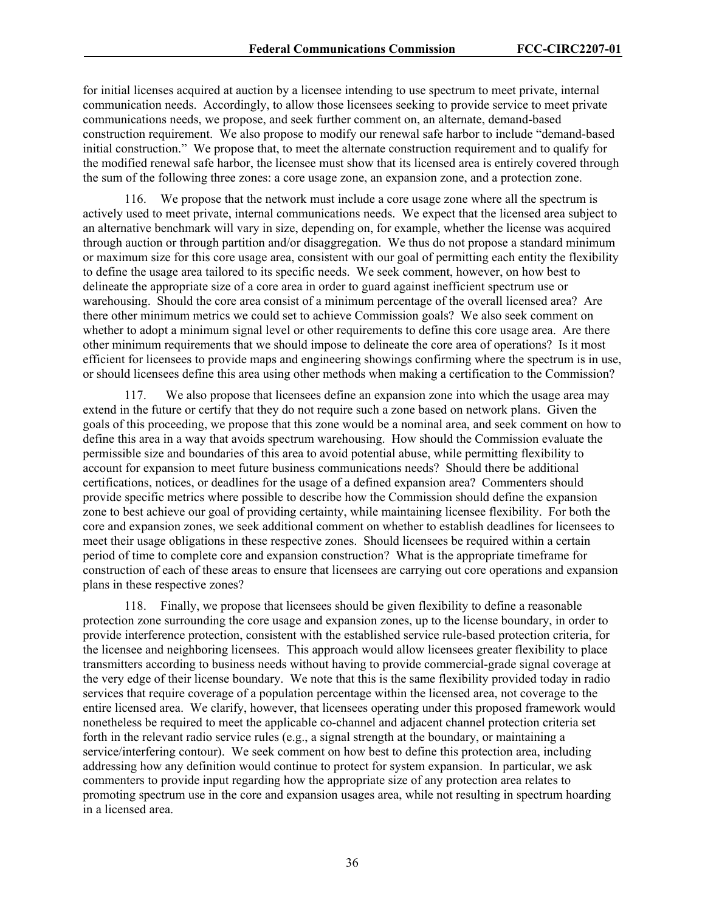for initial licenses acquired at auction by a licensee intending to use spectrum to meet private, internal communication needs. Accordingly, to allow those licensees seeking to provide service to meet private communications needs, we propose, and seek further comment on, an alternate, demand-based construction requirement. We also propose to modify our renewal safe harbor to include "demand-based initial construction." We propose that, to meet the alternate construction requirement and to qualify for the modified renewal safe harbor, the licensee must show that its licensed area is entirely covered through the sum of the following three zones: a core usage zone, an expansion zone, and a protection zone.

116. We propose that the network must include a core usage zone where all the spectrum is actively used to meet private, internal communications needs. We expect that the licensed area subject to an alternative benchmark will vary in size, depending on, for example, whether the license was acquired through auction or through partition and/or disaggregation. We thus do not propose a standard minimum or maximum size for this core usage area, consistent with our goal of permitting each entity the flexibility to define the usage area tailored to its specific needs. We seek comment, however, on how best to delineate the appropriate size of a core area in order to guard against inefficient spectrum use or warehousing. Should the core area consist of a minimum percentage of the overall licensed area? Are there other minimum metrics we could set to achieve Commission goals? We also seek comment on whether to adopt a minimum signal level or other requirements to define this core usage area. Are there other minimum requirements that we should impose to delineate the core area of operations? Is it most efficient for licensees to provide maps and engineering showings confirming where the spectrum is in use, or should licensees define this area using other methods when making a certification to the Commission?

117. We also propose that licensees define an expansion zone into which the usage area may extend in the future or certify that they do not require such a zone based on network plans. Given the goals of this proceeding, we propose that this zone would be a nominal area, and seek comment on how to define this area in a way that avoids spectrum warehousing. How should the Commission evaluate the permissible size and boundaries of this area to avoid potential abuse, while permitting flexibility to account for expansion to meet future business communications needs? Should there be additional certifications, notices, or deadlines for the usage of a defined expansion area? Commenters should provide specific metrics where possible to describe how the Commission should define the expansion zone to best achieve our goal of providing certainty, while maintaining licensee flexibility. For both the core and expansion zones, we seek additional comment on whether to establish deadlines for licensees to meet their usage obligations in these respective zones. Should licensees be required within a certain period of time to complete core and expansion construction? What is the appropriate timeframe for construction of each of these areas to ensure that licensees are carrying out core operations and expansion plans in these respective zones?

118. Finally, we propose that licensees should be given flexibility to define a reasonable protection zone surrounding the core usage and expansion zones, up to the license boundary, in order to provide interference protection, consistent with the established service rule-based protection criteria, for the licensee and neighboring licensees. This approach would allow licensees greater flexibility to place transmitters according to business needs without having to provide commercial-grade signal coverage at the very edge of their license boundary. We note that this is the same flexibility provided today in radio services that require coverage of a population percentage within the licensed area, not coverage to the entire licensed area. We clarify, however, that licensees operating under this proposed framework would nonetheless be required to meet the applicable co-channel and adjacent channel protection criteria set forth in the relevant radio service rules (e.g., a signal strength at the boundary, or maintaining a service/interfering contour). We seek comment on how best to define this protection area, including addressing how any definition would continue to protect for system expansion. In particular, we ask commenters to provide input regarding how the appropriate size of any protection area relates to promoting spectrum use in the core and expansion usages area, while not resulting in spectrum hoarding in a licensed area.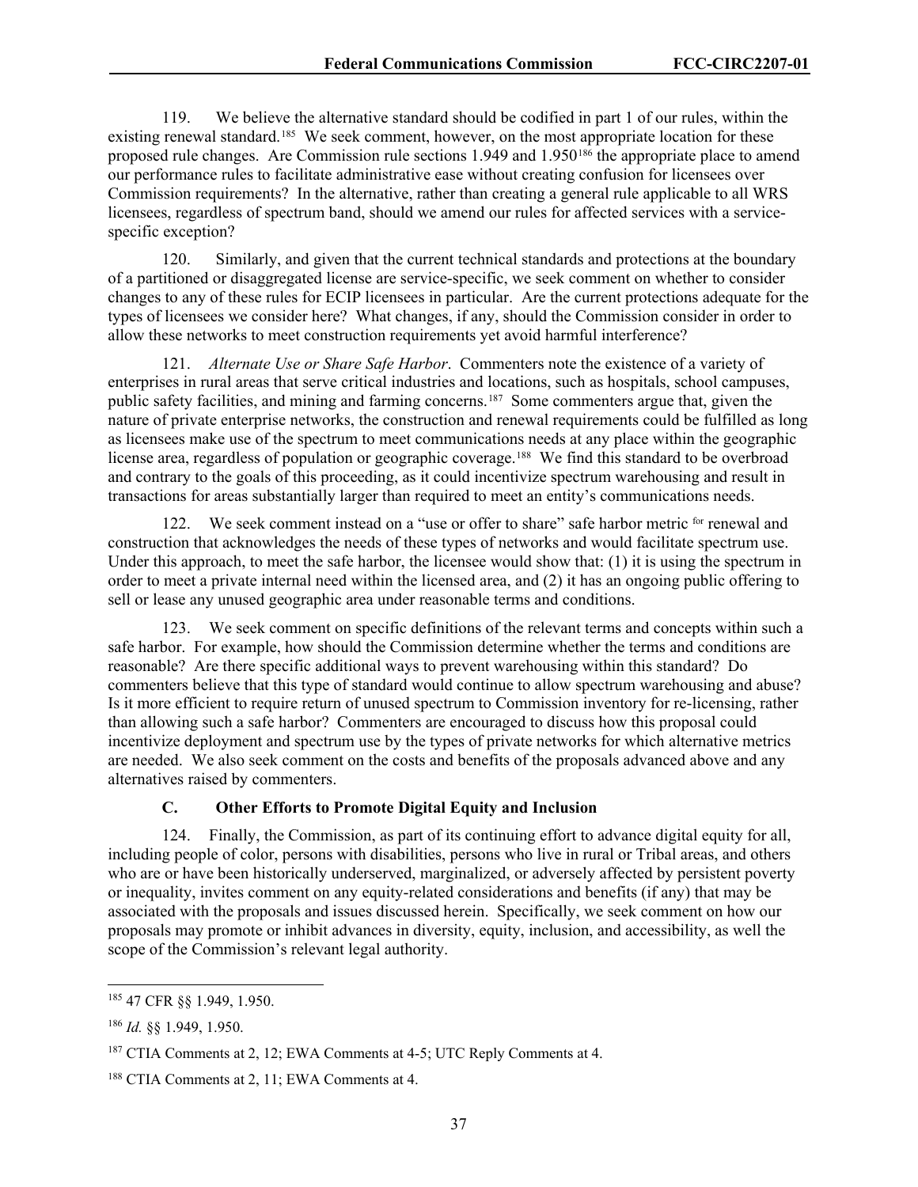119. We believe the alternative standard should be codified in part 1 of our rules, within the existing renewal standard.[185] We seek comment, however, on the most appropriate location for these proposed rule changes. Are Commission rule sections 1.949 and 1.950[186] the appropriate place to amend our performance rules to facilitate administrative ease without creating confusion for licensees over Commission requirements? In the alternative, rather than creating a general rule applicable to all WRS licensees, regardless of spectrum band, should we amend our rules for affected services with a service-specific exception?

120. Similarly, and given that the current technical standards and protections at the boundary of a partitioned or disaggregated license are service-specific, we seek comment on whether to consider changes to any of these rules for ECIP licensees in particular. Are the current protections adequate for the types of licensees we consider here? What changes, if any, should the Commission consider in order to allow these networks to meet construction requirements yet avoid harmful interference?

121. *Alternate Use or Share Safe Harbor*. Commenters note the existence of a variety of enterprises in rural areas that serve critical industries and locations, such as hospitals, school campuses, public safety facilities, and mining and farming concerns.[187] Some commenters argue that, given the nature of private enterprise networks, the construction and renewal requirements could be fulfilled as long as licensees make use of the spectrum to meet communications needs at any place within the geographic license area, regardless of population or geographic coverage.[188] We find this standard to be overbroad and contrary to the goals of this proceeding, as it could incentivize spectrum warehousing and result in transactions for areas substantially larger than required to meet an entity's communications needs.

122. We seek comment instead on a "use or offer to share" safe harbor metric for renewal and construction that acknowledges the needs of these types of networks and would facilitate spectrum use. Under this approach, to meet the safe harbor, the licensee would show that: (1) it is using the spectrum in order to meet a private internal need within the licensed area, and (2) it has an ongoing public offering to sell or lease any unused geographic area under reasonable terms and conditions.

123. We seek comment on specific definitions of the relevant terms and concepts within such a safe harbor. For example, how should the Commission determine whether the terms and conditions are reasonable? Are there specific additional ways to prevent warehousing within this standard? Do commenters believe that this type of standard would continue to allow spectrum warehousing and abuse? Is it more efficient to require return of unused spectrum to Commission inventory for re-licensing, rather than allowing such a safe harbor? Commenters are encouraged to discuss how this proposal could incentivize deployment and spectrum use by the types of private networks for which alternative metrics are needed. We also seek comment on the costs and benefits of the proposals advanced above and any alternatives raised by commenters.

### C. Other Efforts to Promote Digital Equity and Inclusion

124. Finally, the Commission, as part of its continuing effort to advance digital equity for all, including people of color, persons with disabilities, persons who live in rural or Tribal areas, and others who are or have been historically underserved, marginalized, or adversely affected by persistent poverty or inequality, invites comment on any equity-related considerations and benefits (if any) that may be associated with the proposals and issues discussed herein. Specifically, we seek comment on how our proposals may promote or inhibit advances in diversity, equity, inclusion, and accessibility, as well the scope of the Commission's relevant legal authority.

---

[185] 47 CFR §§ 1.949, 1.950.

[186] *Id.* §§ 1.949, 1.950.

[187] CTIA Comments at 2, 12; EWA Comments at 4-5; UTC Reply Comments at 4.

[188] CTIA Comments at 2, 11; EWA Comments at 4.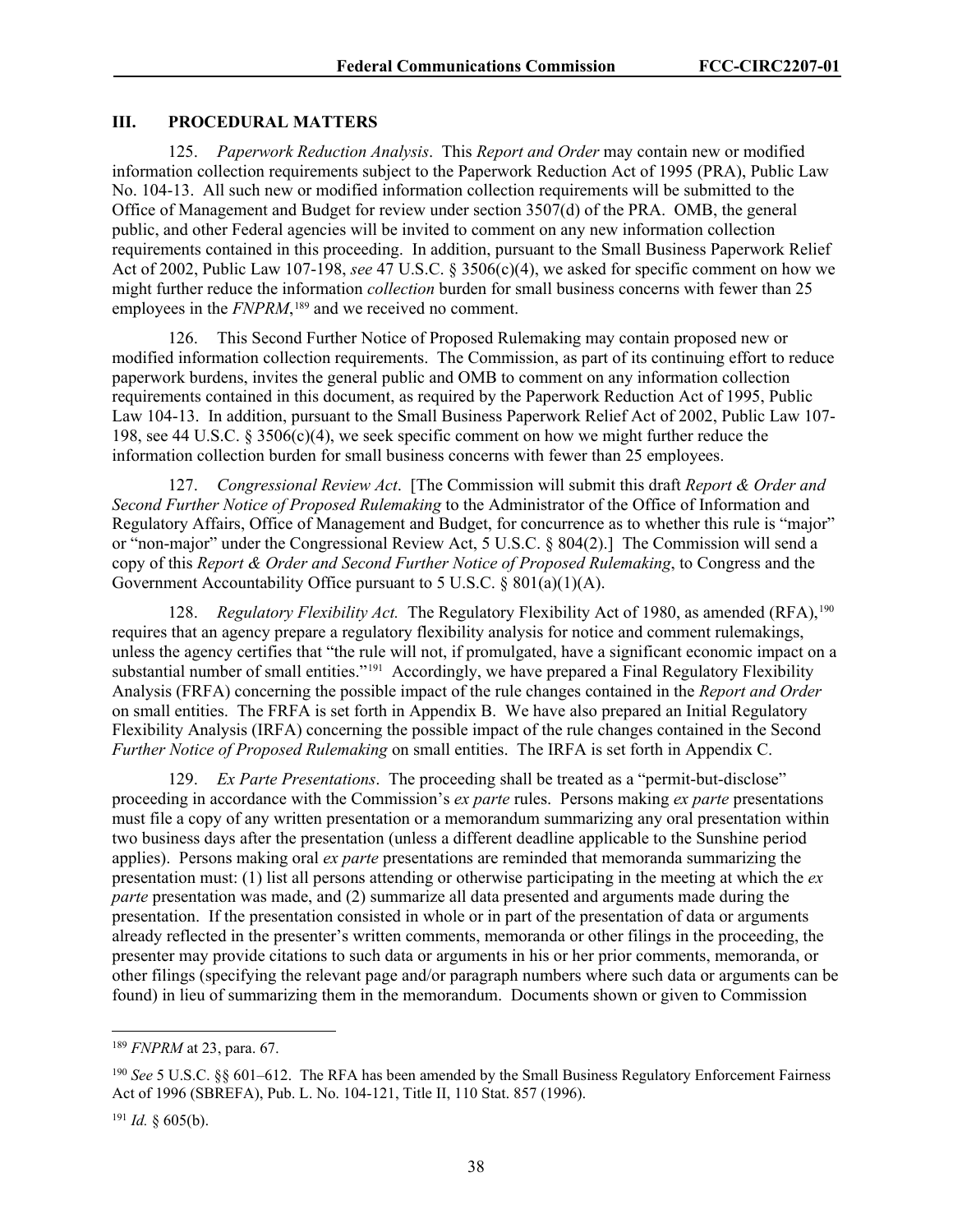## III. PROCEDURAL MATTERS

125. *Paperwork Reduction Analysis*. This *Report and Order* may contain new or modified information collection requirements subject to the Paperwork Reduction Act of 1995 (PRA), Public Law No. 104-13. All such new or modified information collection requirements will be submitted to the Office of Management and Budget for review under section 3507(d) of the PRA. OMB, the general public, and other Federal agencies will be invited to comment on any new information collection requirements contained in this proceeding. In addition, pursuant to the Small Business Paperwork Relief Act of 2002, Public Law 107-198, *see* 47 U.S.C. § 3506(c)(4), we asked for specific comment on how we might further reduce the information *collection* burden for small business concerns with fewer than 25 employees in the *FNPRM*,[189] and we received no comment.

126. This Second Further Notice of Proposed Rulemaking may contain proposed new or modified information collection requirements. The Commission, as part of its continuing effort to reduce paperwork burdens, invites the general public and OMB to comment on any information collection requirements contained in this document, as required by the Paperwork Reduction Act of 1995, Public Law 104-13. In addition, pursuant to the Small Business Paperwork Relief Act of 2002, Public Law 107-198, see 44 U.S.C. § 3506(c)(4), we seek specific comment on how we might further reduce the information collection burden for small business concerns with fewer than 25 employees.

127. *Congressional Review Act*. [The Commission will submit this draft *Report & Order and Second Further Notice of Proposed Rulemaking* to the Administrator of the Office of Information and Regulatory Affairs, Office of Management and Budget, for concurrence as to whether this rule is "major" or "non-major" under the Congressional Review Act, 5 U.S.C. § 804(2).] The Commission will send a copy of this *Report & Order and Second Further Notice of Proposed Rulemaking*, to Congress and the Government Accountability Office pursuant to 5 U.S.C. § 801(a)(1)(A).

128. *Regulatory Flexibility Act.* The Regulatory Flexibility Act of 1980, as amended (RFA),[190] requires that an agency prepare a regulatory flexibility analysis for notice and comment rulemakings, unless the agency certifies that "the rule will not, if promulgated, have a significant economic impact on a substantial number of small entities."[191] Accordingly, we have prepared a Final Regulatory Flexibility Analysis (FRFA) concerning the possible impact of the rule changes contained in the *Report and Order* on small entities. The FRFA is set forth in Appendix B. We have also prepared an Initial Regulatory Flexibility Analysis (IRFA) concerning the possible impact of the rule changes contained in the Second *Further Notice of Proposed Rulemaking* on small entities. The IRFA is set forth in Appendix C.

129. *Ex Parte Presentations*. The proceeding shall be treated as a "permit-but-disclose" proceeding in accordance with the Commission's *ex parte* rules. Persons making *ex parte* presentations must file a copy of any written presentation or a memorandum summarizing any oral presentation within two business days after the presentation (unless a different deadline applicable to the Sunshine period applies). Persons making oral *ex parte* presentations are reminded that memoranda summarizing the presentation must: (1) list all persons attending or otherwise participating in the meeting at which the *ex parte* presentation was made, and (2) summarize all data presented and arguments made during the presentation. If the presentation consisted in whole or in part of the presentation of data or arguments already reflected in the presenter's written comments, memoranda or other filings in the proceeding, the presenter may provide citations to such data or arguments in his or her prior comments, memoranda, or other filings (specifying the relevant page and/or paragraph numbers where such data or arguments can be found) in lieu of summarizing them in the memorandum. Documents shown or given to Commission

---

[189] *FNPRM* at 23, para. 67.

[190] *See* 5 U.S.C. §§ 601–612. The RFA has been amended by the Small Business Regulatory Enforcement Fairness Act of 1996 (SBREFA), Pub. L. No. 104-121, Title II, 110 Stat. 857 (1996).

[191] *Id.* § 605(b).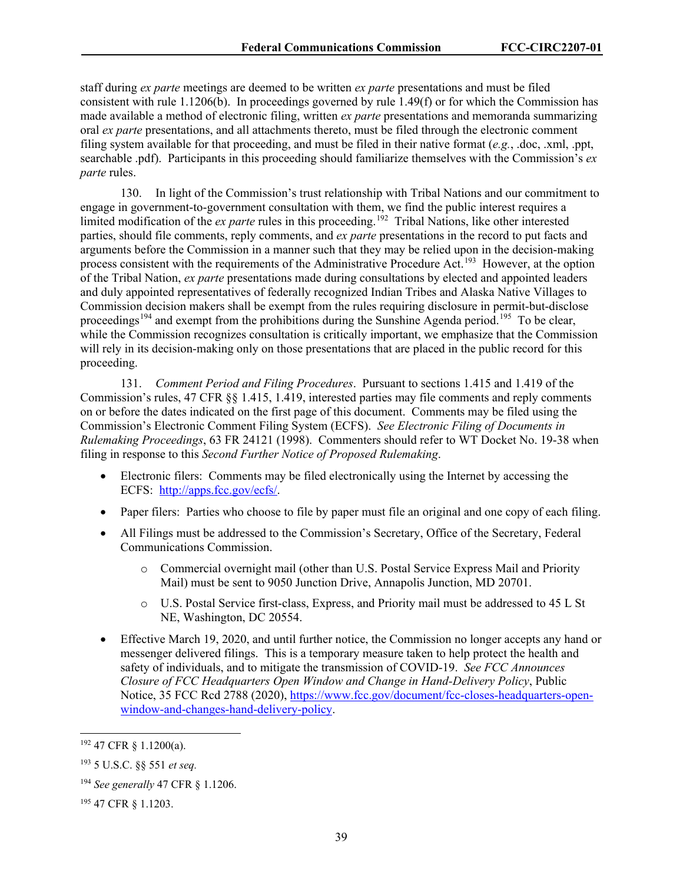staff during *ex parte* meetings are deemed to be written *ex parte* presentations and must be filed consistent with rule 1.1206(b). In proceedings governed by rule 1.49(f) or for which the Commission has made available a method of electronic filing, written *ex parte* presentations and memoranda summarizing oral *ex parte* presentations, and all attachments thereto, must be filed through the electronic comment filing system available for that proceeding, and must be filed in their native format (*e.g.*, .doc, .xml, .ppt, searchable .pdf). Participants in this proceeding should familiarize themselves with the Commission's *ex parte* rules.

130. In light of the Commission's trust relationship with Tribal Nations and our commitment to engage in government-to-government consultation with them, we find the public interest requires a limited modification of the *ex parte* rules in this proceeding.[192] Tribal Nations, like other interested parties, should file comments, reply comments, and *ex parte* presentations in the record to put facts and arguments before the Commission in a manner such that they may be relied upon in the decision-making process consistent with the requirements of the Administrative Procedure Act.[193] However, at the option of the Tribal Nation, *ex parte* presentations made during consultations by elected and appointed leaders and duly appointed representatives of federally recognized Indian Tribes and Alaska Native Villages to Commission decision makers shall be exempt from the rules requiring disclosure in permit-but-disclose proceedings[194] and exempt from the prohibitions during the Sunshine Agenda period.[195] To be clear, while the Commission recognizes consultation is critically important, we emphasize that the Commission will rely in its decision-making only on those presentations that are placed in the public record for this proceeding.

131. *Comment Period and Filing Procedures*. Pursuant to sections 1.415 and 1.419 of the Commission's rules, 47 CFR §§ 1.415, 1.419, interested parties may file comments and reply comments on or before the dates indicated on the first page of this document. Comments may be filed using the Commission's Electronic Comment Filing System (ECFS). *See Electronic Filing of Documents in Rulemaking Proceedings*, 63 FR 24121 (1998). Commenters should refer to WT Docket No. 19-38 when filing in response to this *Second Further Notice of Proposed Rulemaking*.

- Electronic filers: Comments may be filed electronically using the Internet by accessing the ECFS: http://apps.fcc.gov/ecfs/.
- Paper filers: Parties who choose to file by paper must file an original and one copy of each filing.
- All Filings must be addressed to the Commission's Secretary, Office of the Secretary, Federal Communications Commission.
    - Commercial overnight mail (other than U.S. Postal Service Express Mail and Priority Mail) must be sent to 9050 Junction Drive, Annapolis Junction, MD 20701.
    - U.S. Postal Service first-class, Express, and Priority mail must be addressed to 45 L St NE, Washington, DC 20554.
- Effective March 19, 2020, and until further notice, the Commission no longer accepts any hand or messenger delivered filings. This is a temporary measure taken to help protect the health and safety of individuals, and to mitigate the transmission of COVID-19. *See FCC Announces Closure of FCC Headquarters Open Window and Change in Hand-Delivery Policy*, Public Notice, 35 FCC Rcd 2788 (2020), https://www.fcc.gov/document/fcc-closes-headquarters-open-window-and-changes-hand-delivery-policy.

[192] 47 CFR § 1.1200(a).

[193] 5 U.S.C. §§ 551 *et seq.*

[194] *See generally* 47 CFR § 1.1206.

[195] 47 CFR § 1.1203.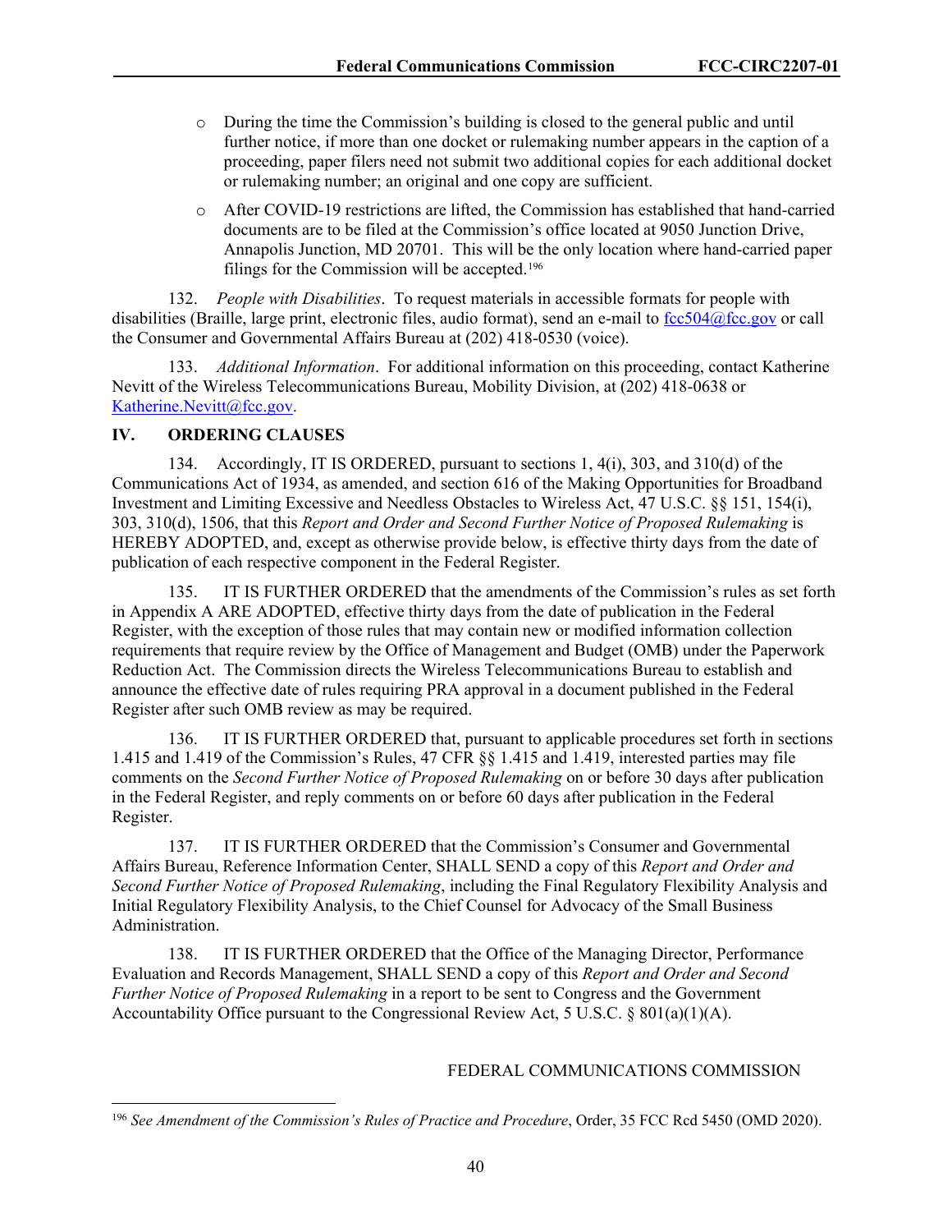- During the time the Commission's building is closed to the general public and until further notice, if more than one docket or rulemaking number appears in the caption of a proceeding, paper filers need not submit two additional copies for each additional docket or rulemaking number; an original and one copy are sufficient.
- After COVID-19 restrictions are lifted, the Commission has established that hand-carried documents are to be filed at the Commission's office located at 9050 Junction Drive, Annapolis Junction, MD 20701. This will be the only location where hand-carried paper filings for the Commission will be accepted.[196]

132. *People with Disabilities*. To request materials in accessible formats for people with disabilities (Braille, large print, electronic files, audio format), send an e-mail to fcc504@fcc.gov or call the Consumer and Governmental Affairs Bureau at (202) 418-0530 (voice).

133. *Additional Information*. For additional information on this proceeding, contact Katherine Nevitt of the Wireless Telecommunications Bureau, Mobility Division, at (202) 418-0638 or Katherine.Nevitt@fcc.gov.

## IV. ORDERING CLAUSES

134. Accordingly, IT IS ORDERED, pursuant to sections 1, 4(i), 303, and 310(d) of the Communications Act of 1934, as amended, and section 616 of the Making Opportunities for Broadband Investment and Limiting Excessive and Needless Obstacles to Wireless Act, 47 U.S.C. §§ 151, 154(i), 303, 310(d), 1506, that this *Report and Order and Second Further Notice of Proposed Rulemaking* is HEREBY ADOPTED, and, except as otherwise provide below, is effective thirty days from the date of publication of each respective component in the Federal Register.

135. IT IS FURTHER ORDERED that the amendments of the Commission's rules as set forth in Appendix A ARE ADOPTED, effective thirty days from the date of publication in the Federal Register, with the exception of those rules that may contain new or modified information collection requirements that require review by the Office of Management and Budget (OMB) under the Paperwork Reduction Act. The Commission directs the Wireless Telecommunications Bureau to establish and announce the effective date of rules requiring PRA approval in a document published in the Federal Register after such OMB review as may be required.

136. IT IS FURTHER ORDERED that, pursuant to applicable procedures set forth in sections 1.415 and 1.419 of the Commission's Rules, 47 CFR §§ 1.415 and 1.419, interested parties may file comments on the *Second Further Notice of Proposed Rulemaking* on or before 30 days after publication in the Federal Register, and reply comments on or before 60 days after publication in the Federal Register.

137. IT IS FURTHER ORDERED that the Commission's Consumer and Governmental Affairs Bureau, Reference Information Center, SHALL SEND a copy of this *Report and Order and Second Further Notice of Proposed Rulemaking*, including the Final Regulatory Flexibility Analysis and Initial Regulatory Flexibility Analysis, to the Chief Counsel for Advocacy of the Small Business Administration.

138. IT IS FURTHER ORDERED that the Office of the Managing Director, Performance Evaluation and Records Management, SHALL SEND a copy of this *Report and Order and Second Further Notice of Proposed Rulemaking* in a report to be sent to Congress and the Government Accountability Office pursuant to the Congressional Review Act, 5 U.S.C. § 801(a)(1)(A).

FEDERAL COMMUNICATIONS COMMISSION

[196] *See Amendment of the Commission's Rules of Practice and Procedure*, Order, 35 FCC Rcd 5450 (OMD 2020).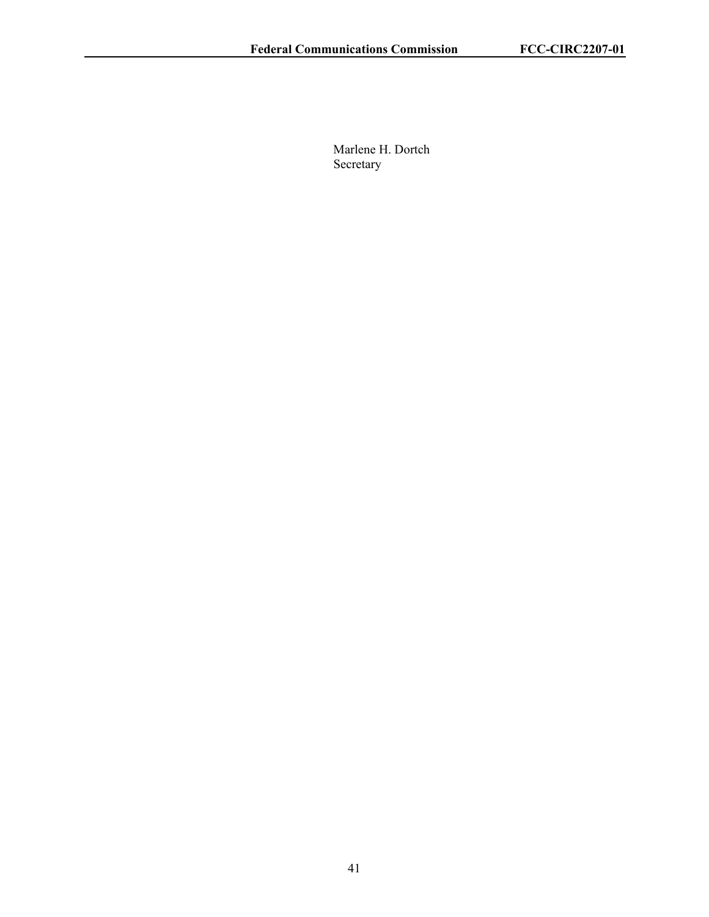Marlene H. Dortch
Secretary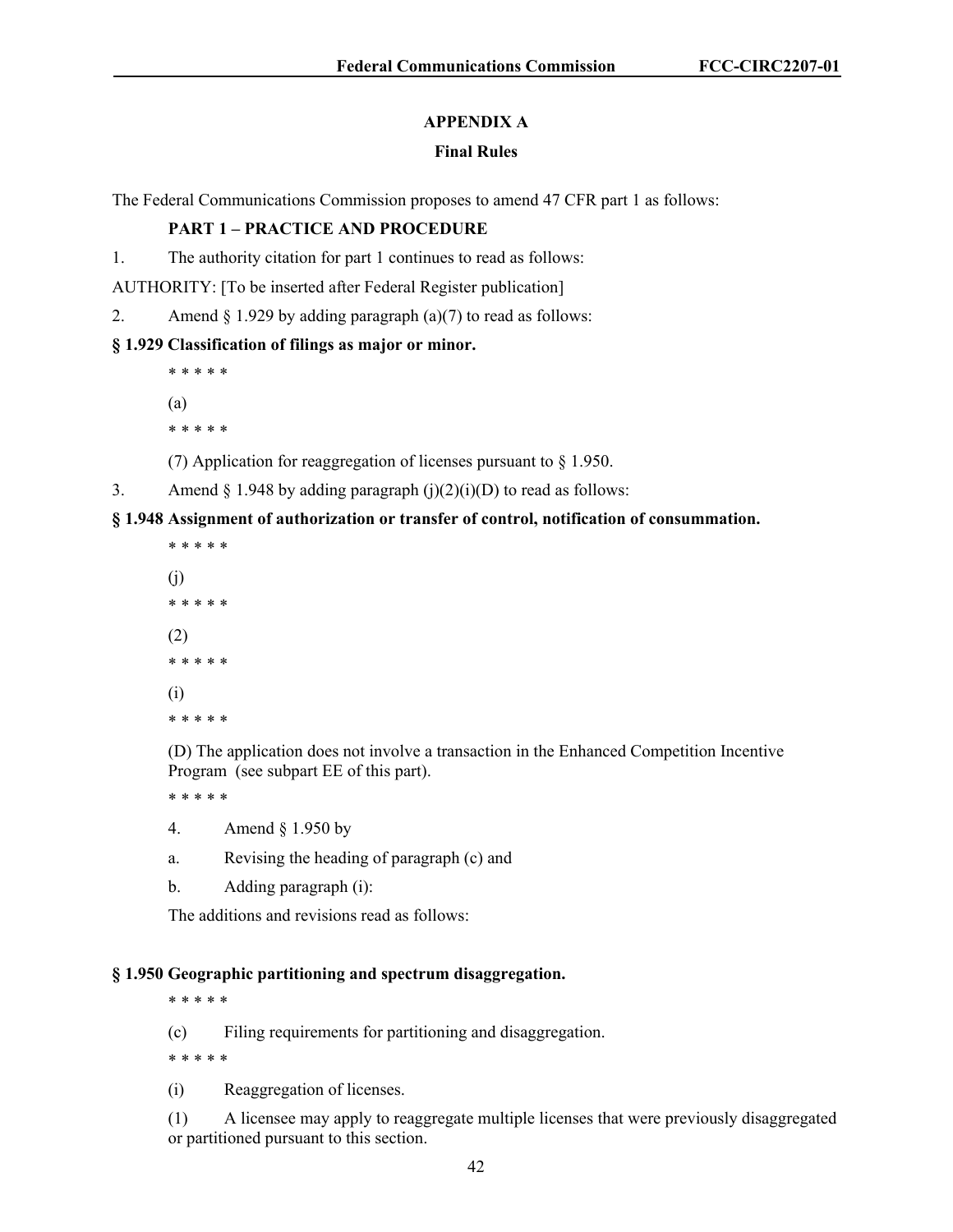## APPENDIX A

### Final Rules

The Federal Communications Commission proposes to amend 47 CFR part 1 as follows:

**PART 1 – PRACTICE AND PROCEDURE**

1. The authority citation for part 1 continues to read as follows:

AUTHORITY: [To be inserted after Federal Register publication]

2. Amend § 1.929 by adding paragraph (a)(7) to read as follows:

**§ 1.929 Classification of filings as major or minor.**

* * * * *

(a)

* * * * *

(7) Application for reaggregation of licenses pursuant to § 1.950.

3. Amend § 1.948 by adding paragraph (j)(2)(i)(D) to read as follows:

**§ 1.948 Assignment of authorization or transfer of control, notification of consummation.**

* * * * *

(j)

* * * * *

(2)

* * * * *

(i)

* * * * *

(D) The application does not involve a transaction in the Enhanced Competition Incentive Program (see subpart EE of this part).

* * * * *

4. Amend § 1.950 by

a. Revising the heading of paragraph (c) and

b. Adding paragraph (i):

The additions and revisions read as follows:

**§ 1.950 Geographic partitioning and spectrum disaggregation.**

* * * * *

(c) Filing requirements for partitioning and disaggregation.

* * * * *

(i) Reaggregation of licenses.

(1) A licensee may apply to reaggregate multiple licenses that were previously disaggregated or partitioned pursuant to this section.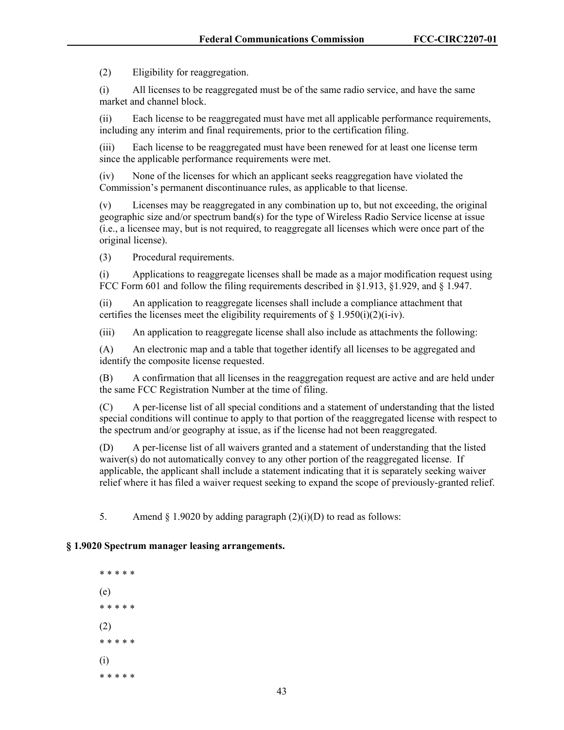(2) Eligibility for reaggregation.

(i) All licenses to be reaggregated must be of the same radio service, and have the same market and channel block.

(ii) Each license to be reaggregated must have met all applicable performance requirements, including any interim and final requirements, prior to the certification filing.

(iii) Each license to be reaggregated must have been renewed for at least one license term since the applicable performance requirements were met.

(iv) None of the licenses for which an applicant seeks reaggregation have violated the Commission's permanent discontinuance rules, as applicable to that license.

(v) Licenses may be reaggregated in any combination up to, but not exceeding, the original geographic size and/or spectrum band(s) for the type of Wireless Radio Service license at issue (i.e., a licensee may, but is not required, to reaggregate all licenses which were once part of the original license).

(3) Procedural requirements.

(i) Applications to reaggregate licenses shall be made as a major modification request using FCC Form 601 and follow the filing requirements described in §1.913, §1.929, and § 1.947.

(ii) An application to reaggregate licenses shall include a compliance attachment that certifies the licenses meet the eligibility requirements of § 1.950(i)(2)(i-iv).

(iii) An application to reaggregate license shall also include as attachments the following:

(A) An electronic map and a table that together identify all licenses to be aggregated and identify the composite license requested.

(B) A confirmation that all licenses in the reaggregation request are active and are held under the same FCC Registration Number at the time of filing.

(C) A per-license list of all special conditions and a statement of understanding that the listed special conditions will continue to apply to that portion of the reaggregated license with respect to the spectrum and/or geography at issue, as if the license had not been reaggregated.

(D) A per-license list of all waivers granted and a statement of understanding that the listed waiver(s) do not automatically convey to any other portion of the reaggregated license. If applicable, the applicant shall include a statement indicating that it is separately seeking waiver relief where it has filed a waiver request seeking to expand the scope of previously-granted relief.

5. Amend § 1.9020 by adding paragraph (2)(i)(D) to read as follows:

**§ 1.9020 Spectrum manager leasing arrangements.**

* * * * *

(e)

* * * * *

(2)

* * * * *

(i)

* * * * *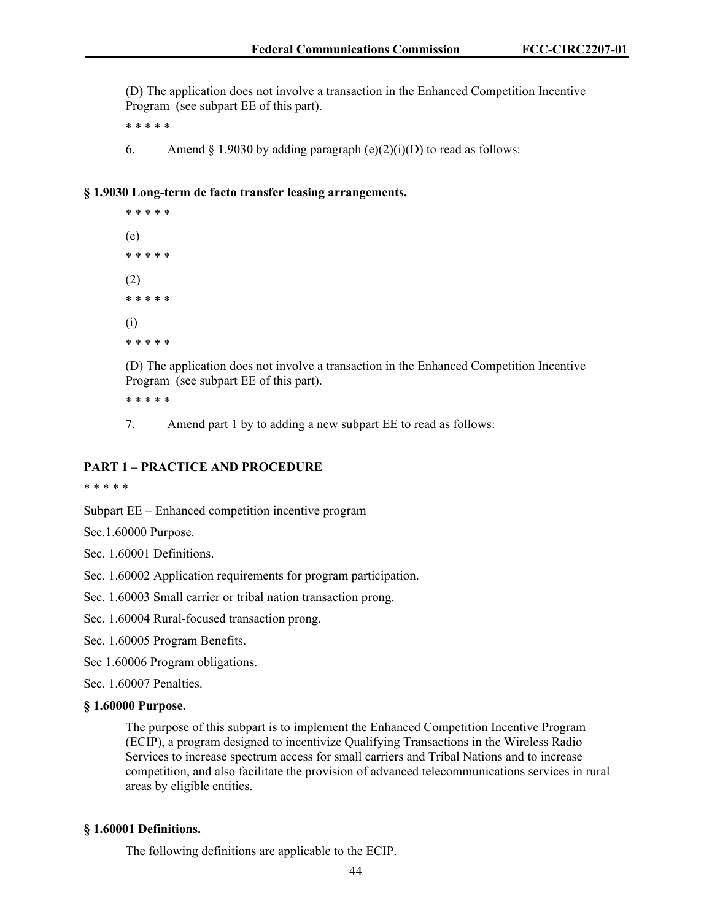(D) The application does not involve a transaction in the Enhanced Competition Incentive Program  (see subpart EE of this part).

* * * * *

6. Amend § 1.9030 by adding paragraph (e)(2)(i)(D) to read as follows:

**§ 1.9030 Long-term de facto transfer leasing arrangements.**

* * * * *

(e)

* * * * *

(2)

* * * * *

(i)

* * * * *

(D) The application does not involve a transaction in the Enhanced Competition Incentive Program  (see subpart EE of this part).

* * * * *

7. Amend part 1 by to adding a new subpart EE to read as follows:

**PART 1 – PRACTICE AND PROCEDURE**

* * * * *

Subpart EE – Enhanced competition incentive program

Sec.1.60000 Purpose.

Sec. 1.60001 Definitions.

Sec. 1.60002 Application requirements for program participation.

Sec. 1.60003 Small carrier or tribal nation transaction prong.

Sec. 1.60004 Rural-focused transaction prong.

Sec. 1.60005 Program Benefits.

Sec 1.60006 Program obligations.

Sec. 1.60007 Penalties.

**§ 1.60000 Purpose.**

The purpose of this subpart is to implement the Enhanced Competition Incentive Program (ECIP), a program designed to incentivize Qualifying Transactions in the Wireless Radio Services to increase spectrum access for small carriers and Tribal Nations and to increase competition, and also facilitate the provision of advanced telecommunications services in rural areas by eligible entities.

**§ 1.60001 Definitions.**

The following definitions are applicable to the ECIP.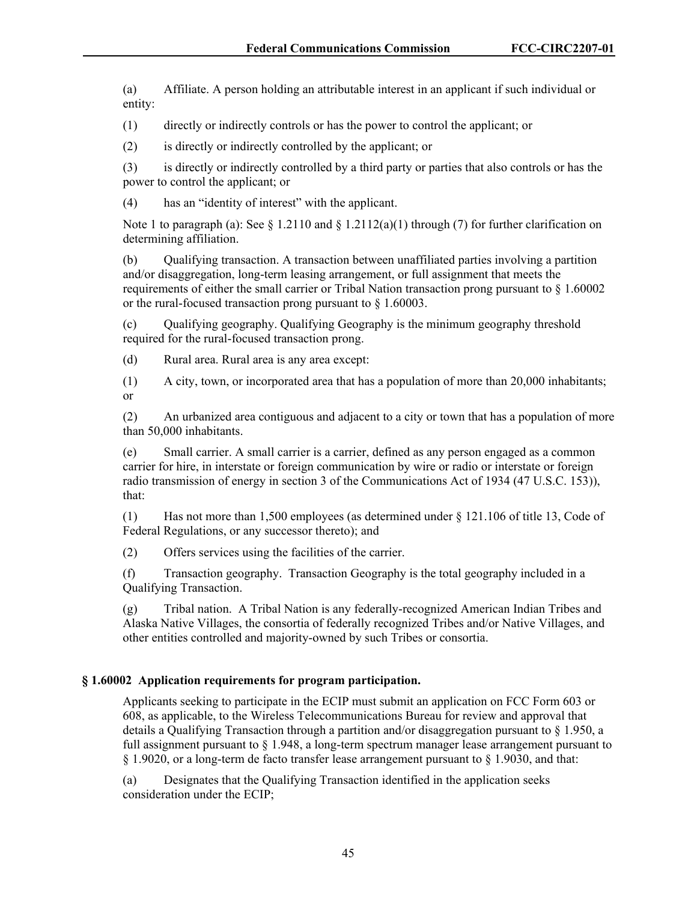(a) Affiliate. A person holding an attributable interest in an applicant if such individual or entity:

(1) directly or indirectly controls or has the power to control the applicant; or

(2) is directly or indirectly controlled by the applicant; or

(3) is directly or indirectly controlled by a third party or parties that also controls or has the power to control the applicant; or

(4) has an "identity of interest" with the applicant.

Note 1 to paragraph (a): See § 1.2110 and § 1.2112(a)(1) through (7) for further clarification on determining affiliation.

(b) Qualifying transaction. A transaction between unaffiliated parties involving a partition and/or disaggregation, long-term leasing arrangement, or full assignment that meets the requirements of either the small carrier or Tribal Nation transaction prong pursuant to § 1.60002 or the rural-focused transaction prong pursuant to § 1.60003.

(c) Qualifying geography. Qualifying Geography is the minimum geography threshold required for the rural-focused transaction prong.

(d) Rural area. Rural area is any area except:

(1) A city, town, or incorporated area that has a population of more than 20,000 inhabitants; or

(2) An urbanized area contiguous and adjacent to a city or town that has a population of more than 50,000 inhabitants.

(e) Small carrier. A small carrier is a carrier, defined as any person engaged as a common carrier for hire, in interstate or foreign communication by wire or radio or interstate or foreign radio transmission of energy in section 3 of the Communications Act of 1934 (47 U.S.C. 153)), that:

(1) Has not more than 1,500 employees (as determined under § 121.106 of title 13, Code of Federal Regulations, or any successor thereto); and

(2) Offers services using the facilities of the carrier.

(f) Transaction geography. Transaction Geography is the total geography included in a Qualifying Transaction.

(g) Tribal nation. A Tribal Nation is any federally-recognized American Indian Tribes and Alaska Native Villages, the consortia of federally recognized Tribes and/or Native Villages, and other entities controlled and majority-owned by such Tribes or consortia.

### § 1.60002 Application requirements for program participation.

Applicants seeking to participate in the ECIP must submit an application on FCC Form 603 or 608, as applicable, to the Wireless Telecommunications Bureau for review and approval that details a Qualifying Transaction through a partition and/or disaggregation pursuant to § 1.950, a full assignment pursuant to § 1.948, a long-term spectrum manager lease arrangement pursuant to § 1.9020, or a long-term de facto transfer lease arrangement pursuant to § 1.9030, and that:

(a) Designates that the Qualifying Transaction identified in the application seeks consideration under the ECIP;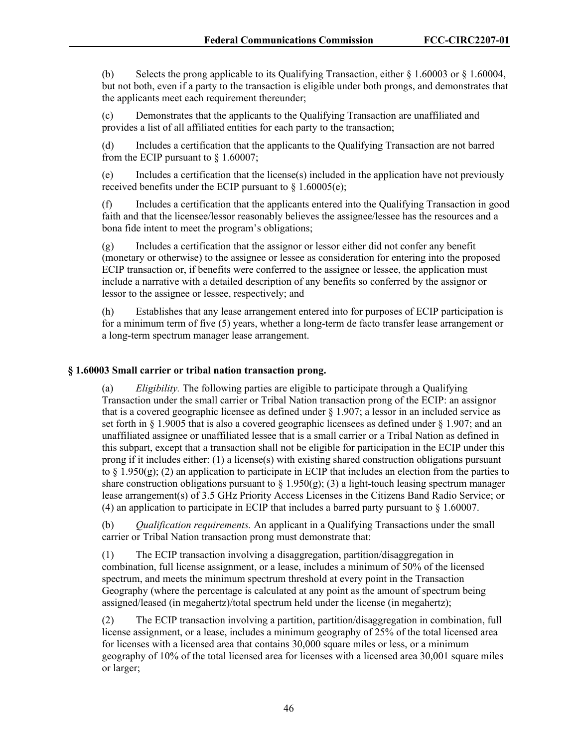(b) Selects the prong applicable to its Qualifying Transaction, either § 1.60003 or § 1.60004, but not both, even if a party to the transaction is eligible under both prongs, and demonstrates that the applicants meet each requirement thereunder;

(c) Demonstrates that the applicants to the Qualifying Transaction are unaffiliated and provides a list of all affiliated entities for each party to the transaction;

(d) Includes a certification that the applicants to the Qualifying Transaction are not barred from the ECIP pursuant to § 1.60007;

(e) Includes a certification that the license(s) included in the application have not previously received benefits under the ECIP pursuant to § 1.60005(e);

(f) Includes a certification that the applicants entered into the Qualifying Transaction in good faith and that the licensee/lessor reasonably believes the assignee/lessee has the resources and a bona fide intent to meet the program's obligations;

(g) Includes a certification that the assignor or lessor either did not confer any benefit (monetary or otherwise) to the assignee or lessee as consideration for entering into the proposed ECIP transaction or, if benefits were conferred to the assignee or lessee, the application must include a narrative with a detailed description of any benefits so conferred by the assignor or lessor to the assignee or lessee, respectively; and

(h) Establishes that any lease arrangement entered into for purposes of ECIP participation is for a minimum term of five (5) years, whether a long-term de facto transfer lease arrangement or a long-term spectrum manager lease arrangement.

### § 1.60003 Small carrier or tribal nation transaction prong.

(a) *Eligibility.* The following parties are eligible to participate through a Qualifying Transaction under the small carrier or Tribal Nation transaction prong of the ECIP: an assignor that is a covered geographic licensee as defined under § 1.907; a lessor in an included service as set forth in § 1.9005 that is also a covered geographic licensees as defined under § 1.907; and an unaffiliated assignee or unaffiliated lessee that is a small carrier or a Tribal Nation as defined in this subpart, except that a transaction shall not be eligible for participation in the ECIP under this prong if it includes either: (1) a license(s) with existing shared construction obligations pursuant to § 1.950(g); (2) an application to participate in ECIP that includes an election from the parties to share construction obligations pursuant to § 1.950(g); (3) a light-touch leasing spectrum manager lease arrangement(s) of 3.5 GHz Priority Access Licenses in the Citizens Band Radio Service; or (4) an application to participate in ECIP that includes a barred party pursuant to § 1.60007.

(b) *Qualification requirements.* An applicant in a Qualifying Transactions under the small carrier or Tribal Nation transaction prong must demonstrate that:

(1) The ECIP transaction involving a disaggregation, partition/disaggregation in combination, full license assignment, or a lease, includes a minimum of 50% of the licensed spectrum, and meets the minimum spectrum threshold at every point in the Transaction Geography (where the percentage is calculated at any point as the amount of spectrum being assigned/leased (in megahertz)/total spectrum held under the license (in megahertz);

(2) The ECIP transaction involving a partition, partition/disaggregation in combination, full license assignment, or a lease, includes a minimum geography of 25% of the total licensed area for licenses with a licensed area that contains 30,000 square miles or less, or a minimum geography of 10% of the total licensed area for licenses with a licensed area 30,001 square miles or larger;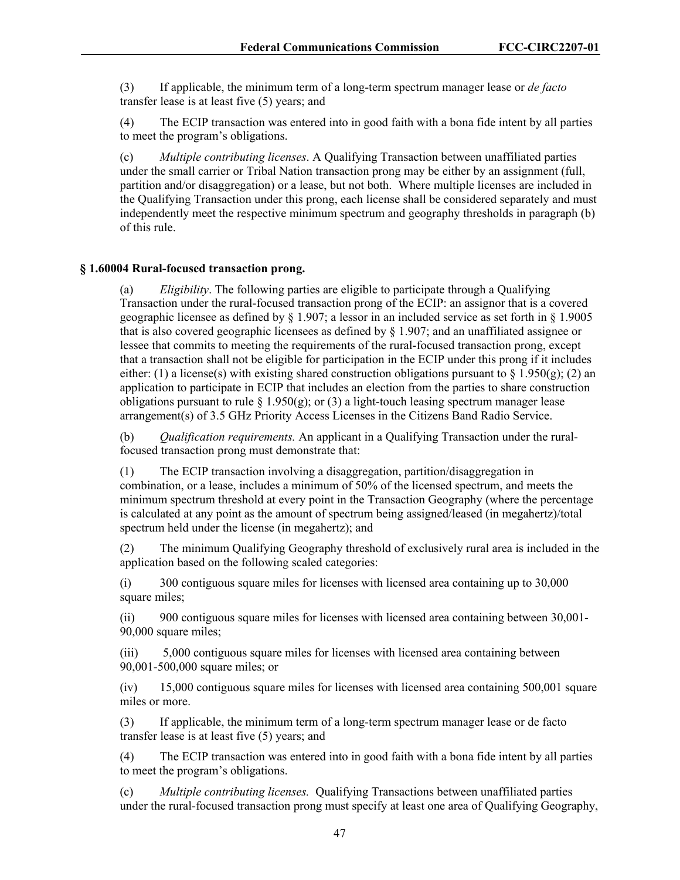(3) If applicable, the minimum term of a long-term spectrum manager lease or *de facto* transfer lease is at least five (5) years; and

(4) The ECIP transaction was entered into in good faith with a bona fide intent by all parties to meet the program's obligations.

(c) *Multiple contributing licenses*. A Qualifying Transaction between unaffiliated parties under the small carrier or Tribal Nation transaction prong may be either by an assignment (full, partition and/or disaggregation) or a lease, but not both. Where multiple licenses are included in the Qualifying Transaction under this prong, each license shall be considered separately and must independently meet the respective minimum spectrum and geography thresholds in paragraph (b) of this rule.

### § 1.60004 Rural-focused transaction prong.

(a) *Eligibility*. The following parties are eligible to participate through a Qualifying Transaction under the rural-focused transaction prong of the ECIP: an assignor that is a covered geographic licensee as defined by § 1.907; a lessor in an included service as set forth in § 1.9005 that is also covered geographic licensees as defined by § 1.907; and an unaffiliated assignee or lessee that commits to meeting the requirements of the rural-focused transaction prong, except that a transaction shall not be eligible for participation in the ECIP under this prong if it includes either: (1) a license(s) with existing shared construction obligations pursuant to § 1.950(g); (2) an application to participate in ECIP that includes an election from the parties to share construction obligations pursuant to rule § 1.950(g); or (3) a light-touch leasing spectrum manager lease arrangement(s) of 3.5 GHz Priority Access Licenses in the Citizens Band Radio Service.

(b) *Qualification requirements.* An applicant in a Qualifying Transaction under the rural-focused transaction prong must demonstrate that:

(1) The ECIP transaction involving a disaggregation, partition/disaggregation in combination, or a lease, includes a minimum of 50% of the licensed spectrum, and meets the minimum spectrum threshold at every point in the Transaction Geography (where the percentage is calculated at any point as the amount of spectrum being assigned/leased (in megahertz)/total spectrum held under the license (in megahertz); and

(2) The minimum Qualifying Geography threshold of exclusively rural area is included in the application based on the following scaled categories:

(i) 300 contiguous square miles for licenses with licensed area containing up to 30,000 square miles;

(ii) 900 contiguous square miles for licenses with licensed area containing between 30,001-90,000 square miles;

(iii) 5,000 contiguous square miles for licenses with licensed area containing between 90,001-500,000 square miles; or

(iv) 15,000 contiguous square miles for licenses with licensed area containing 500,001 square miles or more.

(3) If applicable, the minimum term of a long-term spectrum manager lease or de facto transfer lease is at least five (5) years; and

(4) The ECIP transaction was entered into in good faith with a bona fide intent by all parties to meet the program's obligations.

(c) *Multiple contributing licenses.* Qualifying Transactions between unaffiliated parties under the rural-focused transaction prong must specify at least one area of Qualifying Geography,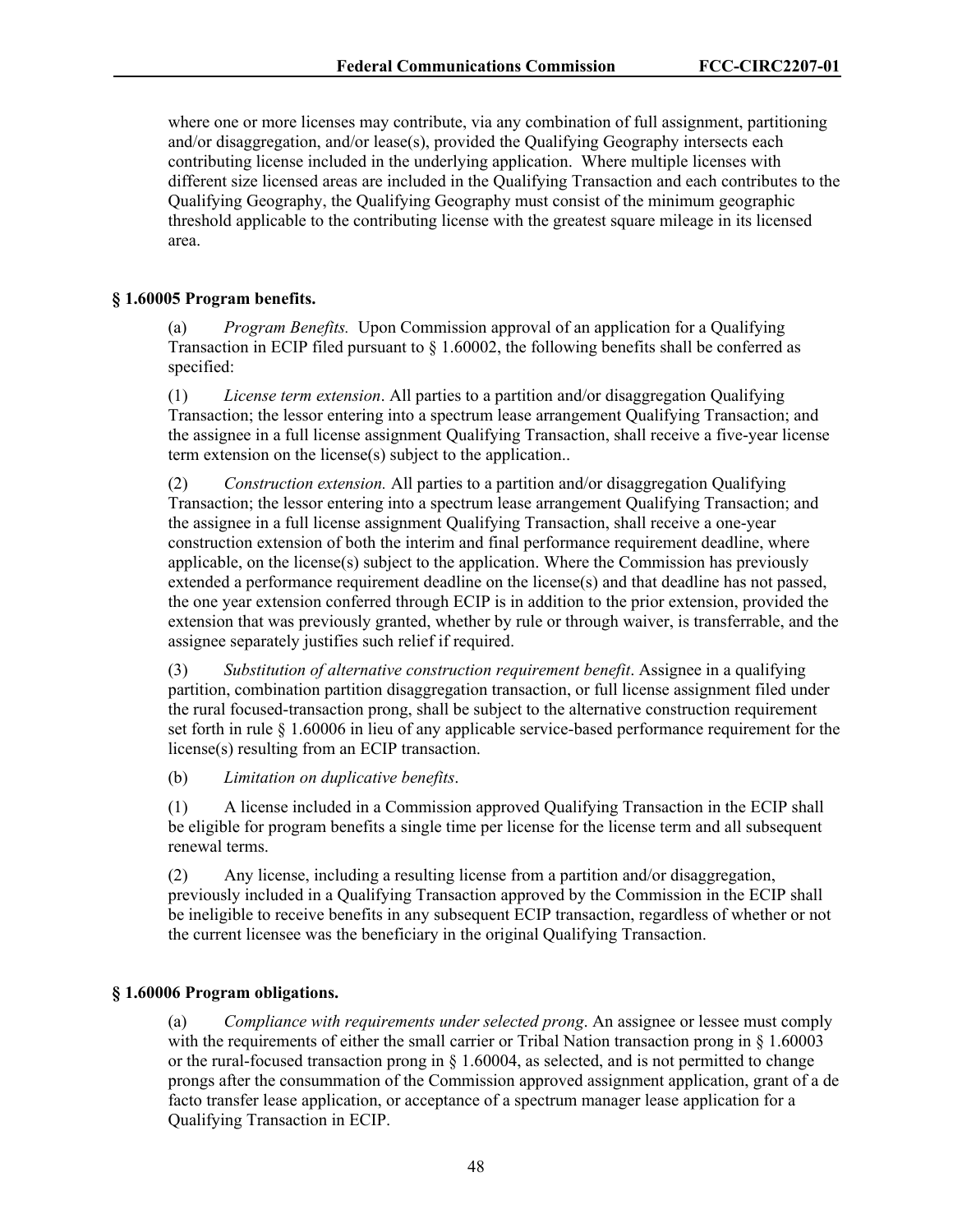where one or more licenses may contribute, via any combination of full assignment, partitioning and/or disaggregation, and/or lease(s), provided the Qualifying Geography intersects each contributing license included in the underlying application. Where multiple licenses with different size licensed areas are included in the Qualifying Transaction and each contributes to the Qualifying Geography, the Qualifying Geography must consist of the minimum geographic threshold applicable to the contributing license with the greatest square mileage in its licensed area.

**§ 1.60005 Program benefits.**

(a) *Program Benefits.* Upon Commission approval of an application for a Qualifying Transaction in ECIP filed pursuant to § 1.60002, the following benefits shall be conferred as specified:

(1) *License term extension*. All parties to a partition and/or disaggregation Qualifying Transaction; the lessor entering into a spectrum lease arrangement Qualifying Transaction; and the assignee in a full license assignment Qualifying Transaction, shall receive a five-year license term extension on the license(s) subject to the application..

(2) *Construction extension.* All parties to a partition and/or disaggregation Qualifying Transaction; the lessor entering into a spectrum lease arrangement Qualifying Transaction; and the assignee in a full license assignment Qualifying Transaction, shall receive a one-year construction extension of both the interim and final performance requirement deadline, where applicable, on the license(s) subject to the application. Where the Commission has previously extended a performance requirement deadline on the license(s) and that deadline has not passed, the one year extension conferred through ECIP is in addition to the prior extension, provided the extension that was previously granted, whether by rule or through waiver, is transferrable, and the assignee separately justifies such relief if required.

(3) *Substitution of alternative construction requirement benefit*. Assignee in a qualifying partition, combination partition disaggregation transaction, or full license assignment filed under the rural focused-transaction prong, shall be subject to the alternative construction requirement set forth in rule § 1.60006 in lieu of any applicable service-based performance requirement for the license(s) resulting from an ECIP transaction.

(b) *Limitation on duplicative benefits*.

(1) A license included in a Commission approved Qualifying Transaction in the ECIP shall be eligible for program benefits a single time per license for the license term and all subsequent renewal terms.

(2) Any license, including a resulting license from a partition and/or disaggregation, previously included in a Qualifying Transaction approved by the Commission in the ECIP shall be ineligible to receive benefits in any subsequent ECIP transaction, regardless of whether or not the current licensee was the beneficiary in the original Qualifying Transaction.

**§ 1.60006 Program obligations.**

(a) *Compliance with requirements under selected prong*. An assignee or lessee must comply with the requirements of either the small carrier or Tribal Nation transaction prong in § 1.60003 or the rural-focused transaction prong in § 1.60004, as selected, and is not permitted to change prongs after the consummation of the Commission approved assignment application, grant of a de facto transfer lease application, or acceptance of a spectrum manager lease application for a Qualifying Transaction in ECIP.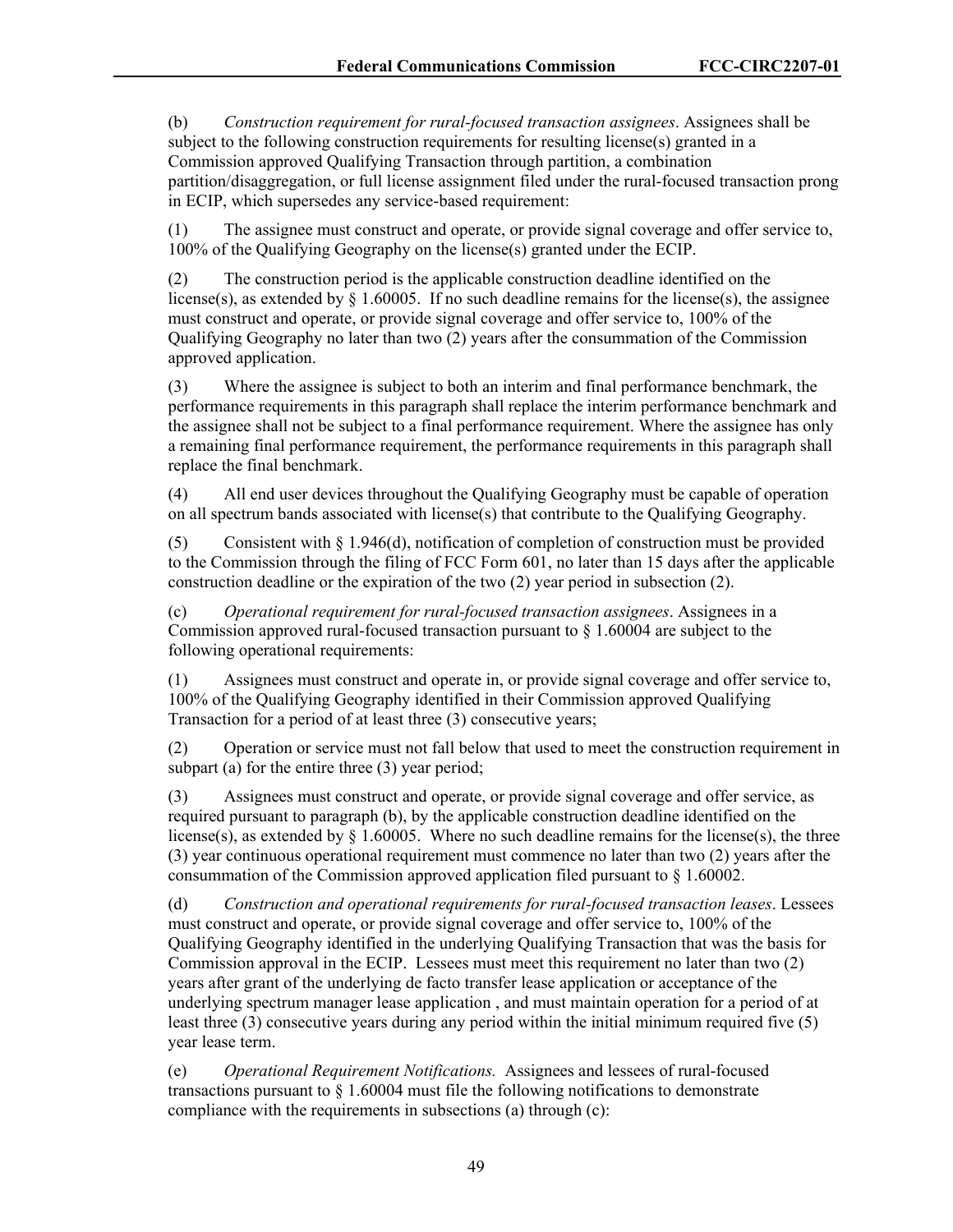(b) *Construction requirement for rural-focused transaction assignees*. Assignees shall be subject to the following construction requirements for resulting license(s) granted in a Commission approved Qualifying Transaction through partition, a combination partition/disaggregation, or full license assignment filed under the rural-focused transaction prong in ECIP, which supersedes any service-based requirement:

(1) The assignee must construct and operate, or provide signal coverage and offer service to, 100% of the Qualifying Geography on the license(s) granted under the ECIP.

(2) The construction period is the applicable construction deadline identified on the license(s), as extended by § 1.60005. If no such deadline remains for the license(s), the assignee must construct and operate, or provide signal coverage and offer service to, 100% of the Qualifying Geography no later than two (2) years after the consummation of the Commission approved application.

(3) Where the assignee is subject to both an interim and final performance benchmark, the performance requirements in this paragraph shall replace the interim performance benchmark and the assignee shall not be subject to a final performance requirement. Where the assignee has only a remaining final performance requirement, the performance requirements in this paragraph shall replace the final benchmark.

(4) All end user devices throughout the Qualifying Geography must be capable of operation on all spectrum bands associated with license(s) that contribute to the Qualifying Geography.

(5) Consistent with § 1.946(d), notification of completion of construction must be provided to the Commission through the filing of FCC Form 601, no later than 15 days after the applicable construction deadline or the expiration of the two (2) year period in subsection (2).

(c) *Operational requirement for rural-focused transaction assignees*. Assignees in a Commission approved rural-focused transaction pursuant to § 1.60004 are subject to the following operational requirements:

(1) Assignees must construct and operate in, or provide signal coverage and offer service to, 100% of the Qualifying Geography identified in their Commission approved Qualifying Transaction for a period of at least three (3) consecutive years;

(2) Operation or service must not fall below that used to meet the construction requirement in subpart (a) for the entire three (3) year period;

(3) Assignees must construct and operate, or provide signal coverage and offer service, as required pursuant to paragraph (b), by the applicable construction deadline identified on the license(s), as extended by § 1.60005. Where no such deadline remains for the license(s), the three (3) year continuous operational requirement must commence no later than two (2) years after the consummation of the Commission approved application filed pursuant to § 1.60002.

(d) *Construction and operational requirements for rural-focused transaction leases*. Lessees must construct and operate, or provide signal coverage and offer service to, 100% of the Qualifying Geography identified in the underlying Qualifying Transaction that was the basis for Commission approval in the ECIP. Lessees must meet this requirement no later than two (2) years after grant of the underlying de facto transfer lease application or acceptance of the underlying spectrum manager lease application , and must maintain operation for a period of at least three (3) consecutive years during any period within the initial minimum required five (5) year lease term.

(e) *Operational Requirement Notifications.* Assignees and lessees of rural-focused transactions pursuant to § 1.60004 must file the following notifications to demonstrate compliance with the requirements in subsections (a) through (c):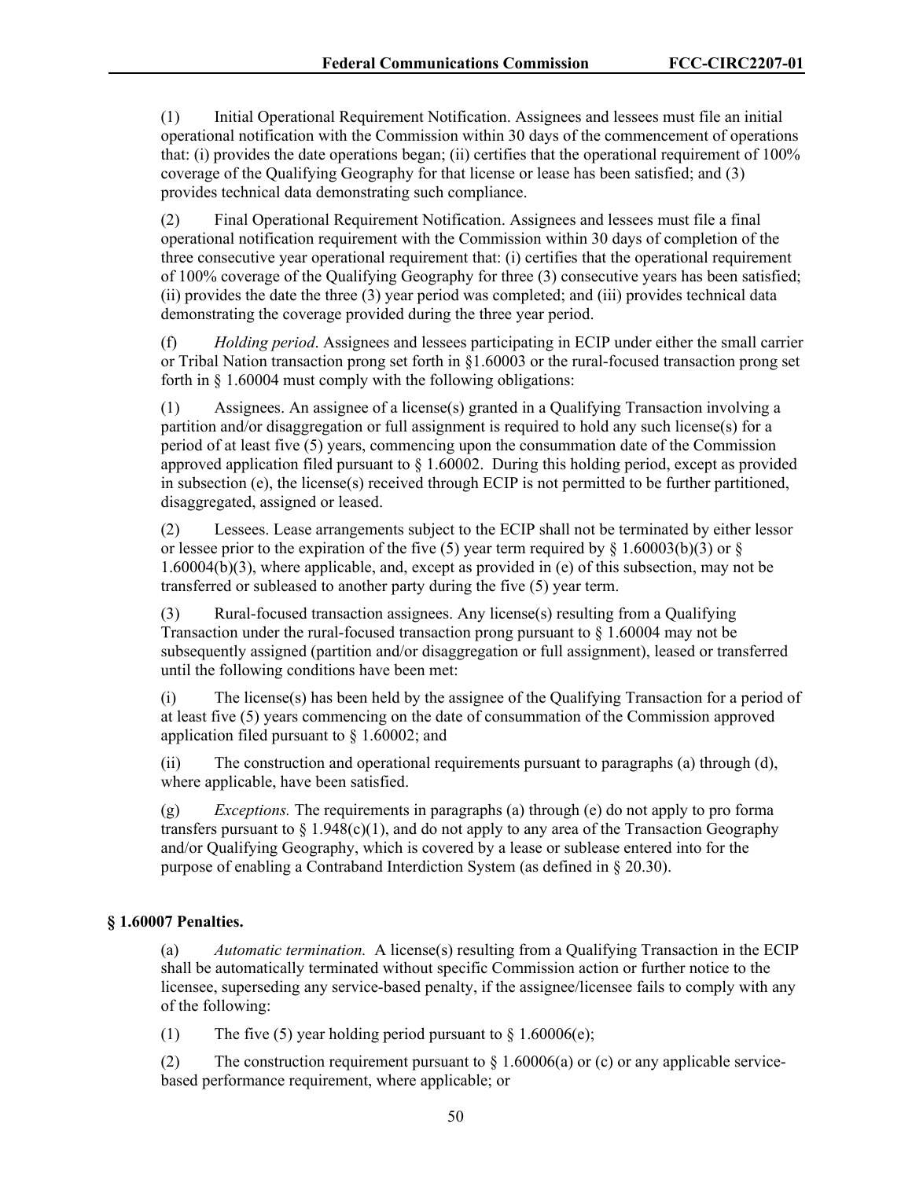(1) Initial Operational Requirement Notification. Assignees and lessees must file an initial operational notification with the Commission within 30 days of the commencement of operations that: (i) provides the date operations began; (ii) certifies that the operational requirement of 100% coverage of the Qualifying Geography for that license or lease has been satisfied; and (3) provides technical data demonstrating such compliance.

(2) Final Operational Requirement Notification. Assignees and lessees must file a final operational notification requirement with the Commission within 30 days of completion of the three consecutive year operational requirement that: (i) certifies that the operational requirement of 100% coverage of the Qualifying Geography for three (3) consecutive years has been satisfied; (ii) provides the date the three (3) year period was completed; and (iii) provides technical data demonstrating the coverage provided during the three year period.

(f) *Holding period*. Assignees and lessees participating in ECIP under either the small carrier or Tribal Nation transaction prong set forth in §1.60003 or the rural-focused transaction prong set forth in § 1.60004 must comply with the following obligations:

(1) Assignees. An assignee of a license(s) granted in a Qualifying Transaction involving a partition and/or disaggregation or full assignment is required to hold any such license(s) for a period of at least five (5) years, commencing upon the consummation date of the Commission approved application filed pursuant to § 1.60002. During this holding period, except as provided in subsection (e), the license(s) received through ECIP is not permitted to be further partitioned, disaggregated, assigned or leased.

(2) Lessees. Lease arrangements subject to the ECIP shall not be terminated by either lessor or lessee prior to the expiration of the five (5) year term required by § 1.60003(b)(3) or § 1.60004(b)(3), where applicable, and, except as provided in (e) of this subsection, may not be transferred or subleased to another party during the five (5) year term.

(3) Rural-focused transaction assignees. Any license(s) resulting from a Qualifying Transaction under the rural-focused transaction prong pursuant to § 1.60004 may not be subsequently assigned (partition and/or disaggregation or full assignment), leased or transferred until the following conditions have been met:

(i) The license(s) has been held by the assignee of the Qualifying Transaction for a period of at least five (5) years commencing on the date of consummation of the Commission approved application filed pursuant to § 1.60002; and

(ii) The construction and operational requirements pursuant to paragraphs (a) through (d), where applicable, have been satisfied.

(g) *Exceptions.* The requirements in paragraphs (a) through (e) do not apply to pro forma transfers pursuant to § 1.948(c)(1), and do not apply to any area of the Transaction Geography and/or Qualifying Geography, which is covered by a lease or sublease entered into for the purpose of enabling a Contraband Interdiction System (as defined in § 20.30).

**§ 1.60007 Penalties.**

(a) *Automatic termination.* A license(s) resulting from a Qualifying Transaction in the ECIP shall be automatically terminated without specific Commission action or further notice to the licensee, superseding any service-based penalty, if the assignee/licensee fails to comply with any of the following:

(1) The five (5) year holding period pursuant to § 1.60006(e);

(2) The construction requirement pursuant to § 1.60006(a) or (c) or any applicable service-based performance requirement, where applicable; or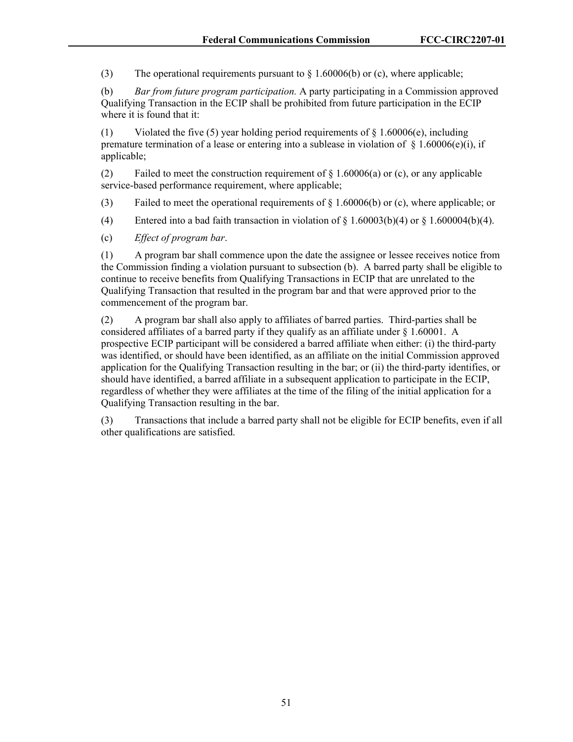(3) The operational requirements pursuant to § 1.60006(b) or (c), where applicable;

(b) *Bar from future program participation.* A party participating in a Commission approved Qualifying Transaction in the ECIP shall be prohibited from future participation in the ECIP where it is found that it:

(1) Violated the five (5) year holding period requirements of § 1.60006(e), including premature termination of a lease or entering into a sublease in violation of § 1.60006(e)(i), if applicable;

(2) Failed to meet the construction requirement of § 1.60006(a) or (c), or any applicable service-based performance requirement, where applicable;

(3) Failed to meet the operational requirements of § 1.60006(b) or (c), where applicable; or

(4) Entered into a bad faith transaction in violation of § 1.60003(b)(4) or § 1.600004(b)(4).

(c) *Effect of program bar*.

(1) A program bar shall commence upon the date the assignee or lessee receives notice from the Commission finding a violation pursuant to subsection (b). A barred party shall be eligible to continue to receive benefits from Qualifying Transactions in ECIP that are unrelated to the Qualifying Transaction that resulted in the program bar and that were approved prior to the commencement of the program bar.

(2) A program bar shall also apply to affiliates of barred parties. Third-parties shall be considered affiliates of a barred party if they qualify as an affiliate under § 1.60001. A prospective ECIP participant will be considered a barred affiliate when either: (i) the third-party was identified, or should have been identified, as an affiliate on the initial Commission approved application for the Qualifying Transaction resulting in the bar; or (ii) the third-party identifies, or should have identified, a barred affiliate in a subsequent application to participate in the ECIP, regardless of whether they were affiliates at the time of the filing of the initial application for a Qualifying Transaction resulting in the bar.

(3) Transactions that include a barred party shall not be eligible for ECIP benefits, even if all other qualifications are satisfied.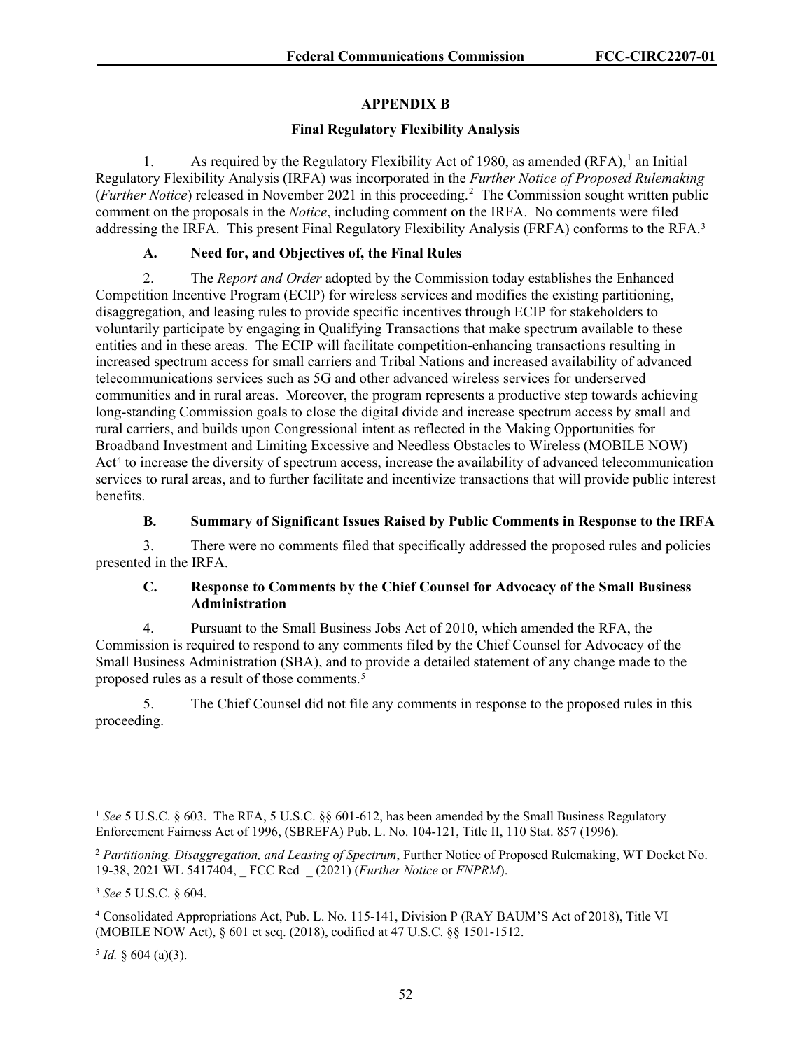## APPENDIX B

### Final Regulatory Flexibility Analysis

1. As required by the Regulatory Flexibility Act of 1980, as amended (RFA),[1] an Initial Regulatory Flexibility Analysis (IRFA) was incorporated in the *Further Notice of Proposed Rulemaking* (*Further Notice*) released in November 2021 in this proceeding.[2] The Commission sought written public comment on the proposals in the *Notice*, including comment on the IRFA. No comments were filed addressing the IRFA. This present Final Regulatory Flexibility Analysis (FRFA) conforms to the RFA.[3]

#### A. Need for, and Objectives of, the Final Rules

2. The *Report and Order* adopted by the Commission today establishes the Enhanced Competition Incentive Program (ECIP) for wireless services and modifies the existing partitioning, disaggregation, and leasing rules to provide specific incentives through ECIP for stakeholders to voluntarily participate by engaging in Qualifying Transactions that make spectrum available to these entities and in these areas. The ECIP will facilitate competition-enhancing transactions resulting in increased spectrum access for small carriers and Tribal Nations and increased availability of advanced telecommunications services such as 5G and other advanced wireless services for underserved communities and in rural areas. Moreover, the program represents a productive step towards achieving long-standing Commission goals to close the digital divide and increase spectrum access by small and rural carriers, and builds upon Congressional intent as reflected in the Making Opportunities for Broadband Investment and Limiting Excessive and Needless Obstacles to Wireless (MOBILE NOW) Act[4] to increase the diversity of spectrum access, increase the availability of advanced telecommunication services to rural areas, and to further facilitate and incentivize transactions that will provide public interest benefits.

#### B. Summary of Significant Issues Raised by Public Comments in Response to the IRFA

3. There were no comments filed that specifically addressed the proposed rules and policies presented in the IRFA.

#### C. Response to Comments by the Chief Counsel for Advocacy of the Small Business Administration

4. Pursuant to the Small Business Jobs Act of 2010, which amended the RFA, the Commission is required to respond to any comments filed by the Chief Counsel for Advocacy of the Small Business Administration (SBA), and to provide a detailed statement of any change made to the proposed rules as a result of those comments.[5]

5. The Chief Counsel did not file any comments in response to the proposed rules in this proceeding.

---

[1] *See* 5 U.S.C. § 603. The RFA, 5 U.S.C. §§ 601-612, has been amended by the Small Business Regulatory Enforcement Fairness Act of 1996, (SBREFA) Pub. L. No. 104-121, Title II, 110 Stat. 857 (1996).

[2] *Partitioning, Disaggregation, and Leasing of Spectrum*, Further Notice of Proposed Rulemaking, WT Docket No. 19-38, 2021 WL 5417404, _ FCC Rcd _ (2021) (*Further Notice* or *FNPRM*).

[3] *See* 5 U.S.C. § 604.

[4] Consolidated Appropriations Act, Pub. L. No. 115-141, Division P (RAY BAUM'S Act of 2018), Title VI (MOBILE NOW Act), § 601 et seq. (2018), codified at 47 U.S.C. §§ 1501-1512.

[5] *Id.* § 604 (a)(3).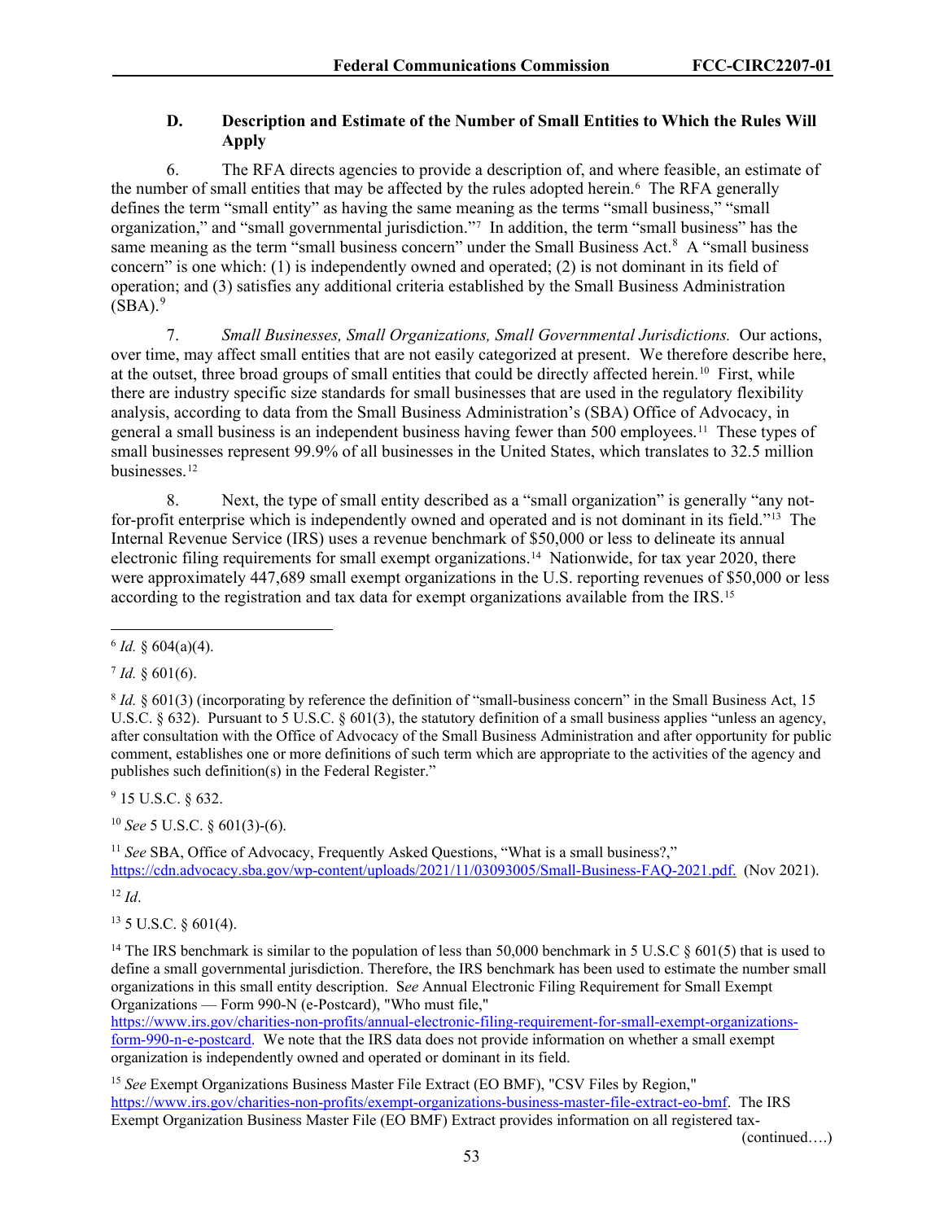### D. Description and Estimate of the Number of Small Entities to Which the Rules Will Apply

6. The RFA directs agencies to provide a description of, and where feasible, an estimate of the number of small entities that may be affected by the rules adopted herein.[6] The RFA generally defines the term "small entity" as having the same meaning as the terms "small business," "small organization," and "small governmental jurisdiction."[7] In addition, the term "small business" has the same meaning as the term "small business concern" under the Small Business Act.[8] A "small business concern" is one which: (1) is independently owned and operated; (2) is not dominant in its field of operation; and (3) satisfies any additional criteria established by the Small Business Administration (SBA).[9]

7. *Small Businesses, Small Organizations, Small Governmental Jurisdictions.* Our actions, over time, may affect small entities that are not easily categorized at present. We therefore describe here, at the outset, three broad groups of small entities that could be directly affected herein.[10] First, while there are industry specific size standards for small businesses that are used in the regulatory flexibility analysis, according to data from the Small Business Administration's (SBA) Office of Advocacy, in general a small business is an independent business having fewer than 500 employees.[11] These types of small businesses represent 99.9% of all businesses in the United States, which translates to 32.5 million businesses.[12]

8. Next, the type of small entity described as a "small organization" is generally "any not-for-profit enterprise which is independently owned and operated and is not dominant in its field."[13] The Internal Revenue Service (IRS) uses a revenue benchmark of $50,000 or less to delineate its annual electronic filing requirements for small exempt organizations.[14] Nationwide, for tax year 2020, there were approximately 447,689 small exempt organizations in the U.S. reporting revenues of $50,000 or less according to the registration and tax data for exempt organizations available from the IRS.[15]

---

[6] *Id.* § 604(a)(4).

[7] *Id.* § 601(6).

[8] *Id.* § 601(3) (incorporating by reference the definition of "small-business concern" in the Small Business Act, 15 U.S.C. § 632). Pursuant to 5 U.S.C. § 601(3), the statutory definition of a small business applies "unless an agency, after consultation with the Office of Advocacy of the Small Business Administration and after opportunity for public comment, establishes one or more definitions of such term which are appropriate to the activities of the agency and publishes such definition(s) in the Federal Register."

[9] 15 U.S.C. § 632.

[10] *See* 5 U.S.C. § 601(3)-(6).

[11] *See* SBA, Office of Advocacy, Frequently Asked Questions, "What is a small business?," https://cdn.advocacy.sba.gov/wp-content/uploads/2021/11/03093005/Small-Business-FAQ-2021.pdf. (Nov 2021).

[12] *Id*.

[13] 5 U.S.C. § 601(4).

[14] The IRS benchmark is similar to the population of less than 50,000 benchmark in 5 U.S.C § 601(5) that is used to define a small governmental jurisdiction. Therefore, the IRS benchmark has been used to estimate the number small organizations in this small entity description. S*ee* Annual Electronic Filing Requirement for Small Exempt Organizations — Form 990-N (e-Postcard), "Who must file," https://www.irs.gov/charities-non-profits/annual-electronic-filing-requirement-for-small-exempt-organizations-form-990-n-e-postcard. We note that the IRS data does not provide information on whether a small exempt organization is independently owned and operated or dominant in its field.

[15] *See* Exempt Organizations Business Master File Extract (EO BMF), "CSV Files by Region," https://www.irs.gov/charities-non-profits/exempt-organizations-business-master-file-extract-eo-bmf. The IRS Exempt Organization Business Master File (EO BMF) Extract provides information on all registered tax-

(continued….)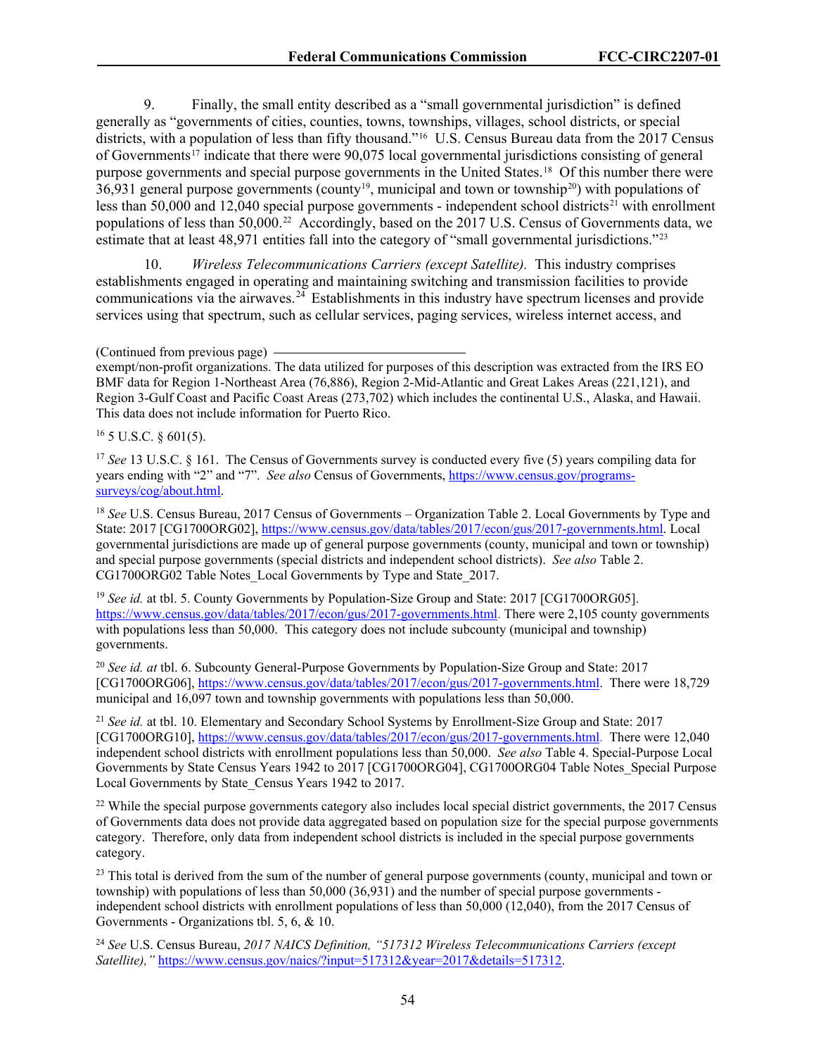9. Finally, the small entity described as a "small governmental jurisdiction" is defined generally as "governments of cities, counties, towns, townships, villages, school districts, or special districts, with a population of less than fifty thousand."[16] U.S. Census Bureau data from the 2017 Census of Governments[17] indicate that there were 90,075 local governmental jurisdictions consisting of general purpose governments and special purpose governments in the United States.[18] Of this number there were 36,931 general purpose governments (county[19], municipal and town or township[20]) with populations of less than 50,000 and 12,040 special purpose governments - independent school districts[21] with enrollment populations of less than 50,000.[22] Accordingly, based on the 2017 U.S. Census of Governments data, we estimate that at least 48,971 entities fall into the category of "small governmental jurisdictions."[23]

10. *Wireless Telecommunications Carriers (except Satellite).* This industry comprises establishments engaged in operating and maintaining switching and transmission facilities to provide communications via the airwaves.[24] Establishments in this industry have spectrum licenses and provide services using that spectrum, such as cellular services, paging services, wireless internet access, and

(Continued from previous page)

exempt/non-profit organizations. The data utilized for purposes of this description was extracted from the IRS EO BMF data for Region 1-Northeast Area (76,886), Region 2-Mid-Atlantic and Great Lakes Areas (221,121), and Region 3-Gulf Coast and Pacific Coast Areas (273,702) which includes the continental U.S., Alaska, and Hawaii. This data does not include information for Puerto Rico.

[16] 5 U.S.C. § 601(5).

[17] *See* 13 U.S.C. § 161. The Census of Governments survey is conducted every five (5) years compiling data for years ending with "2" and "7". *See also* Census of Governments, https://www.census.gov/programs-surveys/cog/about.html.

[18] *See* U.S. Census Bureau, 2017 Census of Governments – Organization Table 2. Local Governments by Type and State: 2017 [CG1700ORG02], https://www.census.gov/data/tables/2017/econ/gus/2017-governments.html. Local governmental jurisdictions are made up of general purpose governments (county, municipal and town or township) and special purpose governments (special districts and independent school districts). *See also* Table 2. CG1700ORG02 Table Notes_Local Governments by Type and State_2017.

[19] *See id.* at tbl. 5. County Governments by Population-Size Group and State: 2017 [CG1700ORG05]. https://www.census.gov/data/tables/2017/econ/gus/2017-governments.html. There were 2,105 county governments with populations less than 50,000. This category does not include subcounty (municipal and township) governments.

[20] *See id. at* tbl. 6. Subcounty General-Purpose Governments by Population-Size Group and State: 2017 [CG1700ORG06], https://www.census.gov/data/tables/2017/econ/gus/2017-governments.html. There were 18,729 municipal and 16,097 town and township governments with populations less than 50,000.

[21] *See id.* at tbl. 10. Elementary and Secondary School Systems by Enrollment-Size Group and State: 2017 [CG1700ORG10], https://www.census.gov/data/tables/2017/econ/gus/2017-governments.html. There were 12,040 independent school districts with enrollment populations less than 50,000. *See also* Table 4. Special-Purpose Local Governments by State Census Years 1942 to 2017 [CG1700ORG04], CG1700ORG04 Table Notes_Special Purpose Local Governments by State_Census Years 1942 to 2017.

[22] While the special purpose governments category also includes local special district governments, the 2017 Census of Governments data does not provide data aggregated based on population size for the special purpose governments category. Therefore, only data from independent school districts is included in the special purpose governments category.

[23] This total is derived from the sum of the number of general purpose governments (county, municipal and town or township) with populations of less than 50,000 (36,931) and the number of special purpose governments - independent school districts with enrollment populations of less than 50,000 (12,040), from the 2017 Census of Governments - Organizations tbl. 5, 6, & 10.

[24] *See* U.S. Census Bureau, *2017 NAICS Definition, "517312 Wireless Telecommunications Carriers (except Satellite),"* https://www.census.gov/naics/?input=517312&year=2017&details=517312.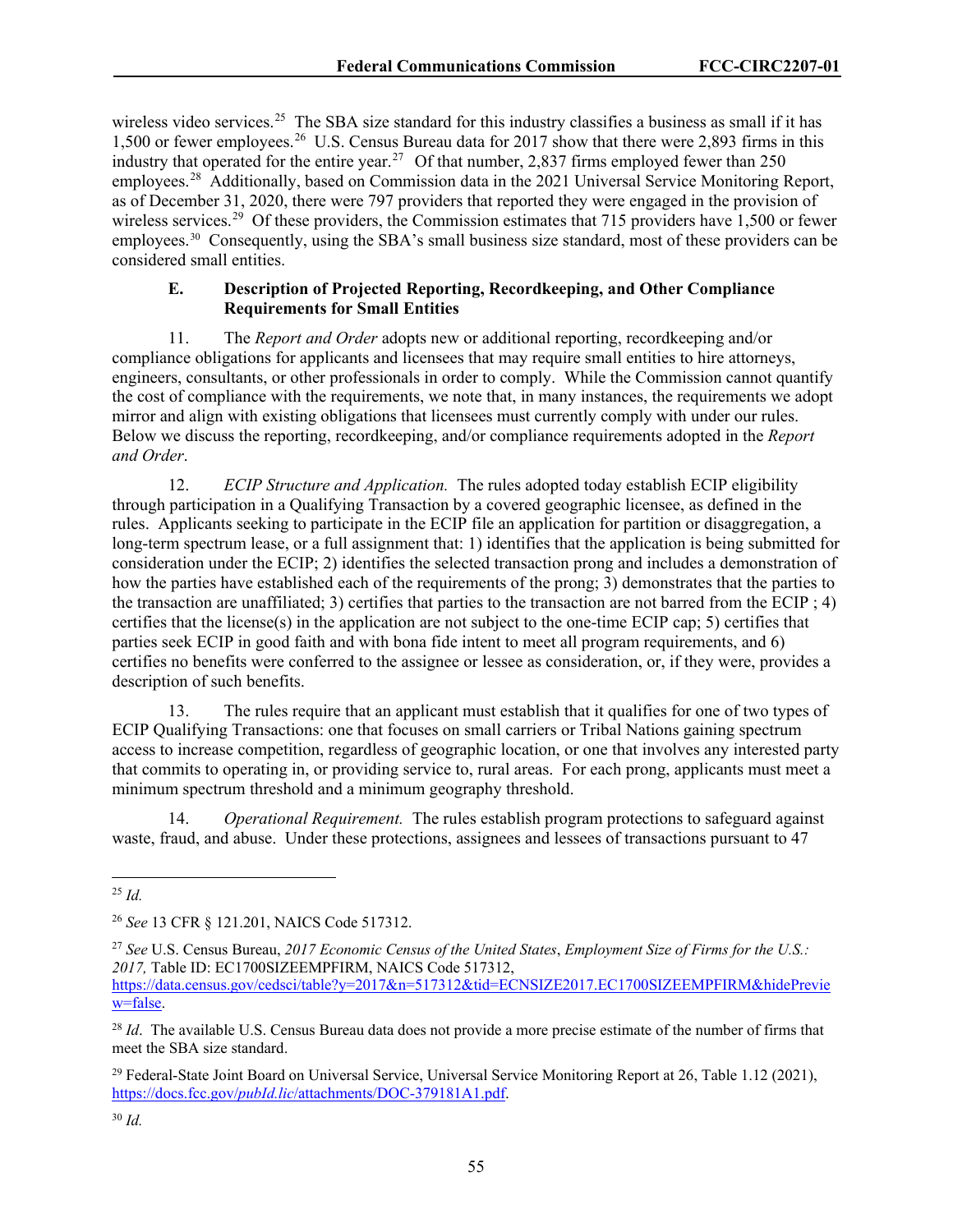wireless video services.[25] The SBA size standard for this industry classifies a business as small if it has 1,500 or fewer employees.[26] U.S. Census Bureau data for 2017 show that there were 2,893 firms in this industry that operated for the entire year.[27] Of that number, 2,837 firms employed fewer than 250 employees.[28] Additionally, based on Commission data in the 2021 Universal Service Monitoring Report, as of December 31, 2020, there were 797 providers that reported they were engaged in the provision of wireless services.[29] Of these providers, the Commission estimates that 715 providers have 1,500 or fewer employees.[30] Consequently, using the SBA's small business size standard, most of these providers can be considered small entities.

### E. Description of Projected Reporting, Recordkeeping, and Other Compliance Requirements for Small Entities

11. The *Report and Order* adopts new or additional reporting, recordkeeping and/or compliance obligations for applicants and licensees that may require small entities to hire attorneys, engineers, consultants, or other professionals in order to comply. While the Commission cannot quantify the cost of compliance with the requirements, we note that, in many instances, the requirements we adopt mirror and align with existing obligations that licensees must currently comply with under our rules. Below we discuss the reporting, recordkeeping, and/or compliance requirements adopted in the *Report and Order*.

12. *ECIP Structure and Application.* The rules adopted today establish ECIP eligibility through participation in a Qualifying Transaction by a covered geographic licensee, as defined in the rules. Applicants seeking to participate in the ECIP file an application for partition or disaggregation, a long-term spectrum lease, or a full assignment that: 1) identifies that the application is being submitted for consideration under the ECIP; 2) identifies the selected transaction prong and includes a demonstration of how the parties have established each of the requirements of the prong; 3) demonstrates that the parties to the transaction are unaffiliated; 3) certifies that parties to the transaction are not barred from the ECIP ; 4) certifies that the license(s) in the application are not subject to the one-time ECIP cap; 5) certifies that parties seek ECIP in good faith and with bona fide intent to meet all program requirements, and 6) certifies no benefits were conferred to the assignee or lessee as consideration, or, if they were, provides a description of such benefits.

13. The rules require that an applicant must establish that it qualifies for one of two types of ECIP Qualifying Transactions: one that focuses on small carriers or Tribal Nations gaining spectrum access to increase competition, regardless of geographic location, or one that involves any interested party that commits to operating in, or providing service to, rural areas. For each prong, applicants must meet a minimum spectrum threshold and a minimum geography threshold.

14. *Operational Requirement.* The rules establish program protections to safeguard against waste, fraud, and abuse. Under these protections, assignees and lessees of transactions pursuant to 47

---

[25] *Id.*

[26] *See* 13 CFR § 121.201, NAICS Code 517312.

[27] *See* U.S. Census Bureau, *2017 Economic Census of the United States*, *Employment Size of Firms for the U.S.: 2017,* Table ID: EC1700SIZEEMPFIRM, NAICS Code 517312, https://data.census.gov/cedsci/table?y=2017&n=517312&tid=ECNSIZE2017.EC1700SIZEEMPFIRM&hidePreview=false.

[28] *Id*. The available U.S. Census Bureau data does not provide a more precise estimate of the number of firms that meet the SBA size standard.

[29] Federal-State Joint Board on Universal Service, Universal Service Monitoring Report at 26, Table 1.12 (2021), https://docs.fcc.gov/*pubId.lic*/attachments/DOC-379181A1.pdf.

[30] *Id.*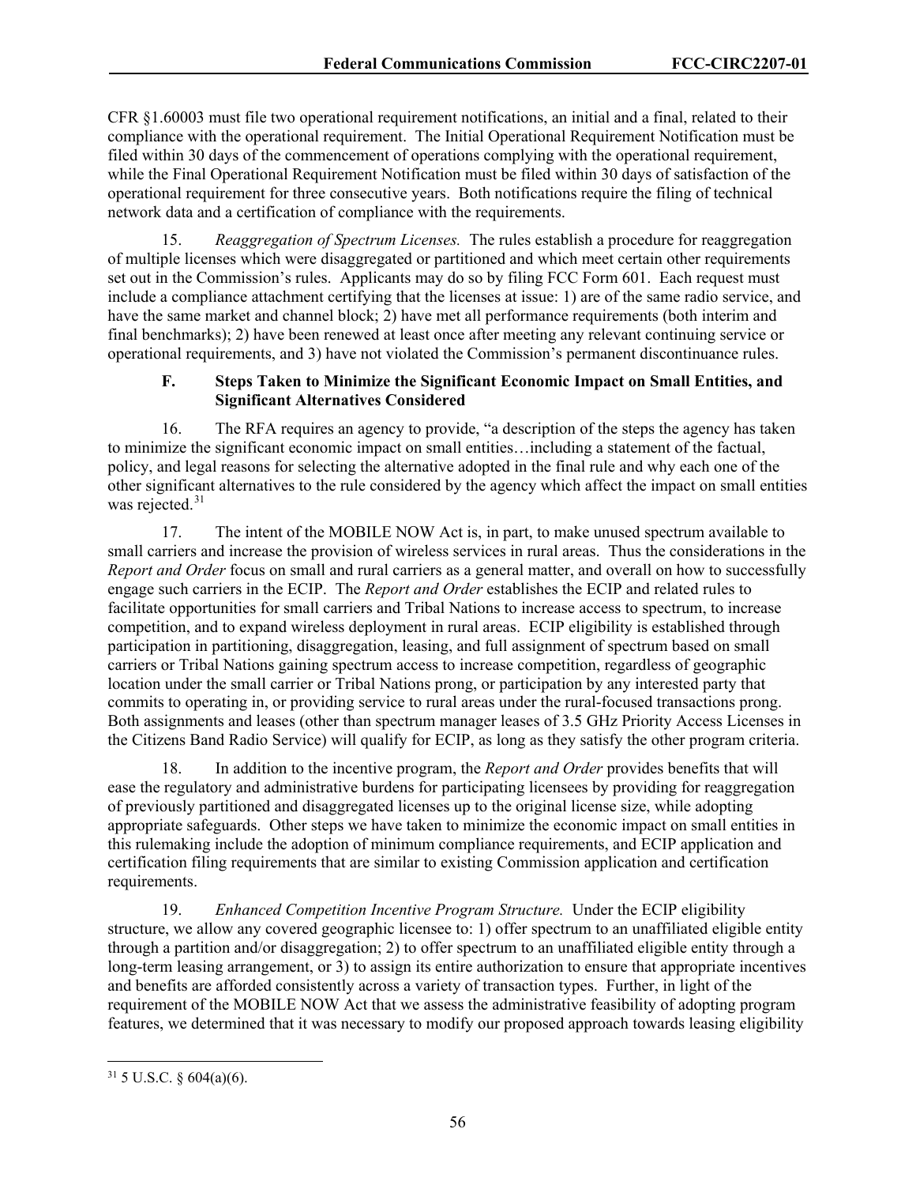CFR §1.60003 must file two operational requirement notifications, an initial and a final, related to their compliance with the operational requirement. The Initial Operational Requirement Notification must be filed within 30 days of the commencement of operations complying with the operational requirement, while the Final Operational Requirement Notification must be filed within 30 days of satisfaction of the operational requirement for three consecutive years. Both notifications require the filing of technical network data and a certification of compliance with the requirements.

15. *Reaggregation of Spectrum Licenses.* The rules establish a procedure for reaggregation of multiple licenses which were disaggregated or partitioned and which meet certain other requirements set out in the Commission's rules. Applicants may do so by filing FCC Form 601. Each request must include a compliance attachment certifying that the licenses at issue: 1) are of the same radio service, and have the same market and channel block; 2) have met all performance requirements (both interim and final benchmarks); 2) have been renewed at least once after meeting any relevant continuing service or operational requirements, and 3) have not violated the Commission's permanent discontinuance rules.

### F. Steps Taken to Minimize the Significant Economic Impact on Small Entities, and Significant Alternatives Considered

16. The RFA requires an agency to provide, "a description of the steps the agency has taken to minimize the significant economic impact on small entities…including a statement of the factual, policy, and legal reasons for selecting the alternative adopted in the final rule and why each one of the other significant alternatives to the rule considered by the agency which affect the impact on small entities was rejected.[31]

17. The intent of the MOBILE NOW Act is, in part, to make unused spectrum available to small carriers and increase the provision of wireless services in rural areas. Thus the considerations in the *Report and Order* focus on small and rural carriers as a general matter, and overall on how to successfully engage such carriers in the ECIP. The *Report and Order* establishes the ECIP and related rules to facilitate opportunities for small carriers and Tribal Nations to increase access to spectrum, to increase competition, and to expand wireless deployment in rural areas. ECIP eligibility is established through participation in partitioning, disaggregation, leasing, and full assignment of spectrum based on small carriers or Tribal Nations gaining spectrum access to increase competition, regardless of geographic location under the small carrier or Tribal Nations prong, or participation by any interested party that commits to operating in, or providing service to rural areas under the rural-focused transactions prong. Both assignments and leases (other than spectrum manager leases of 3.5 GHz Priority Access Licenses in the Citizens Band Radio Service) will qualify for ECIP, as long as they satisfy the other program criteria.

18. In addition to the incentive program, the *Report and Order* provides benefits that will ease the regulatory and administrative burdens for participating licensees by providing for reaggregation of previously partitioned and disaggregated licenses up to the original license size, while adopting appropriate safeguards. Other steps we have taken to minimize the economic impact on small entities in this rulemaking include the adoption of minimum compliance requirements, and ECIP application and certification filing requirements that are similar to existing Commission application and certification requirements.

19. *Enhanced Competition Incentive Program Structure.* Under the ECIP eligibility structure, we allow any covered geographic licensee to: 1) offer spectrum to an unaffiliated eligible entity through a partition and/or disaggregation; 2) to offer spectrum to an unaffiliated eligible entity through a long-term leasing arrangement, or 3) to assign its entire authorization to ensure that appropriate incentives and benefits are afforded consistently across a variety of transaction types. Further, in light of the requirement of the MOBILE NOW Act that we assess the administrative feasibility of adopting program features, we determined that it was necessary to modify our proposed approach towards leasing eligibility

---

[31] 5 U.S.C. § 604(a)(6).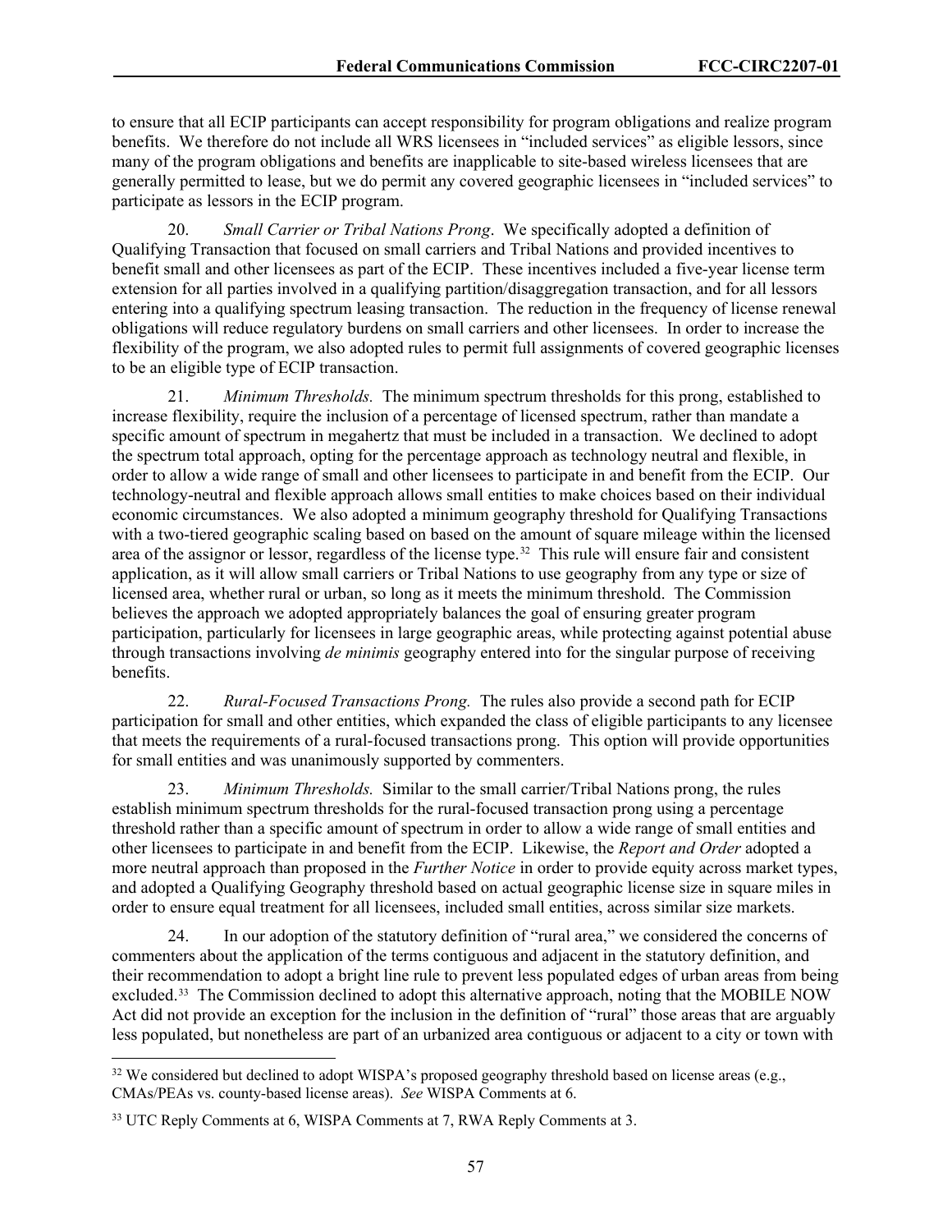to ensure that all ECIP participants can accept responsibility for program obligations and realize program benefits. We therefore do not include all WRS licensees in "included services" as eligible lessors, since many of the program obligations and benefits are inapplicable to site-based wireless licensees that are generally permitted to lease, but we do permit any covered geographic licensees in "included services" to participate as lessors in the ECIP program.

20. *Small Carrier or Tribal Nations Prong*. We specifically adopted a definition of Qualifying Transaction that focused on small carriers and Tribal Nations and provided incentives to benefit small and other licensees as part of the ECIP. These incentives included a five-year license term extension for all parties involved in a qualifying partition/disaggregation transaction, and for all lessors entering into a qualifying spectrum leasing transaction. The reduction in the frequency of license renewal obligations will reduce regulatory burdens on small carriers and other licensees. In order to increase the flexibility of the program, we also adopted rules to permit full assignments of covered geographic licenses to be an eligible type of ECIP transaction.

21. *Minimum Thresholds.* The minimum spectrum thresholds for this prong, established to increase flexibility, require the inclusion of a percentage of licensed spectrum, rather than mandate a specific amount of spectrum in megahertz that must be included in a transaction. We declined to adopt the spectrum total approach, opting for the percentage approach as technology neutral and flexible, in order to allow a wide range of small and other licensees to participate in and benefit from the ECIP. Our technology-neutral and flexible approach allows small entities to make choices based on their individual economic circumstances. We also adopted a minimum geography threshold for Qualifying Transactions with a two-tiered geographic scaling based on based on the amount of square mileage within the licensed area of the assignor or lessor, regardless of the license type.[32] This rule will ensure fair and consistent application, as it will allow small carriers or Tribal Nations to use geography from any type or size of licensed area, whether rural or urban, so long as it meets the minimum threshold. The Commission believes the approach we adopted appropriately balances the goal of ensuring greater program participation, particularly for licensees in large geographic areas, while protecting against potential abuse through transactions involving *de minimis* geography entered into for the singular purpose of receiving benefits.

22. *Rural-Focused Transactions Prong.* The rules also provide a second path for ECIP participation for small and other entities, which expanded the class of eligible participants to any licensee that meets the requirements of a rural-focused transactions prong. This option will provide opportunities for small entities and was unanimously supported by commenters.

23. *Minimum Thresholds.* Similar to the small carrier/Tribal Nations prong, the rules establish minimum spectrum thresholds for the rural-focused transaction prong using a percentage threshold rather than a specific amount of spectrum in order to allow a wide range of small entities and other licensees to participate in and benefit from the ECIP. Likewise, the *Report and Order* adopted a more neutral approach than proposed in the *Further Notice* in order to provide equity across market types, and adopted a Qualifying Geography threshold based on actual geographic license size in square miles in order to ensure equal treatment for all licensees, included small entities, across similar size markets.

24. In our adoption of the statutory definition of "rural area," we considered the concerns of commenters about the application of the terms contiguous and adjacent in the statutory definition, and their recommendation to adopt a bright line rule to prevent less populated edges of urban areas from being excluded.[33] The Commission declined to adopt this alternative approach, noting that the MOBILE NOW Act did not provide an exception for the inclusion in the definition of "rural" those areas that are arguably less populated, but nonetheless are part of an urbanized area contiguous or adjacent to a city or town with

[32] We considered but declined to adopt WISPA's proposed geography threshold based on license areas (e.g., CMAs/PEAs vs. county-based license areas). *See* WISPA Comments at 6.

[33] UTC Reply Comments at 6, WISPA Comments at 7, RWA Reply Comments at 3.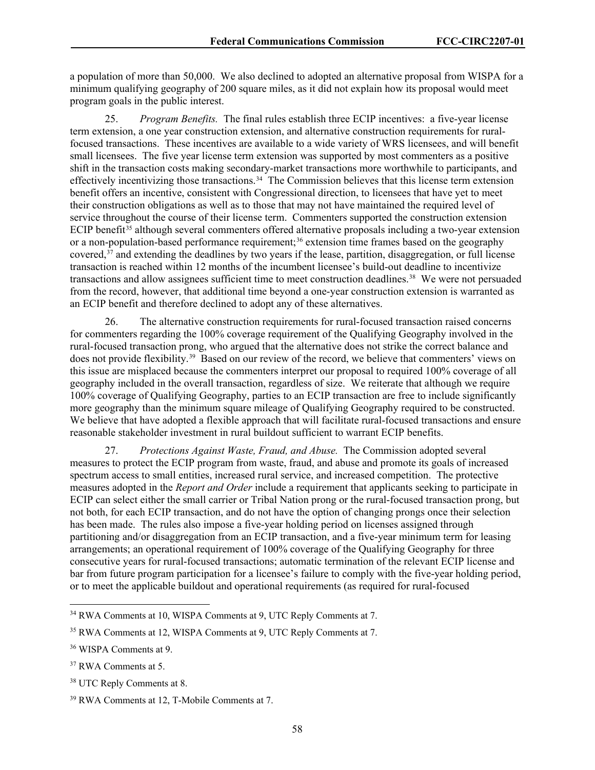a population of more than 50,000. We also declined to adopted an alternative proposal from WISPA for a minimum qualifying geography of 200 square miles, as it did not explain how its proposal would meet program goals in the public interest.

25. *Program Benefits.* The final rules establish three ECIP incentives: a five-year license term extension, a one year construction extension, and alternative construction requirements for rural-focused transactions. These incentives are available to a wide variety of WRS licensees, and will benefit small licensees. The five year license term extension was supported by most commenters as a positive shift in the transaction costs making secondary-market transactions more worthwhile to participants, and effectively incentivizing those transactions.[34] The Commission believes that this license term extension benefit offers an incentive, consistent with Congressional direction, to licensees that have yet to meet their construction obligations as well as to those that may not have maintained the required level of service throughout the course of their license term. Commenters supported the construction extension ECIP benefit[35] although several commenters offered alternative proposals including a two-year extension or a non-population-based performance requirement;[36] extension time frames based on the geography covered,[37] and extending the deadlines by two years if the lease, partition, disaggregation, or full license transaction is reached within 12 months of the incumbent licensee's build-out deadline to incentivize transactions and allow assignees sufficient time to meet construction deadlines.[38] We were not persuaded from the record, however, that additional time beyond a one-year construction extension is warranted as an ECIP benefit and therefore declined to adopt any of these alternatives.

26. The alternative construction requirements for rural-focused transaction raised concerns for commenters regarding the 100% coverage requirement of the Qualifying Geography involved in the rural-focused transaction prong, who argued that the alternative does not strike the correct balance and does not provide flexibility.[39] Based on our review of the record, we believe that commenters' views on this issue are misplaced because the commenters interpret our proposal to required 100% coverage of all geography included in the overall transaction, regardless of size. We reiterate that although we require 100% coverage of Qualifying Geography, parties to an ECIP transaction are free to include significantly more geography than the minimum square mileage of Qualifying Geography required to be constructed. We believe that have adopted a flexible approach that will facilitate rural-focused transactions and ensure reasonable stakeholder investment in rural buildout sufficient to warrant ECIP benefits.

27. *Protections Against Waste, Fraud, and Abuse.* The Commission adopted several measures to protect the ECIP program from waste, fraud, and abuse and promote its goals of increased spectrum access to small entities, increased rural service, and increased competition. The protective measures adopted in the *Report and Order* include a requirement that applicants seeking to participate in ECIP can select either the small carrier or Tribal Nation prong or the rural-focused transaction prong, but not both, for each ECIP transaction, and do not have the option of changing prongs once their selection has been made. The rules also impose a five-year holding period on licenses assigned through partitioning and/or disaggregation from an ECIP transaction, and a five-year minimum term for leasing arrangements; an operational requirement of 100% coverage of the Qualifying Geography for three consecutive years for rural-focused transactions; automatic termination of the relevant ECIP license and bar from future program participation for a licensee's failure to comply with the five-year holding period, or to meet the applicable buildout and operational requirements (as required for rural-focused

---

[34] RWA Comments at 10, WISPA Comments at 9, UTC Reply Comments at 7.

[35] RWA Comments at 12, WISPA Comments at 9, UTC Reply Comments at 7.

[36] WISPA Comments at 9.

[37] RWA Comments at 5.

[38] UTC Reply Comments at 8.

[39] RWA Comments at 12, T-Mobile Comments at 7.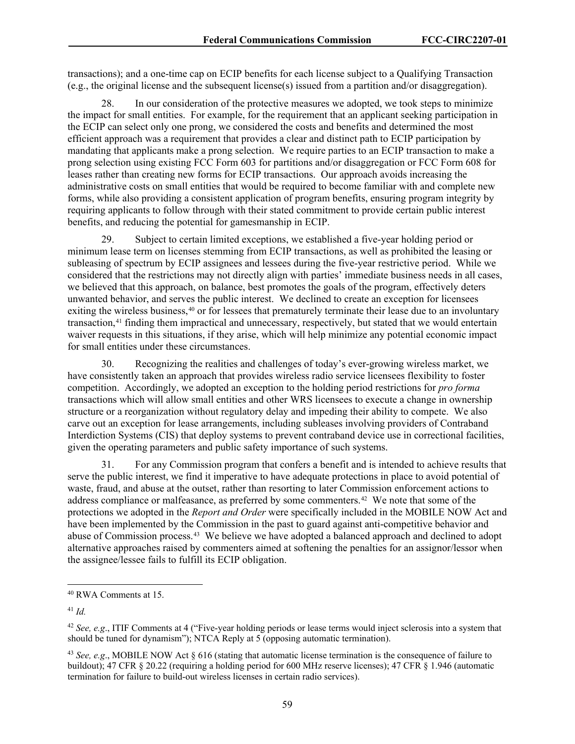transactions); and a one-time cap on ECIP benefits for each license subject to a Qualifying Transaction (e.g., the original license and the subsequent license(s) issued from a partition and/or disaggregation).

28. In our consideration of the protective measures we adopted, we took steps to minimize the impact for small entities. For example, for the requirement that an applicant seeking participation in the ECIP can select only one prong, we considered the costs and benefits and determined the most efficient approach was a requirement that provides a clear and distinct path to ECIP participation by mandating that applicants make a prong selection. We require parties to an ECIP transaction to make a prong selection using existing FCC Form 603 for partitions and/or disaggregation or FCC Form 608 for leases rather than creating new forms for ECIP transactions. Our approach avoids increasing the administrative costs on small entities that would be required to become familiar with and complete new forms, while also providing a consistent application of program benefits, ensuring program integrity by requiring applicants to follow through with their stated commitment to provide certain public interest benefits, and reducing the potential for gamesmanship in ECIP.

29. Subject to certain limited exceptions, we established a five-year holding period or minimum lease term on licenses stemming from ECIP transactions, as well as prohibited the leasing or subleasing of spectrum by ECIP assignees and lessees during the five-year restrictive period. While we considered that the restrictions may not directly align with parties' immediate business needs in all cases, we believed that this approach, on balance, best promotes the goals of the program, effectively deters unwanted behavior, and serves the public interest. We declined to create an exception for licensees exiting the wireless business,[40] or for lessees that prematurely terminate their lease due to an involuntary transaction,[41] finding them impractical and unnecessary, respectively, but stated that we would entertain waiver requests in this situations, if they arise, which will help minimize any potential economic impact for small entities under these circumstances.

30. Recognizing the realities and challenges of today's ever-growing wireless market, we have consistently taken an approach that provides wireless radio service licensees flexibility to foster competition. Accordingly, we adopted an exception to the holding period restrictions for *pro forma* transactions which will allow small entities and other WRS licensees to execute a change in ownership structure or a reorganization without regulatory delay and impeding their ability to compete. We also carve out an exception for lease arrangements, including subleases involving providers of Contraband Interdiction Systems (CIS) that deploy systems to prevent contraband device use in correctional facilities, given the operating parameters and public safety importance of such systems.

31. For any Commission program that confers a benefit and is intended to achieve results that serve the public interest, we find it imperative to have adequate protections in place to avoid potential of waste, fraud, and abuse at the outset, rather than resorting to later Commission enforcement actions to address compliance or malfeasance, as preferred by some commenters.[42] We note that some of the protections we adopted in the *Report and Order* were specifically included in the MOBILE NOW Act and have been implemented by the Commission in the past to guard against anti-competitive behavior and abuse of Commission process.[43] We believe we have adopted a balanced approach and declined to adopt alternative approaches raised by commenters aimed at softening the penalties for an assignor/lessor when the assignee/lessee fails to fulfill its ECIP obligation.

---

[40] RWA Comments at 15.

[41] *Id.*

[42] *See, e.g*., ITIF Comments at 4 ("Five-year holding periods or lease terms would inject sclerosis into a system that should be tuned for dynamism"); NTCA Reply at 5 (opposing automatic termination).

[43] *See, e.g*., MOBILE NOW Act § 616 (stating that automatic license termination is the consequence of failure to buildout); 47 CFR § 20.22 (requiring a holding period for 600 MHz reserve licenses); 47 CFR § 1.946 (automatic termination for failure to build-out wireless licenses in certain radio services).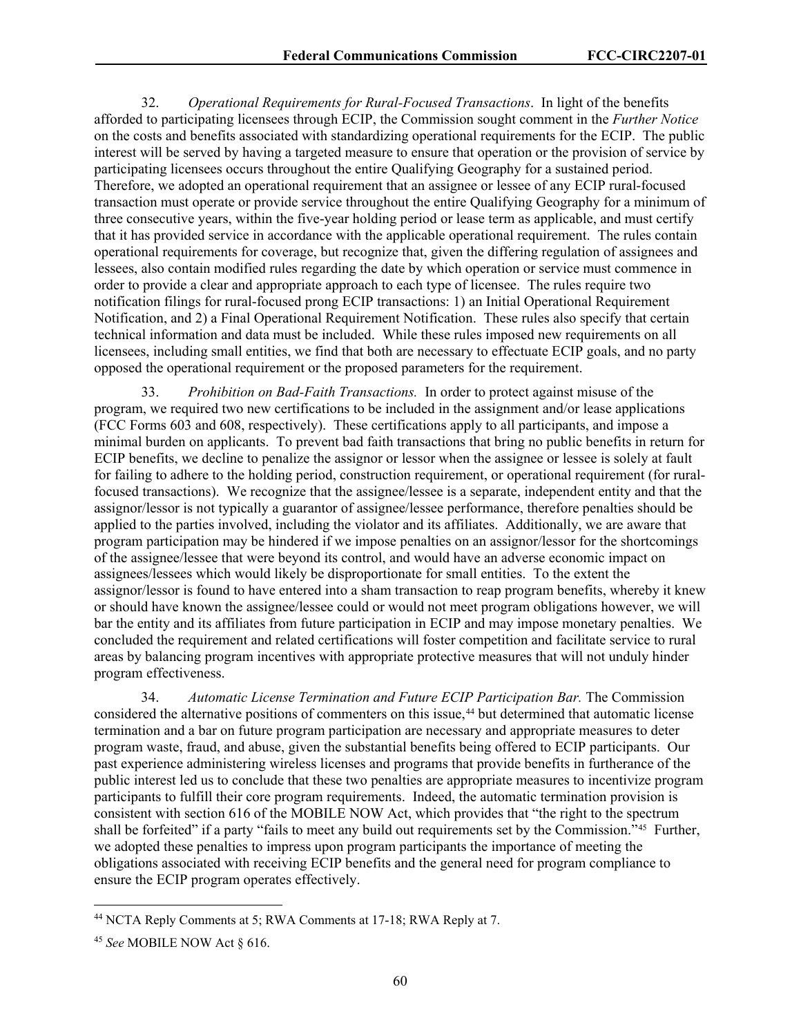32. *Operational Requirements for Rural-Focused Transactions*. In light of the benefits afforded to participating licensees through ECIP, the Commission sought comment in the *Further Notice* on the costs and benefits associated with standardizing operational requirements for the ECIP. The public interest will be served by having a targeted measure to ensure that operation or the provision of service by participating licensees occurs throughout the entire Qualifying Geography for a sustained period. Therefore, we adopted an operational requirement that an assignee or lessee of any ECIP rural-focused transaction must operate or provide service throughout the entire Qualifying Geography for a minimum of three consecutive years, within the five-year holding period or lease term as applicable, and must certify that it has provided service in accordance with the applicable operational requirement. The rules contain operational requirements for coverage, but recognize that, given the differing regulation of assignees and lessees, also contain modified rules regarding the date by which operation or service must commence in order to provide a clear and appropriate approach to each type of licensee. The rules require two notification filings for rural-focused prong ECIP transactions: 1) an Initial Operational Requirement Notification, and 2) a Final Operational Requirement Notification. These rules also specify that certain technical information and data must be included. While these rules imposed new requirements on all licensees, including small entities, we find that both are necessary to effectuate ECIP goals, and no party opposed the operational requirement or the proposed parameters for the requirement.

33. *Prohibition on Bad-Faith Transactions.* In order to protect against misuse of the program, we required two new certifications to be included in the assignment and/or lease applications (FCC Forms 603 and 608, respectively). These certifications apply to all participants, and impose a minimal burden on applicants. To prevent bad faith transactions that bring no public benefits in return for ECIP benefits, we decline to penalize the assignor or lessor when the assignee or lessee is solely at fault for failing to adhere to the holding period, construction requirement, or operational requirement (for rural-focused transactions). We recognize that the assignee/lessee is a separate, independent entity and that the assignor/lessor is not typically a guarantor of assignee/lessee performance, therefore penalties should be applied to the parties involved, including the violator and its affiliates. Additionally, we are aware that program participation may be hindered if we impose penalties on an assignor/lessor for the shortcomings of the assignee/lessee that were beyond its control, and would have an adverse economic impact on assignees/lessees which would likely be disproportionate for small entities. To the extent the assignor/lessor is found to have entered into a sham transaction to reap program benefits, whereby it knew or should have known the assignee/lessee could or would not meet program obligations however, we will bar the entity and its affiliates from future participation in ECIP and may impose monetary penalties. We concluded the requirement and related certifications will foster competition and facilitate service to rural areas by balancing program incentives with appropriate protective measures that will not unduly hinder program effectiveness.

34. *Automatic License Termination and Future ECIP Participation Bar.* The Commission considered the alternative positions of commenters on this issue,[44] but determined that automatic license termination and a bar on future program participation are necessary and appropriate measures to deter program waste, fraud, and abuse, given the substantial benefits being offered to ECIP participants. Our past experience administering wireless licenses and programs that provide benefits in furtherance of the public interest led us to conclude that these two penalties are appropriate measures to incentivize program participants to fulfill their core program requirements. Indeed, the automatic termination provision is consistent with section 616 of the MOBILE NOW Act, which provides that "the right to the spectrum shall be forfeited" if a party "fails to meet any build out requirements set by the Commission."[45] Further, we adopted these penalties to impress upon program participants the importance of meeting the obligations associated with receiving ECIP benefits and the general need for program compliance to ensure the ECIP program operates effectively.

[44] NCTA Reply Comments at 5; RWA Comments at 17-18; RWA Reply at 7.

[45] *See* MOBILE NOW Act § 616.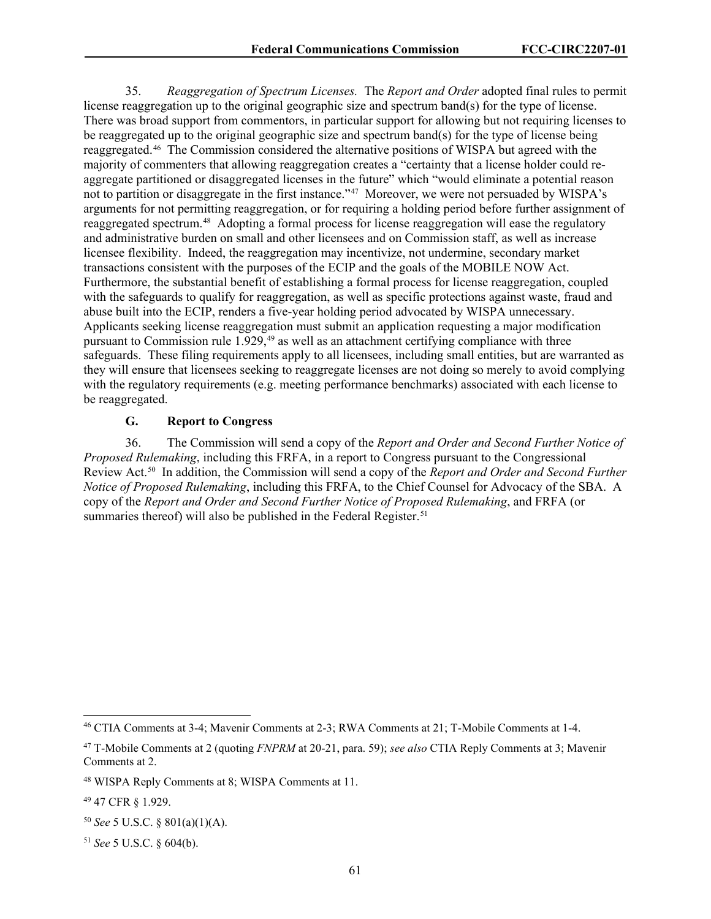35. *Reaggregation of Spectrum Licenses.* The *Report and Order* adopted final rules to permit license reaggregation up to the original geographic size and spectrum band(s) for the type of license. There was broad support from commentors, in particular support for allowing but not requiring licenses to be reaggregated up to the original geographic size and spectrum band(s) for the type of license being reaggregated.[46] The Commission considered the alternative positions of WISPA but agreed with the majority of commenters that allowing reaggregation creates a "certainty that a license holder could re-aggregate partitioned or disaggregated licenses in the future" which "would eliminate a potential reason not to partition or disaggregate in the first instance."[47] Moreover, we were not persuaded by WISPA's arguments for not permitting reaggregation, or for requiring a holding period before further assignment of reaggregated spectrum.[48] Adopting a formal process for license reaggregation will ease the regulatory and administrative burden on small and other licensees and on Commission staff, as well as increase licensee flexibility. Indeed, the reaggregation may incentivize, not undermine, secondary market transactions consistent with the purposes of the ECIP and the goals of the MOBILE NOW Act. Furthermore, the substantial benefit of establishing a formal process for license reaggregation, coupled with the safeguards to qualify for reaggregation, as well as specific protections against waste, fraud and abuse built into the ECIP, renders a five-year holding period advocated by WISPA unnecessary. Applicants seeking license reaggregation must submit an application requesting a major modification pursuant to Commission rule 1.929,[49] as well as an attachment certifying compliance with three safeguards. These filing requirements apply to all licensees, including small entities, but are warranted as they will ensure that licensees seeking to reaggregate licenses are not doing so merely to avoid complying with the regulatory requirements (e.g. meeting performance benchmarks) associated with each license to be reaggregated.

### G. Report to Congress

36. The Commission will send a copy of the *Report and Order and Second Further Notice of Proposed Rulemaking*, including this FRFA, in a report to Congress pursuant to the Congressional Review Act.[50] In addition, the Commission will send a copy of the *Report and Order and Second Further Notice of Proposed Rulemaking*, including this FRFA, to the Chief Counsel for Advocacy of the SBA. A copy of the *Report and Order and Second Further Notice of Proposed Rulemaking*, and FRFA (or summaries thereof) will also be published in the Federal Register.[51]

---

[46] CTIA Comments at 3-4; Mavenir Comments at 2-3; RWA Comments at 21; T-Mobile Comments at 1-4.

[47] T-Mobile Comments at 2 (quoting *FNPRM* at 20-21, para. 59); *see also* CTIA Reply Comments at 3; Mavenir Comments at 2.

[48] WISPA Reply Comments at 8; WISPA Comments at 11.

[49] 47 CFR § 1.929.

[50] *See* 5 U.S.C. § 801(a)(1)(A).

[51] *See* 5 U.S.C. § 604(b).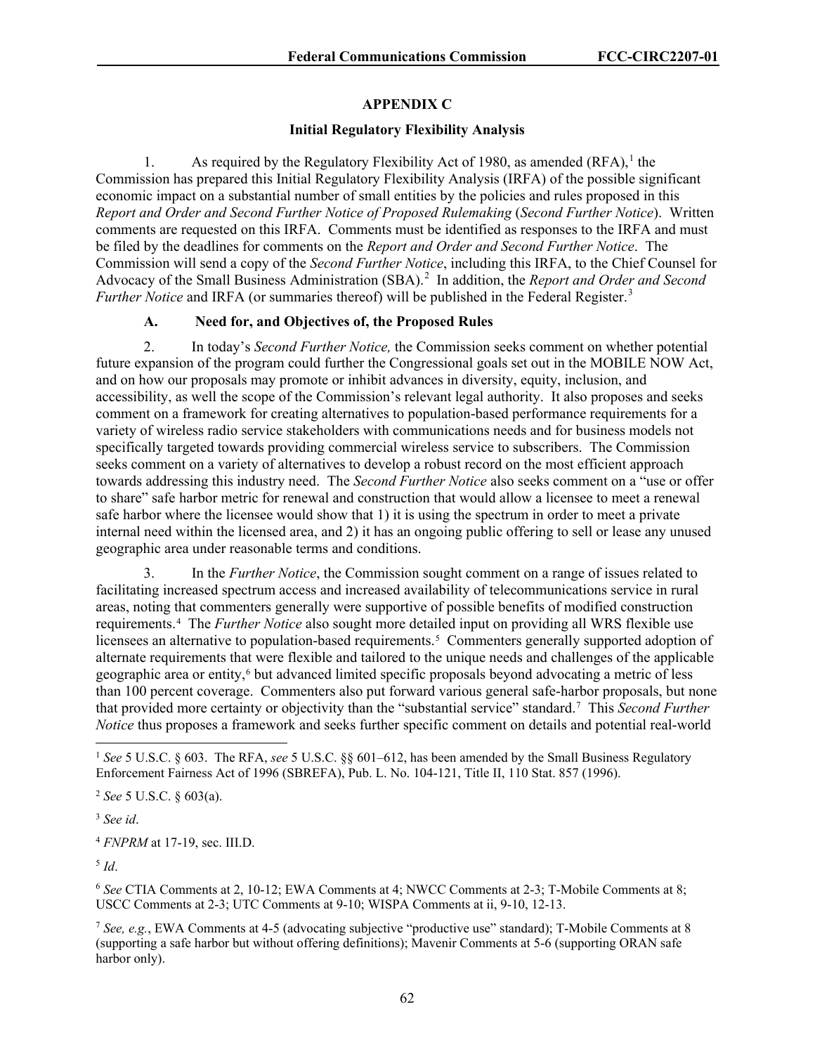## APPENDIX C

### Initial Regulatory Flexibility Analysis

1. As required by the Regulatory Flexibility Act of 1980, as amended (RFA),[1] the Commission has prepared this Initial Regulatory Flexibility Analysis (IRFA) of the possible significant economic impact on a substantial number of small entities by the policies and rules proposed in this *Report and Order and Second Further Notice of Proposed Rulemaking* (*Second Further Notice*). Written comments are requested on this IRFA. Comments must be identified as responses to the IRFA and must be filed by the deadlines for comments on the *Report and Order and Second Further Notice*. The Commission will send a copy of the *Second Further Notice*, including this IRFA, to the Chief Counsel for Advocacy of the Small Business Administration (SBA).[2] In addition, the *Report and Order and Second Further Notice* and IRFA (or summaries thereof) will be published in the Federal Register.[3]

#### A. Need for, and Objectives of, the Proposed Rules

2. In today's *Second Further Notice,* the Commission seeks comment on whether potential future expansion of the program could further the Congressional goals set out in the MOBILE NOW Act, and on how our proposals may promote or inhibit advances in diversity, equity, inclusion, and accessibility, as well the scope of the Commission's relevant legal authority. It also proposes and seeks comment on a framework for creating alternatives to population-based performance requirements for a variety of wireless radio service stakeholders with communications needs and for business models not specifically targeted towards providing commercial wireless service to subscribers. The Commission seeks comment on a variety of alternatives to develop a robust record on the most efficient approach towards addressing this industry need. The *Second Further Notice* also seeks comment on a "use or offer to share" safe harbor metric for renewal and construction that would allow a licensee to meet a renewal safe harbor where the licensee would show that 1) it is using the spectrum in order to meet a private internal need within the licensed area, and 2) it has an ongoing public offering to sell or lease any unused geographic area under reasonable terms and conditions.

3. In the *Further Notice*, the Commission sought comment on a range of issues related to facilitating increased spectrum access and increased availability of telecommunications service in rural areas, noting that commenters generally were supportive of possible benefits of modified construction requirements.[4] The *Further Notice* also sought more detailed input on providing all WRS flexible use licensees an alternative to population-based requirements.[5] Commenters generally supported adoption of alternate requirements that were flexible and tailored to the unique needs and challenges of the applicable geographic area or entity,[6] but advanced limited specific proposals beyond advocating a metric of less than 100 percent coverage. Commenters also put forward various general safe-harbor proposals, but none that provided more certainty or objectivity than the "substantial service" standard.[7] This *Second Further Notice* thus proposes a framework and seeks further specific comment on details and potential real-world

---

[1] *See* 5 U.S.C. § 603. The RFA, *see* 5 U.S.C. §§ 601–612, has been amended by the Small Business Regulatory Enforcement Fairness Act of 1996 (SBREFA), Pub. L. No. 104-121, Title II, 110 Stat. 857 (1996).

[2] *See* 5 U.S.C. § 603(a).

[3] *See id*.

[4] *FNPRM* at 17-19, sec. III.D.

[5] *Id*.

[6] *See* CTIA Comments at 2, 10-12; EWA Comments at 4; NWCC Comments at 2-3; T-Mobile Comments at 8; USCC Comments at 2-3; UTC Comments at 9-10; WISPA Comments at ii, 9-10, 12-13.

[7] *See, e.g.*, EWA Comments at 4-5 (advocating subjective "productive use" standard); T-Mobile Comments at 8 (supporting a safe harbor but without offering definitions); Mavenir Comments at 5-6 (supporting ORAN safe harbor only).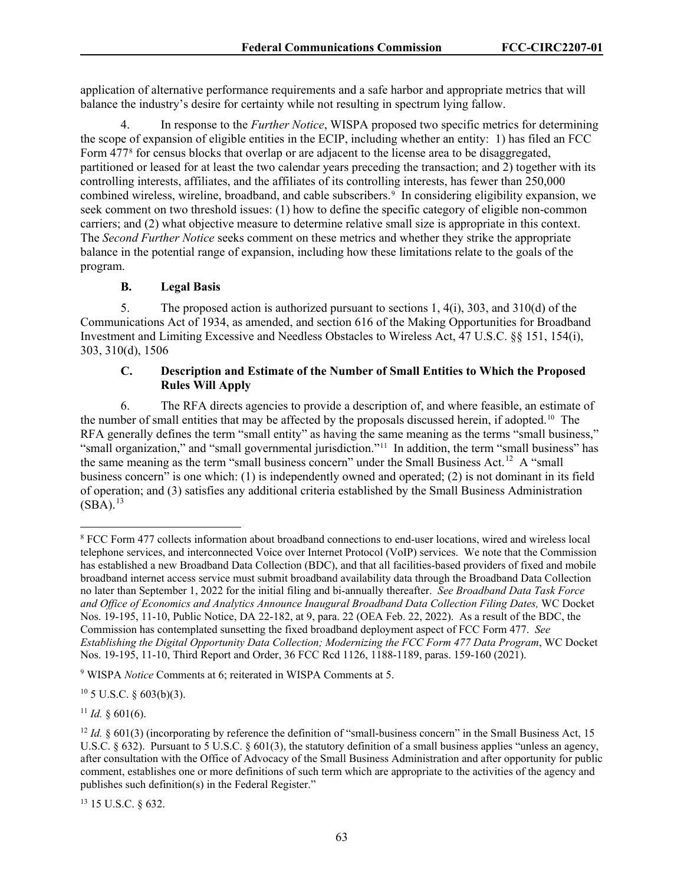application of alternative performance requirements and a safe harbor and appropriate metrics that will balance the industry's desire for certainty while not resulting in spectrum lying fallow.

4. In response to the *Further Notice*, WISPA proposed two specific metrics for determining the scope of expansion of eligible entities in the ECIP, including whether an entity: 1) has filed an FCC Form 477[8] for census blocks that overlap or are adjacent to the license area to be disaggregated, partitioned or leased for at least the two calendar years preceding the transaction; and 2) together with its controlling interests, affiliates, and the affiliates of its controlling interests, has fewer than 250,000 combined wireless, wireline, broadband, and cable subscribers.[9] In considering eligibility expansion, we seek comment on two threshold issues: (1) how to define the specific category of eligible non-common carriers; and (2) what objective measure to determine relative small size is appropriate in this context. The *Second Further Notice* seeks comment on these metrics and whether they strike the appropriate balance in the potential range of expansion, including how these limitations relate to the goals of the program.

### B. Legal Basis

5. The proposed action is authorized pursuant to sections 1, 4(i), 303, and 310(d) of the Communications Act of 1934, as amended, and section 616 of the Making Opportunities for Broadband Investment and Limiting Excessive and Needless Obstacles to Wireless Act, 47 U.S.C. §§ 151, 154(i), 303, 310(d), 1506

### C. Description and Estimate of the Number of Small Entities to Which the Proposed Rules Will Apply

6. The RFA directs agencies to provide a description of, and where feasible, an estimate of the number of small entities that may be affected by the proposals discussed herein, if adopted.[10] The RFA generally defines the term "small entity" as having the same meaning as the terms "small business," "small organization," and "small governmental jurisdiction."[11] In addition, the term "small business" has the same meaning as the term "small business concern" under the Small Business Act.[12] A "small business concern" is one which: (1) is independently owned and operated; (2) is not dominant in its field of operation; and (3) satisfies any additional criteria established by the Small Business Administration (SBA).[13]

---

[8] FCC Form 477 collects information about broadband connections to end-user locations, wired and wireless local telephone services, and interconnected Voice over Internet Protocol (VoIP) services. We note that the Commission has established a new Broadband Data Collection (BDC), and that all facilities-based providers of fixed and mobile broadband internet access service must submit broadband availability data through the Broadband Data Collection no later than September 1, 2022 for the initial filing and bi-annually thereafter. *See Broadband Data Task Force and Office of Economics and Analytics Announce Inaugural Broadband Data Collection Filing Dates,* WC Docket Nos. 19-195, 11-10, Public Notice, DA 22-182, at 9, para. 22 (OEA Feb. 22, 2022). As a result of the BDC, the Commission has contemplated sunsetting the fixed broadband deployment aspect of FCC Form 477. *See Establishing the Digital Opportunity Data Collection; Modernizing the FCC Form 477 Data Program*, WC Docket Nos. 19-195, 11-10, Third Report and Order, 36 FCC Rcd 1126, 1188-1189, paras. 159-160 (2021).

[9] WISPA *Notice* Comments at 6; reiterated in WISPA Comments at 5.

[10] 5 U.S.C. § 603(b)(3).

[11] *Id.* § 601(6).

[12] *Id.* § 601(3) (incorporating by reference the definition of "small-business concern" in the Small Business Act, 15 U.S.C. § 632). Pursuant to 5 U.S.C. § 601(3), the statutory definition of a small business applies "unless an agency, after consultation with the Office of Advocacy of the Small Business Administration and after opportunity for public comment, establishes one or more definitions of such term which are appropriate to the activities of the agency and publishes such definition(s) in the Federal Register."

[13] 15 U.S.C. § 632.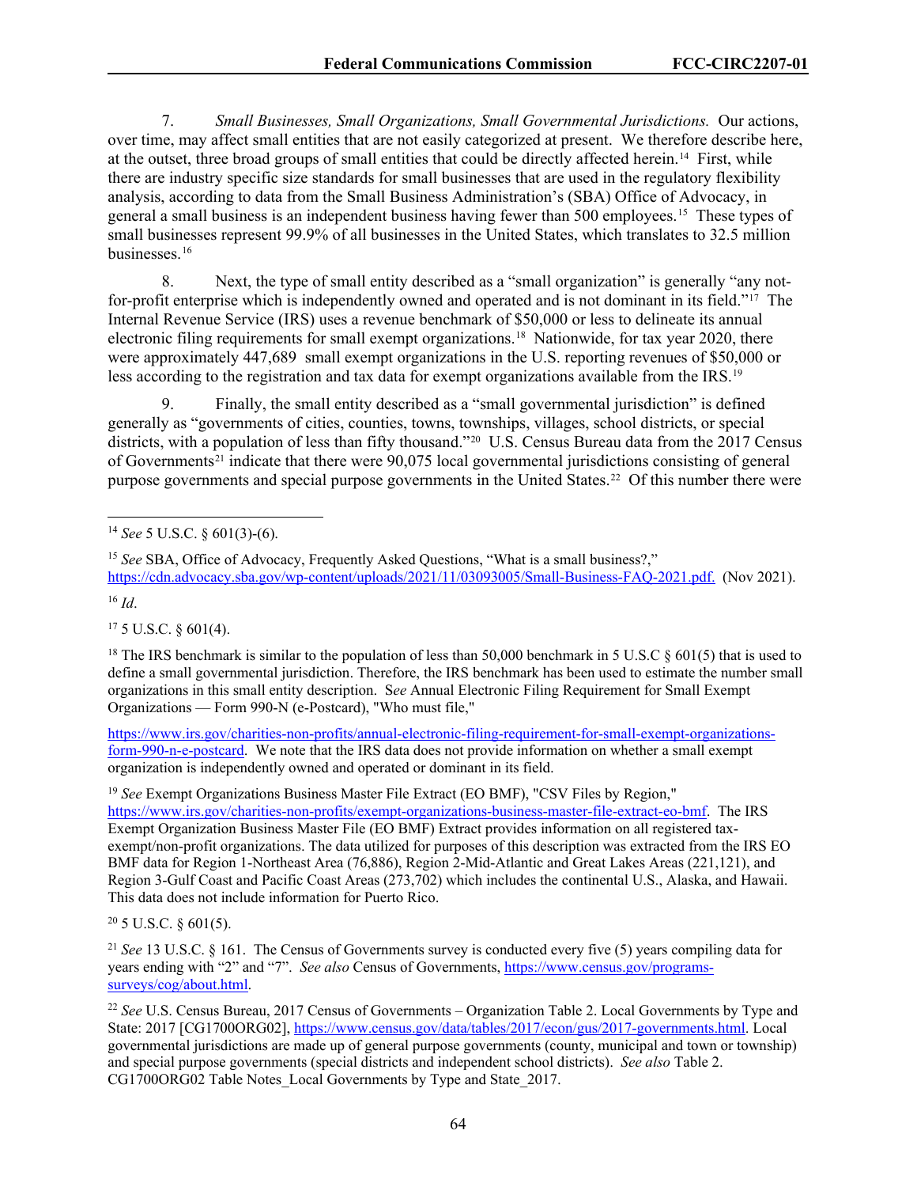7. *Small Businesses, Small Organizations, Small Governmental Jurisdictions.* Our actions, over time, may affect small entities that are not easily categorized at present. We therefore describe here, at the outset, three broad groups of small entities that could be directly affected herein.[14] First, while there are industry specific size standards for small businesses that are used in the regulatory flexibility analysis, according to data from the Small Business Administration's (SBA) Office of Advocacy, in general a small business is an independent business having fewer than 500 employees.[15] These types of small businesses represent 99.9% of all businesses in the United States, which translates to 32.5 million businesses.[16]

8. Next, the type of small entity described as a "small organization" is generally "any not-for-profit enterprise which is independently owned and operated and is not dominant in its field."[17] The Internal Revenue Service (IRS) uses a revenue benchmark of $50,000 or less to delineate its annual electronic filing requirements for small exempt organizations.[18] Nationwide, for tax year 2020, there were approximately 447,689 small exempt organizations in the U.S. reporting revenues of $50,000 or less according to the registration and tax data for exempt organizations available from the IRS.[19]

9. Finally, the small entity described as a "small governmental jurisdiction" is defined generally as "governments of cities, counties, towns, townships, villages, school districts, or special districts, with a population of less than fifty thousand."[20] U.S. Census Bureau data from the 2017 Census of Governments[21] indicate that there were 90,075 local governmental jurisdictions consisting of general purpose governments and special purpose governments in the United States.[22] Of this number there were

---

[14] *See* 5 U.S.C. § 601(3)-(6).

[15] *See* SBA, Office of Advocacy, Frequently Asked Questions, "What is a small business?," https://cdn.advocacy.sba.gov/wp-content/uploads/2021/11/03093005/Small-Business-FAQ-2021.pdf. (Nov 2021).

[16] *Id*.

[17] 5 U.S.C. § 601(4).

[18] The IRS benchmark is similar to the population of less than 50,000 benchmark in 5 U.S.C § 601(5) that is used to define a small governmental jurisdiction. Therefore, the IRS benchmark has been used to estimate the number small organizations in this small entity description. S*ee* Annual Electronic Filing Requirement for Small Exempt Organizations — Form 990-N (e-Postcard), "Who must file,"

https://www.irs.gov/charities-non-profits/annual-electronic-filing-requirement-for-small-exempt-organizations-form-990-n-e-postcard. We note that the IRS data does not provide information on whether a small exempt organization is independently owned and operated or dominant in its field.

[19] *See* Exempt Organizations Business Master File Extract (EO BMF), "CSV Files by Region," https://www.irs.gov/charities-non-profits/exempt-organizations-business-master-file-extract-eo-bmf. The IRS Exempt Organization Business Master File (EO BMF) Extract provides information on all registered tax-exempt/non-profit organizations. The data utilized for purposes of this description was extracted from the IRS EO BMF data for Region 1-Northeast Area (76,886), Region 2-Mid-Atlantic and Great Lakes Areas (221,121), and Region 3-Gulf Coast and Pacific Coast Areas (273,702) which includes the continental U.S., Alaska, and Hawaii. This data does not include information for Puerto Rico.

[20] 5 U.S.C. § 601(5).

[21] *See* 13 U.S.C. § 161. The Census of Governments survey is conducted every five (5) years compiling data for years ending with "2" and "7". *See also* Census of Governments, https://www.census.gov/programs-surveys/cog/about.html.

[22] *See* U.S. Census Bureau, 2017 Census of Governments – Organization Table 2. Local Governments by Type and State: 2017 [CG1700ORG02], https://www.census.gov/data/tables/2017/econ/gus/2017-governments.html. Local governmental jurisdictions are made up of general purpose governments (county, municipal and town or township) and special purpose governments (special districts and independent school districts). *See also* Table 2. CG1700ORG02 Table Notes_Local Governments by Type and State_2017.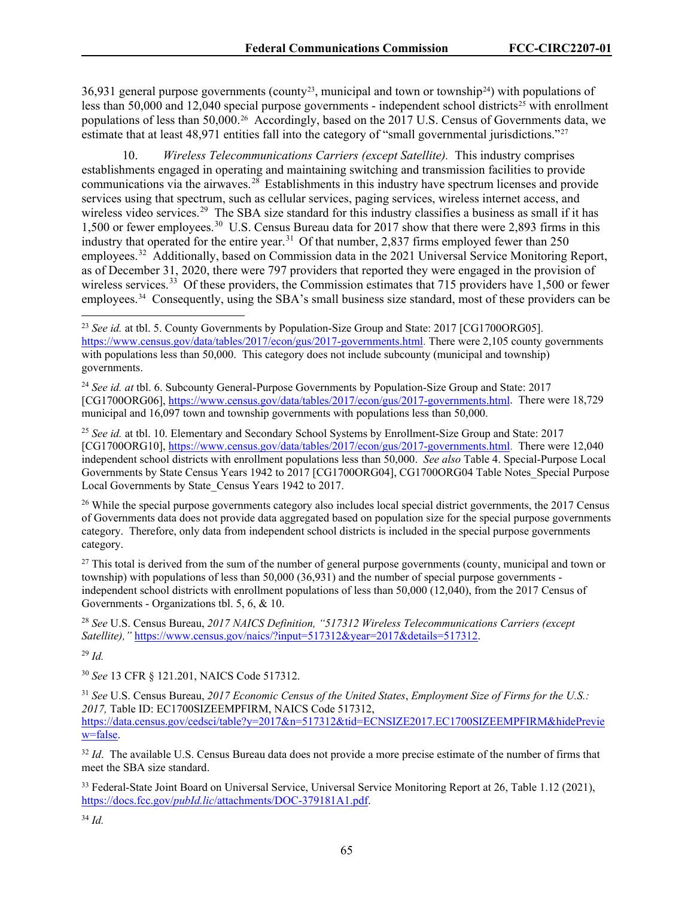36,931 general purpose governments (county[23], municipal and town or township[24]) with populations of less than 50,000 and 12,040 special purpose governments - independent school districts[25] with enrollment populations of less than 50,000.[26] Accordingly, based on the 2017 U.S. Census of Governments data, we estimate that at least 48,971 entities fall into the category of "small governmental jurisdictions."[27]

10. *Wireless Telecommunications Carriers (except Satellite).* This industry comprises establishments engaged in operating and maintaining switching and transmission facilities to provide communications via the airwaves.[28] Establishments in this industry have spectrum licenses and provide services using that spectrum, such as cellular services, paging services, wireless internet access, and wireless video services.[29] The SBA size standard for this industry classifies a business as small if it has 1,500 or fewer employees.[30] U.S. Census Bureau data for 2017 show that there were 2,893 firms in this industry that operated for the entire year.[31] Of that number, 2,837 firms employed fewer than 250 employees.[32] Additionally, based on Commission data in the 2021 Universal Service Monitoring Report, as of December 31, 2020, there were 797 providers that reported they were engaged in the provision of wireless services.[33] Of these providers, the Commission estimates that 715 providers have 1,500 or fewer employees.[34] Consequently, using the SBA's small business size standard, most of these providers can be

---

[23] *See id.* at tbl. 5. County Governments by Population-Size Group and State: 2017 [CG1700ORG05]. https://www.census.gov/data/tables/2017/econ/gus/2017-governments.html. There were 2,105 county governments with populations less than 50,000. This category does not include subcounty (municipal and township) governments.

[24] *See id. at* tbl. 6. Subcounty General-Purpose Governments by Population-Size Group and State: 2017 [CG1700ORG06], https://www.census.gov/data/tables/2017/econ/gus/2017-governments.html. There were 18,729 municipal and 16,097 town and township governments with populations less than 50,000.

[25] *See id.* at tbl. 10. Elementary and Secondary School Systems by Enrollment-Size Group and State: 2017 [CG1700ORG10], https://www.census.gov/data/tables/2017/econ/gus/2017-governments.html. There were 12,040 independent school districts with enrollment populations less than 50,000. *See also* Table 4. Special-Purpose Local Governments by State Census Years 1942 to 2017 [CG1700ORG04], CG1700ORG04 Table Notes_Special Purpose Local Governments by State_Census Years 1942 to 2017.

[26] While the special purpose governments category also includes local special district governments, the 2017 Census of Governments data does not provide data aggregated based on population size for the special purpose governments category. Therefore, only data from independent school districts is included in the special purpose governments category.

[27] This total is derived from the sum of the number of general purpose governments (county, municipal and town or township) with populations of less than 50,000 (36,931) and the number of special purpose governments - independent school districts with enrollment populations of less than 50,000 (12,040), from the 2017 Census of Governments - Organizations tbl. 5, 6, & 10.

[28] *See* U.S. Census Bureau, *2017 NAICS Definition, "517312 Wireless Telecommunications Carriers (except Satellite),"* https://www.census.gov/naics/?input=517312&year=2017&details=517312.

[29] *Id.*

[30] *See* 13 CFR § 121.201, NAICS Code 517312.

[31] *See* U.S. Census Bureau, *2017 Economic Census of the United States*, *Employment Size of Firms for the U.S.: 2017,* Table ID: EC1700SIZEEMPFIRM, NAICS Code 517312, https://data.census.gov/cedsci/table?y=2017&n=517312&tid=ECNSIZE2017.EC1700SIZEEMPFIRM&hidePreview=false.

[32] *Id*. The available U.S. Census Bureau data does not provide a more precise estimate of the number of firms that meet the SBA size standard.

[33] Federal-State Joint Board on Universal Service, Universal Service Monitoring Report at 26, Table 1.12 (2021), https://docs.fcc.gov/*publd.lic*/attachments/DOC-379181A1.pdf.

[34] *Id.*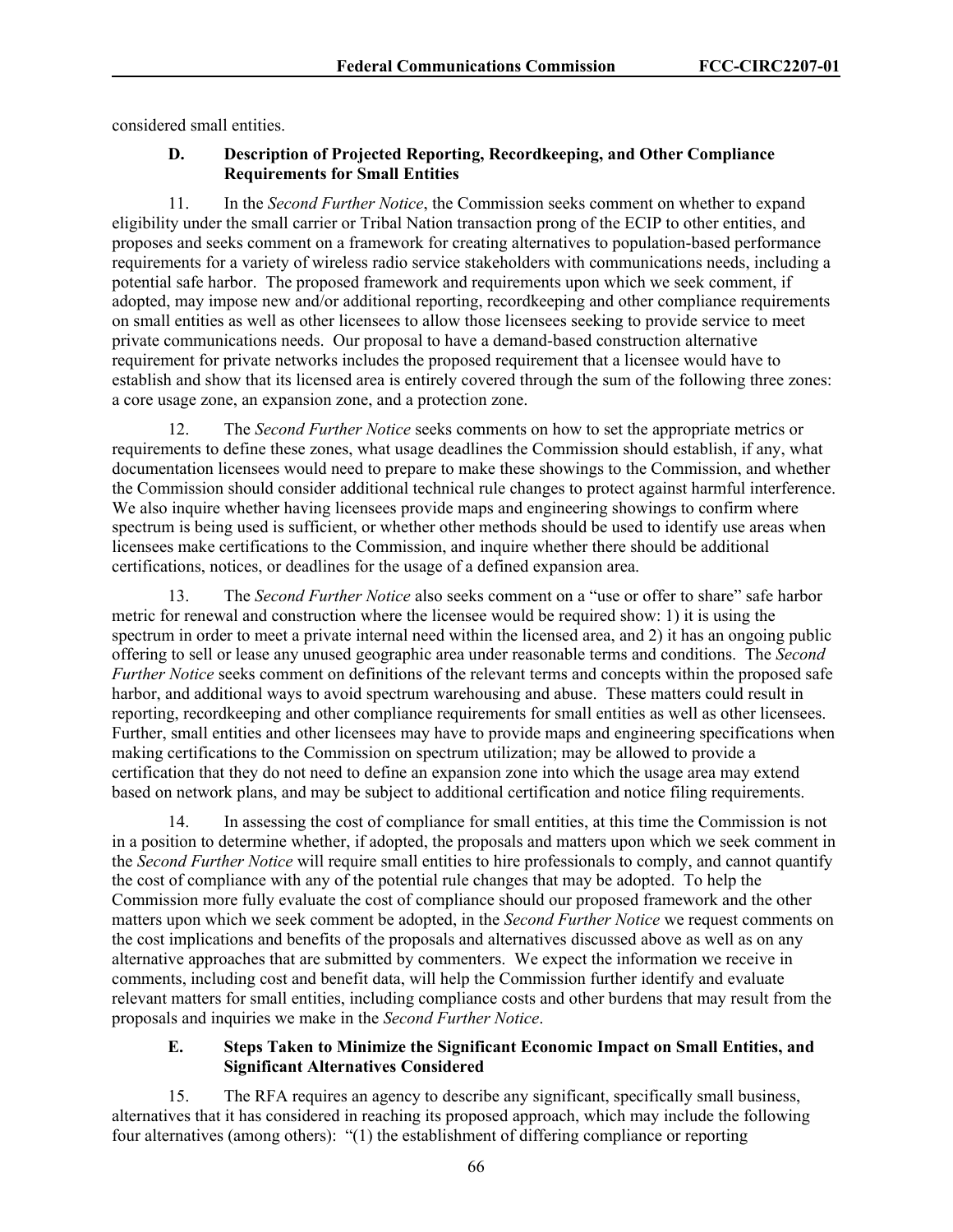considered small entities.

### D. Description of Projected Reporting, Recordkeeping, and Other Compliance Requirements for Small Entities

11. In the *Second Further Notice*, the Commission seeks comment on whether to expand eligibility under the small carrier or Tribal Nation transaction prong of the ECIP to other entities, and proposes and seeks comment on a framework for creating alternatives to population-based performance requirements for a variety of wireless radio service stakeholders with communications needs, including a potential safe harbor. The proposed framework and requirements upon which we seek comment, if adopted, may impose new and/or additional reporting, recordkeeping and other compliance requirements on small entities as well as other licensees to allow those licensees seeking to provide service to meet private communications needs. Our proposal to have a demand-based construction alternative requirement for private networks includes the proposed requirement that a licensee would have to establish and show that its licensed area is entirely covered through the sum of the following three zones: a core usage zone, an expansion zone, and a protection zone.

12. The *Second Further Notice* seeks comments on how to set the appropriate metrics or requirements to define these zones, what usage deadlines the Commission should establish, if any, what documentation licensees would need to prepare to make these showings to the Commission, and whether the Commission should consider additional technical rule changes to protect against harmful interference. We also inquire whether having licensees provide maps and engineering showings to confirm where spectrum is being used is sufficient, or whether other methods should be used to identify use areas when licensees make certifications to the Commission, and inquire whether there should be additional certifications, notices, or deadlines for the usage of a defined expansion area.

13. The *Second Further Notice* also seeks comment on a "use or offer to share" safe harbor metric for renewal and construction where the licensee would be required show: 1) it is using the spectrum in order to meet a private internal need within the licensed area, and 2) it has an ongoing public offering to sell or lease any unused geographic area under reasonable terms and conditions. The *Second Further Notice* seeks comment on definitions of the relevant terms and concepts within the proposed safe harbor, and additional ways to avoid spectrum warehousing and abuse. These matters could result in reporting, recordkeeping and other compliance requirements for small entities as well as other licensees. Further, small entities and other licensees may have to provide maps and engineering specifications when making certifications to the Commission on spectrum utilization; may be allowed to provide a certification that they do not need to define an expansion zone into which the usage area may extend based on network plans, and may be subject to additional certification and notice filing requirements.

14. In assessing the cost of compliance for small entities, at this time the Commission is not in a position to determine whether, if adopted, the proposals and matters upon which we seek comment in the *Second Further Notice* will require small entities to hire professionals to comply, and cannot quantify the cost of compliance with any of the potential rule changes that may be adopted. To help the Commission more fully evaluate the cost of compliance should our proposed framework and the other matters upon which we seek comment be adopted, in the *Second Further Notice* we request comments on the cost implications and benefits of the proposals and alternatives discussed above as well as on any alternative approaches that are submitted by commenters. We expect the information we receive in comments, including cost and benefit data, will help the Commission further identify and evaluate relevant matters for small entities, including compliance costs and other burdens that may result from the proposals and inquiries we make in the *Second Further Notice*.

### E. Steps Taken to Minimize the Significant Economic Impact on Small Entities, and Significant Alternatives Considered

15. The RFA requires an agency to describe any significant, specifically small business, alternatives that it has considered in reaching its proposed approach, which may include the following four alternatives (among others): "(1) the establishment of differing compliance or reporting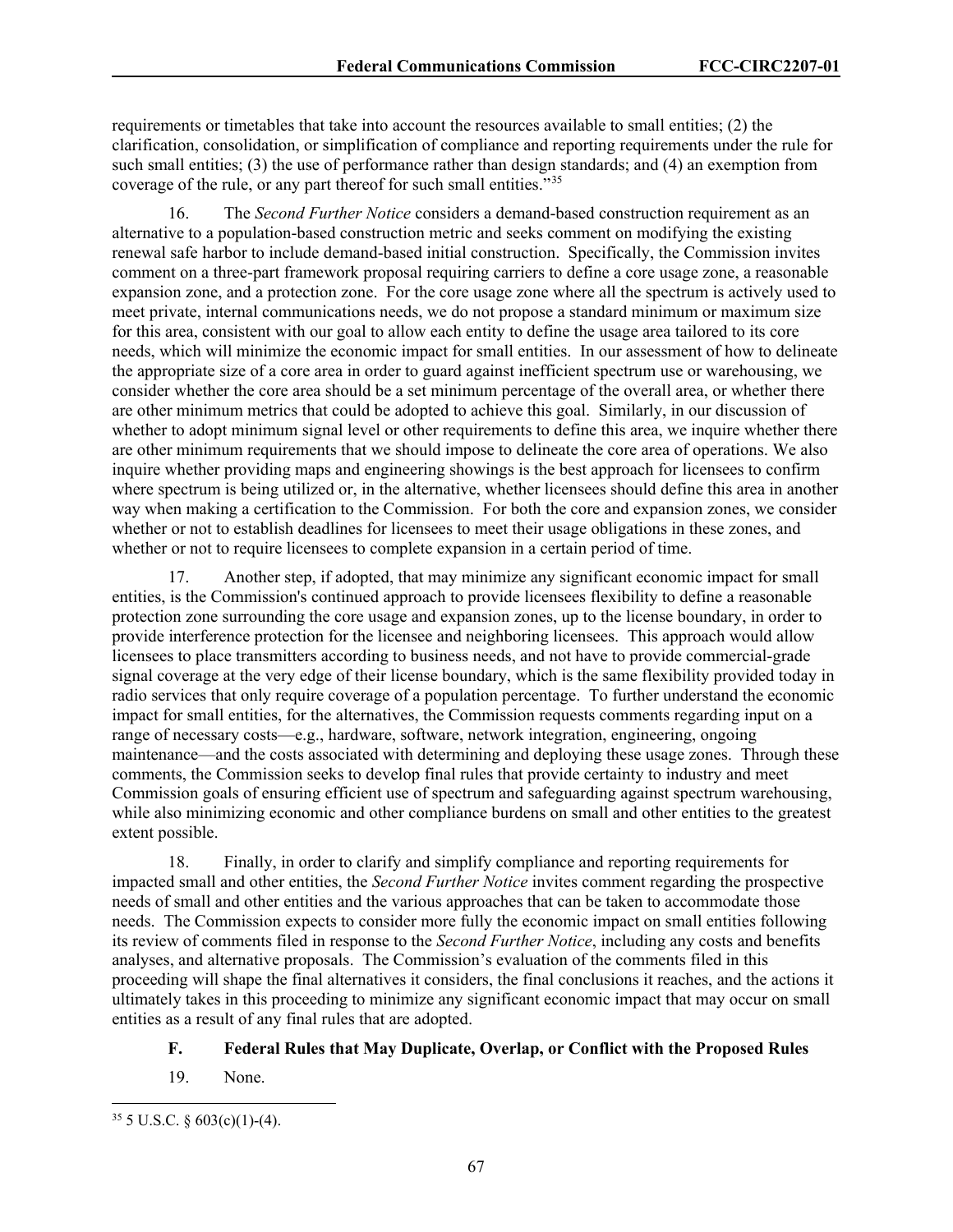requirements or timetables that take into account the resources available to small entities; (2) the clarification, consolidation, or simplification of compliance and reporting requirements under the rule for such small entities; (3) the use of performance rather than design standards; and (4) an exemption from coverage of the rule, or any part thereof for such small entities."[35]

16. The *Second Further Notice* considers a demand-based construction requirement as an alternative to a population-based construction metric and seeks comment on modifying the existing renewal safe harbor to include demand-based initial construction. Specifically, the Commission invites comment on a three-part framework proposal requiring carriers to define a core usage zone, a reasonable expansion zone, and a protection zone. For the core usage zone where all the spectrum is actively used to meet private, internal communications needs, we do not propose a standard minimum or maximum size for this area, consistent with our goal to allow each entity to define the usage area tailored to its core needs, which will minimize the economic impact for small entities. In our assessment of how to delineate the appropriate size of a core area in order to guard against inefficient spectrum use or warehousing, we consider whether the core area should be a set minimum percentage of the overall area, or whether there are other minimum metrics that could be adopted to achieve this goal. Similarly, in our discussion of whether to adopt minimum signal level or other requirements to define this area, we inquire whether there are other minimum requirements that we should impose to delineate the core area of operations. We also inquire whether providing maps and engineering showings is the best approach for licensees to confirm where spectrum is being utilized or, in the alternative, whether licensees should define this area in another way when making a certification to the Commission. For both the core and expansion zones, we consider whether or not to establish deadlines for licensees to meet their usage obligations in these zones, and whether or not to require licensees to complete expansion in a certain period of time.

17. Another step, if adopted, that may minimize any significant economic impact for small entities, is the Commission's continued approach to provide licensees flexibility to define a reasonable protection zone surrounding the core usage and expansion zones, up to the license boundary, in order to provide interference protection for the licensee and neighboring licensees. This approach would allow licensees to place transmitters according to business needs, and not have to provide commercial-grade signal coverage at the very edge of their license boundary, which is the same flexibility provided today in radio services that only require coverage of a population percentage. To further understand the economic impact for small entities, for the alternatives, the Commission requests comments regarding input on a range of necessary costs—e.g., hardware, software, network integration, engineering, ongoing maintenance—and the costs associated with determining and deploying these usage zones. Through these comments, the Commission seeks to develop final rules that provide certainty to industry and meet Commission goals of ensuring efficient use of spectrum and safeguarding against spectrum warehousing, while also minimizing economic and other compliance burdens on small and other entities to the greatest extent possible.

18. Finally, in order to clarify and simplify compliance and reporting requirements for impacted small and other entities, the *Second Further Notice* invites comment regarding the prospective needs of small and other entities and the various approaches that can be taken to accommodate those needs. The Commission expects to consider more fully the economic impact on small entities following its review of comments filed in response to the *Second Further Notice*, including any costs and benefits analyses, and alternative proposals. The Commission's evaluation of the comments filed in this proceeding will shape the final alternatives it considers, the final conclusions it reaches, and the actions it ultimately takes in this proceeding to minimize any significant economic impact that may occur on small entities as a result of any final rules that are adopted.

### F. Federal Rules that May Duplicate, Overlap, or Conflict with the Proposed Rules

19. None.

[35] 5 U.S.C. § 603(c)(1)-(4).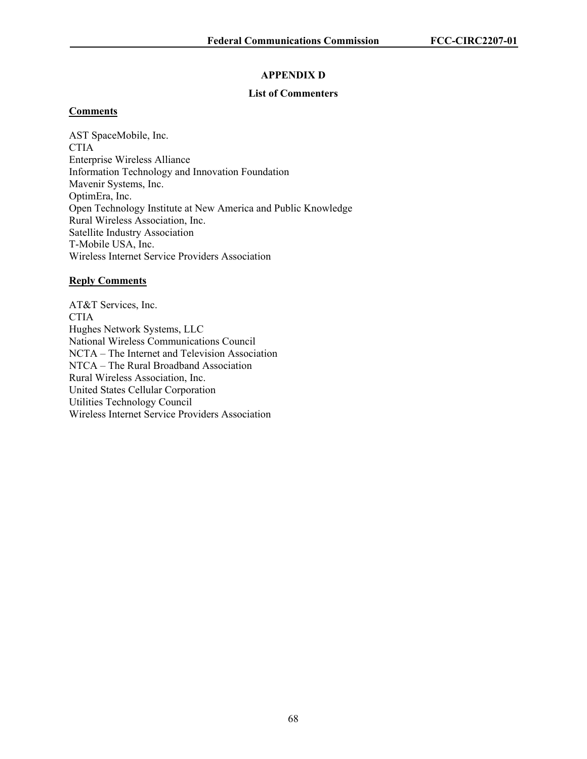## APPENDIX D

### List of Commenters

**Comments**

AST SpaceMobile, Inc.
CTIA
Enterprise Wireless Alliance
Information Technology and Innovation Foundation
Mavenir Systems, Inc.
OptimEra, Inc.
Open Technology Institute at New America and Public Knowledge
Rural Wireless Association, Inc.
Satellite Industry Association
T-Mobile USA, Inc.
Wireless Internet Service Providers Association

**Reply Comments**

AT&T Services, Inc.
CTIA
Hughes Network Systems, LLC
National Wireless Communications Council
NCTA – The Internet and Television Association
NTCA – The Rural Broadband Association
Rural Wireless Association, Inc.
United States Cellular Corporation
Utilities Technology Council
Wireless Internet Service Providers Association